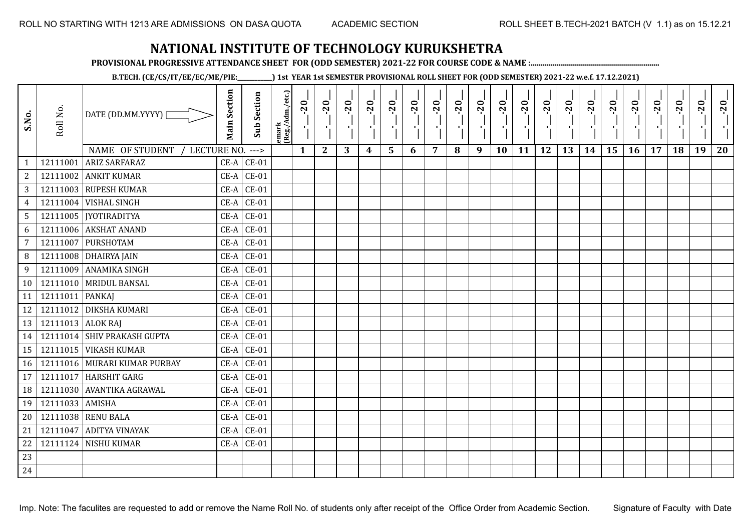ROLL NO STARTING WITH 1213 ARE ADMISSIONS ON DASA QUOTA　　ACADEMIC SECTION　　ROLL SHEET B.TECH-2021 BATCH (V 1.1) as on 15.12.21

# NATIONAL INSTITUTE OF TECHNOLOGY KURUKSHETRA

**PROVISIONAL PROGRESSIVE ATTENDANCE SHEET FOR (ODD SEMESTER) 2021-22 FOR COURSE CODE & NAME :..............................................................**

**B.TECH. (CE/CS/IT/EE/EC/ME/PIE:__________) 1st YEAR 1st SEMESTER PROVISIONAL ROLL SHEET FOR (ODD SEMESTER) 2021-22 w.e.f. 17.12.2021)**

| S.No. | Roll No. | DATE (DD.MM.YYYY) | Main Section | Sub Section | emark (Reg./Adm./etc.) | _-_-20_ | _-_-20_ | _-_-20_ | _-_-20_ | _-_-20_ | _-_-20_ | _-_-20_ | _-_-20_ | _-_-20_ | _-_-20_ | _-_-20_ | _-_-20_ | _-_-20_ | _-_-20_ | _-_-20_ | _-_-20_ | _-_-20_ | _-_-20_ | _-_-20_ | _-_-20_ |
|---|---|---|---|---|---|---|---|---|---|---|---|---|---|---|---|---|---|---|---|---|---|---|---|---|---|
| | | NAME OF STUDENT / LECTURE NO. ---> | | | | 1 | 2 | 3 | 4 | 5 | 6 | 7 | 8 | 9 | 10 | 11 | 12 | 13 | 14 | 15 | 16 | 17 | 18 | 19 | 20 |
| 1 | 12111001 | ARIZ SARFARAZ | CE-A | CE-01 | | | | | | | | | | | | | | | | | | | | | |
| 2 | 12111002 | ANKIT KUMAR | CE-A | CE-01 | | | | | | | | | | | | | | | | | | | | | |
| 3 | 12111003 | RUPESH KUMAR | CE-A | CE-01 | | | | | | | | | | | | | | | | | | | | | |
| 4 | 12111004 | VISHAL SINGH | CE-A | CE-01 | | | | | | | | | | | | | | | | | | | | | |
| 5 | 12111005 | JYOTIRADITYA | CE-A | CE-01 | | | | | | | | | | | | | | | | | | | | | |
| 6 | 12111006 | AKSHAT ANAND | CE-A | CE-01 | | | | | | | | | | | | | | | | | | | | | |
| 7 | 12111007 | PURSHOTAM | CE-A | CE-01 | | | | | | | | | | | | | | | | | | | | | |
| 8 | 12111008 | DHAIRYA JAIN | CE-A | CE-01 | | | | | | | | | | | | | | | | | | | | | |
| 9 | 12111009 | ANAMIKA SINGH | CE-A | CE-01 | | | | | | | | | | | | | | | | | | | | | |
| 10 | 12111010 | MRIDUL BANSAL | CE-A | CE-01 | | | | | | | | | | | | | | | | | | | | | |
| 11 | 12111011 | PANKAJ | CE-A | CE-01 | | | | | | | | | | | | | | | | | | | | | |
| 12 | 12111012 | DIKSHA KUMARI | CE-A | CE-01 | | | | | | | | | | | | | | | | | | | | | |
| 13 | 12111013 | ALOK RAJ | CE-A | CE-01 | | | | | | | | | | | | | | | | | | | | | |
| 14 | 12111014 | SHIV PRAKASH GUPTA | CE-A | CE-01 | | | | | | | | | | | | | | | | | | | | | |
| 15 | 12111015 | VIKASH KUMAR | CE-A | CE-01 | | | | | | | | | | | | | | | | | | | | | |
| 16 | 12111016 | MURARI KUMAR PURBAY | CE-A | CE-01 | | | | | | | | | | | | | | | | | | | | | |
| 17 | 12111017 | HARSHIT GARG | CE-A | CE-01 | | | | | | | | | | | | | | | | | | | | | |
| 18 | 12111030 | AVANTIKA AGRAWAL | CE-A | CE-01 | | | | | | | | | | | | | | | | | | | | | |
| 19 | 12111033 | AMISHA | CE-A | CE-01 | | | | | | | | | | | | | | | | | | | | | |
| 20 | 12111038 | RENU BALA | CE-A | CE-01 | | | | | | | | | | | | | | | | | | | | | |
| 21 | 12111047 | ADITYA VINAYAK | CE-A | CE-01 | | | | | | | | | | | | | | | | | | | | | |
| 22 | 12111124 | NISHU KUMAR | CE-A | CE-01 | | | | | | | | | | | | | | | | | | | | | |
| 23 | | | | | | | | | | | | | | | | | | | | | | | | | |
| 24 | | | | | | | | | | | | | | | | | | | | | | | | | |

Imp. Note: The faculites are requested to add or remove the Name Roll No. of students only after receipt of the Office Order from Academic Section.　　Signature of Faculty with Date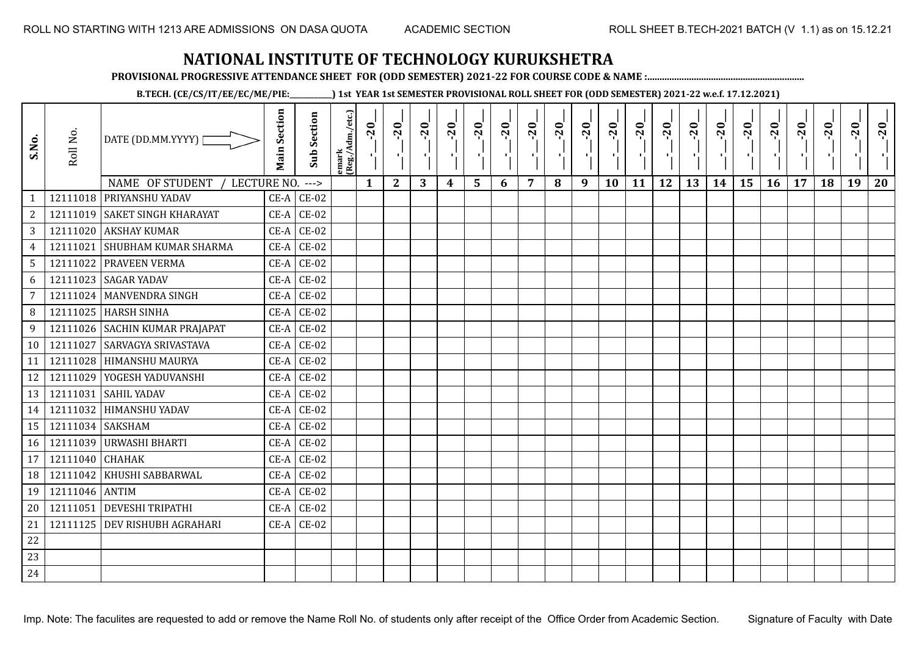ROLL NO STARTING WITH 1213 ARE ADMISSIONS ON DASA QUOTA ACADEMIC SECTION ROLL SHEET B.TECH-2021 BATCH (V 1.1) as on 15.12.21

# NATIONAL INSTITUTE OF TECHNOLOGY KURUKSHETRA

**PROVISIONAL PROGRESSIVE ATTENDANCE SHEET FOR (ODD SEMESTER) 2021-22 FOR COURSE CODE & NAME :..............................................................**

**B.TECH. (CE/CS/IT/EE/EC/ME/PIE:__________) 1st YEAR 1st SEMESTER PROVISIONAL ROLL SHEET FOR (ODD SEMESTER) 2021-22 w.e.f. 17.12.2021)**

| S.No. | Roll No. | DATE (DD.MM.YYYY) | Main Section | Sub Section | emark (Reg./Adm./etc.) | __-__-20__ | __-__-20__ | __-__-20__ | __-__-20__ | __-__-20__ | __-__-20__ | __-__-20__ | __-__-20__ | __-__-20__ | __-__-20__ | __-__-20__ | __-__-20__ | __-__-20__ | __-__-20__ | __-__-20__ | __-__-20__ | __-__-20__ | __-__-20__ | __-__-20__ | __-__-20__ |
|---|---|---|---|---|---|---|---|---|---|---|---|---|---|---|---|---|---|---|---|---|---|---|---|---|---|
| | | NAME OF STUDENT / LECTURE NO. ---> | | | | 1 | 2 | 3 | 4 | 5 | 6 | 7 | 8 | 9 | 10 | 11 | 12 | 13 | 14 | 15 | 16 | 17 | 18 | 19 | 20 |
| 1 | 12111018 | PRIYANSHU YADAV | CE-A | CE-02 | | | | | | | | | | | | | | | | | | | | | |
| 2 | 12111019 | SAKET SINGH KHARAYAT | CE-A | CE-02 | | | | | | | | | | | | | | | | | | | | | |
| 3 | 12111020 | AKSHAY KUMAR | CE-A | CE-02 | | | | | | | | | | | | | | | | | | | | | |
| 4 | 12111021 | SHUBHAM KUMAR SHARMA | CE-A | CE-02 | | | | | | | | | | | | | | | | | | | | | |
| 5 | 12111022 | PRAVEEN VERMA | CE-A | CE-02 | | | | | | | | | | | | | | | | | | | | | |
| 6 | 12111023 | SAGAR YADAV | CE-A | CE-02 | | | | | | | | | | | | | | | | | | | | | |
| 7 | 12111024 | MANVENDRA SINGH | CE-A | CE-02 | | | | | | | | | | | | | | | | | | | | | |
| 8 | 12111025 | HARSH SINHA | CE-A | CE-02 | | | | | | | | | | | | | | | | | | | | | |
| 9 | 12111026 | SACHIN KUMAR PRAJAPAT | CE-A | CE-02 | | | | | | | | | | | | | | | | | | | | | |
| 10 | 12111027 | SARVAGYA SRIVASTAVA | CE-A | CE-02 | | | | | | | | | | | | | | | | | | | | | |
| 11 | 12111028 | HIMANSHU MAURYA | CE-A | CE-02 | | | | | | | | | | | | | | | | | | | | | |
| 12 | 12111029 | YOGESH YADUVANSHI | CE-A | CE-02 | | | | | | | | | | | | | | | | | | | | | |
| 13 | 12111031 | SAHIL YADAV | CE-A | CE-02 | | | | | | | | | | | | | | | | | | | | | |
| 14 | 12111032 | HIMANSHU YADAV | CE-A | CE-02 | | | | | | | | | | | | | | | | | | | | | |
| 15 | 12111034 | SAKSHAM | CE-A | CE-02 | | | | | | | | | | | | | | | | | | | | | |
| 16 | 12111039 | URWASHI BHARTI | CE-A | CE-02 | | | | | | | | | | | | | | | | | | | | | |
| 17 | 12111040 | CHAHAK | CE-A | CE-02 | | | | | | | | | | | | | | | | | | | | | |
| 18 | 12111042 | KHUSHI SABBARWAL | CE-A | CE-02 | | | | | | | | | | | | | | | | | | | | | |
| 19 | 12111046 | ANTIM | CE-A | CE-02 | | | | | | | | | | | | | | | | | | | | | |
| 20 | 12111051 | DEVESHI TRIPATHI | CE-A | CE-02 | | | | | | | | | | | | | | | | | | | | | |
| 21 | 12111125 | DEV RISHUBH AGRAHARI | CE-A | CE-02 | | | | | | | | | | | | | | | | | | | | | |
| 22 | | | | | | | | | | | | | | | | | | | | | | | | | |
| 23 | | | | | | | | | | | | | | | | | | | | | | | | | |
| 24 | | | | | | | | | | | | | | | | | | | | | | | | | |

Imp. Note: The faculites are requested to add or remove the Name Roll No. of students only after receipt of the Office Order from Academic Section. Signature of Faculty with Date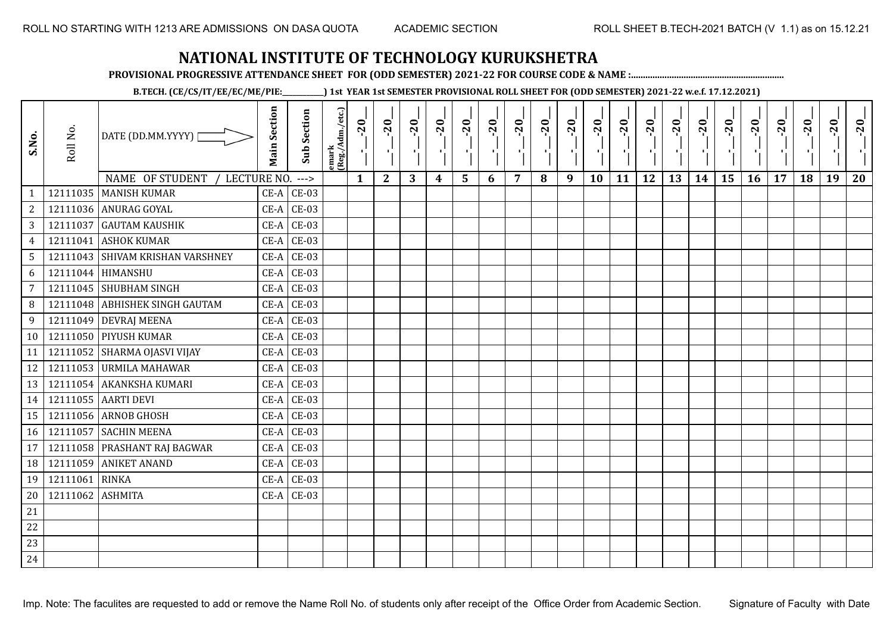ROLL NO STARTING WITH 1213 ARE ADMISSIONS ON DASA QUOTA ACADEMIC SECTION ROLL SHEET B.TECH-2021 BATCH (V 1.1) as on 15.12.21

# NATIONAL INSTITUTE OF TECHNOLOGY KURUKSHETRA

**PROVISIONAL PROGRESSIVE ATTENDANCE SHEET FOR (ODD SEMESTER) 2021-22 FOR COURSE CODE & NAME :..............................................................**

**B.TECH. (CE/CS/IT/EE/EC/ME/PIE:__________) 1st YEAR 1st SEMESTER PROVISIONAL ROLL SHEET FOR (ODD SEMESTER) 2021-22 w.e.f. 17.12.2021)**

| S.No. | Roll No. | DATE (DD.MM.YYYY) | Main Section | Sub Section | emark (Reg./Adm./etc.) | _-_-20_ | _-_-20_ | _-_-20_ | _-_-20_ | _-_-20_ | _-_-20_ | _-_-20_ | _-_-20_ | _-_-20_ | _-_-20_ | _-_-20_ | _-_-20_ | _-_-20_ | _-_-20_ | _-_-20_ | _-_-20_ | _-_-20_ | _-_-20_ | _-_-20_ | _-_-20_ |
|---|---|---|---|---|---|---|---|---|---|---|---|---|---|---|---|---|---|---|---|---|---|---|---|---|---|
| | | NAME OF STUDENT / LECTURE NO. ---> | | | | 1 | 2 | 3 | 4 | 5 | 6 | 7 | 8 | 9 | 10 | 11 | 12 | 13 | 14 | 15 | 16 | 17 | 18 | 19 | 20 |
| 1 | 12111035 | MANISH KUMAR | CE-A | CE-03 | | | | | | | | | | | | | | | | | | | | | |
| 2 | 12111036 | ANURAG GOYAL | CE-A | CE-03 | | | | | | | | | | | | | | | | | | | | | |
| 3 | 12111037 | GAUTAM KAUSHIK | CE-A | CE-03 | | | | | | | | | | | | | | | | | | | | | |
| 4 | 12111041 | ASHOK KUMAR | CE-A | CE-03 | | | | | | | | | | | | | | | | | | | | | |
| 5 | 12111043 | SHIVAM KRISHAN VARSHNEY | CE-A | CE-03 | | | | | | | | | | | | | | | | | | | | | |
| 6 | 12111044 | HIMANSHU | CE-A | CE-03 | | | | | | | | | | | | | | | | | | | | | |
| 7 | 12111045 | SHUBHAM SINGH | CE-A | CE-03 | | | | | | | | | | | | | | | | | | | | | |
| 8 | 12111048 | ABHISHEK SINGH GAUTAM | CE-A | CE-03 | | | | | | | | | | | | | | | | | | | | | |
| 9 | 12111049 | DEVRAJ MEENA | CE-A | CE-03 | | | | | | | | | | | | | | | | | | | | | |
| 10 | 12111050 | PIYUSH KUMAR | CE-A | CE-03 | | | | | | | | | | | | | | | | | | | | | |
| 11 | 12111052 | SHARMA OJASVI VIJAY | CE-A | CE-03 | | | | | | | | | | | | | | | | | | | | | |
| 12 | 12111053 | URMILA MAHAWAR | CE-A | CE-03 | | | | | | | | | | | | | | | | | | | | | |
| 13 | 12111054 | AKANKSHA KUMARI | CE-A | CE-03 | | | | | | | | | | | | | | | | | | | | | |
| 14 | 12111055 | AARTI DEVI | CE-A | CE-03 | | | | | | | | | | | | | | | | | | | | | |
| 15 | 12111056 | ARNOB GHOSH | CE-A | CE-03 | | | | | | | | | | | | | | | | | | | | | |
| 16 | 12111057 | SACHIN MEENA | CE-A | CE-03 | | | | | | | | | | | | | | | | | | | | | |
| 17 | 12111058 | PRASHANT RAJ BAGWAR | CE-A | CE-03 | | | | | | | | | | | | | | | | | | | | | |
| 18 | 12111059 | ANIKET ANAND | CE-A | CE-03 | | | | | | | | | | | | | | | | | | | | | |
| 19 | 12111061 | RINKA | CE-A | CE-03 | | | | | | | | | | | | | | | | | | | | | |
| 20 | 12111062 | ASHMITA | CE-A | CE-03 | | | | | | | | | | | | | | | | | | | | | |
| 21 | | | | | | | | | | | | | | | | | | | | | | | | | |
| 22 | | | | | | | | | | | | | | | | | | | | | | | | | |
| 23 | | | | | | | | | | | | | | | | | | | | | | | | | |
| 24 | | | | | | | | | | | | | | | | | | | | | | | | | |

Imp. Note: The faculites are requested to add or remove the Name Roll No. of students only after receipt of the Office Order from Academic Section. Signature of Faculty with Date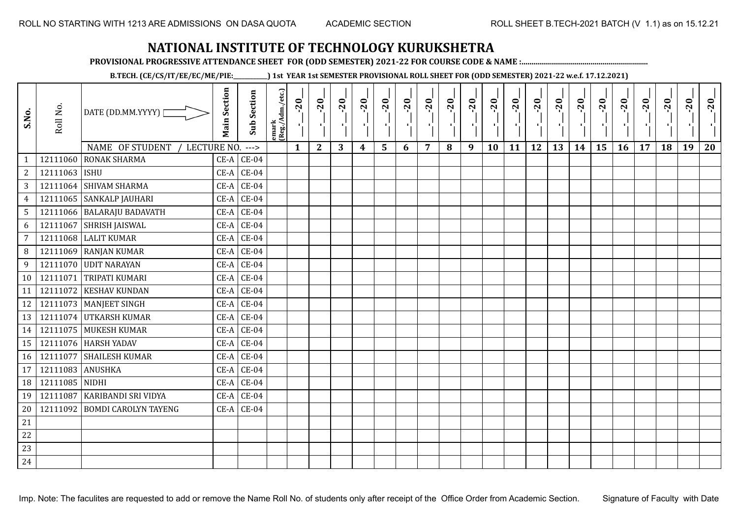ROLL NO STARTING WITH 1213 ARE ADMISSIONS ON DASA QUOTA ACADEMIC SECTION ROLL SHEET B.TECH-2021 BATCH (V 1.1) as on 15.12.21

# NATIONAL INSTITUTE OF TECHNOLOGY KURUKSHETRA

**PROVISIONAL PROGRESSIVE ATTENDANCE SHEET FOR (ODD SEMESTER) 2021-22 FOR COURSE CODE & NAME :...............................................................**

**B.TECH. (CE/CS/IT/EE/EC/ME/PIE:__________) 1st YEAR 1st SEMESTER PROVISIONAL ROLL SHEET FOR (ODD SEMESTER) 2021-22 w.e.f. 17.12.2021)**

| S.No. | Roll No. | DATE (DD.MM.YYYY) | Main Section | Sub Section | emark (Reg./Adm./etc.) | __-__-20__ | __-__-20__ | __-__-20__ | __-__-20__ | __-__-20__ | __-__-20__ | __-__-20__ | __-__-20__ | __-__-20__ | __-__-20__ | __-__-20__ | __-__-20__ | __-__-20__ | __-__-20__ | __-__-20__ | __-__-20__ | __-__-20__ | __-__-20__ | __-__-20__ | __-__-20__ |
|---|---|---|---|---|---|---|---|---|---|---|---|---|---|---|---|---|---|---|---|---|---|---|---|---|---|
| | | NAME OF STUDENT / LECTURE NO. ---> | | | | 1 | 2 | 3 | 4 | 5 | 6 | 7 | 8 | 9 | 10 | 11 | 12 | 13 | 14 | 15 | 16 | 17 | 18 | 19 | 20 |
| 1 | 12111060 | RONAK SHARMA | CE-A | CE-04 | | | | | | | | | | | | | | | | | | | | | |
| 2 | 12111063 | ISHU | CE-A | CE-04 | | | | | | | | | | | | | | | | | | | | | |
| 3 | 12111064 | SHIVAM SHARMA | CE-A | CE-04 | | | | | | | | | | | | | | | | | | | | | |
| 4 | 12111065 | SANKALP JAUHARI | CE-A | CE-04 | | | | | | | | | | | | | | | | | | | | | |
| 5 | 12111066 | BALARAJU BADAVATH | CE-A | CE-04 | | | | | | | | | | | | | | | | | | | | | |
| 6 | 12111067 | SHRISH JAISWAL | CE-A | CE-04 | | | | | | | | | | | | | | | | | | | | | |
| 7 | 12111068 | LALIT KUMAR | CE-A | CE-04 | | | | | | | | | | | | | | | | | | | | | |
| 8 | 12111069 | RANJAN KUMAR | CE-A | CE-04 | | | | | | | | | | | | | | | | | | | | | |
| 9 | 12111070 | UDIT NARAYAN | CE-A | CE-04 | | | | | | | | | | | | | | | | | | | | | |
| 10 | 12111071 | TRIPATI KUMARI | CE-A | CE-04 | | | | | | | | | | | | | | | | | | | | | |
| 11 | 12111072 | KESHAV KUNDAN | CE-A | CE-04 | | | | | | | | | | | | | | | | | | | | | |
| 12 | 12111073 | MANJEET SINGH | CE-A | CE-04 | | | | | | | | | | | | | | | | | | | | | |
| 13 | 12111074 | UTKARSH KUMAR | CE-A | CE-04 | | | | | | | | | | | | | | | | | | | | | |
| 14 | 12111075 | MUKESH KUMAR | CE-A | CE-04 | | | | | | | | | | | | | | | | | | | | | |
| 15 | 12111076 | HARSH YADAV | CE-A | CE-04 | | | | | | | | | | | | | | | | | | | | | |
| 16 | 12111077 | SHAILESH KUMAR | CE-A | CE-04 | | | | | | | | | | | | | | | | | | | | | |
| 17 | 12111083 | ANUSHKA | CE-A | CE-04 | | | | | | | | | | | | | | | | | | | | | |
| 18 | 12111085 | NIDHI | CE-A | CE-04 | | | | | | | | | | | | | | | | | | | | | |
| 19 | 12111087 | KARIBANDI SRI VIDYA | CE-A | CE-04 | | | | | | | | | | | | | | | | | | | | | |
| 20 | 12111092 | BOMDI CAROLYN TAYENG | CE-A | CE-04 | | | | | | | | | | | | | | | | | | | | | |
| 21 | | | | | | | | | | | | | | | | | | | | | | | | | |
| 22 | | | | | | | | | | | | | | | | | | | | | | | | | |
| 23 | | | | | | | | | | | | | | | | | | | | | | | | | |
| 24 | | | | | | | | | | | | | | | | | | | | | | | | | |

Imp. Note: The faculites are requested to add or remove the Name Roll No. of students only after receipt of the Office Order from Academic Section. Signature of Faculty with Date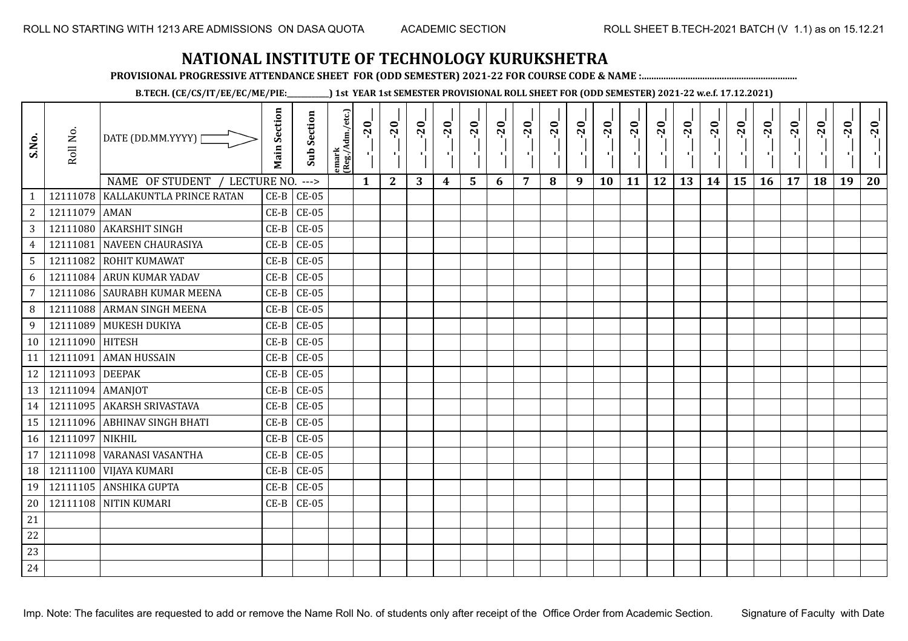ROLL NO STARTING WITH 1213 ARE ADMISSIONS ON DASA QUOTA ACADEMIC SECTION ROLL SHEET B.TECH-2021 BATCH (V 1.1) as on 15.12.21

# NATIONAL INSTITUTE OF TECHNOLOGY KURUKSHETRA

**PROVISIONAL PROGRESSIVE ATTENDANCE SHEET FOR (ODD SEMESTER) 2021-22 FOR COURSE CODE & NAME :..............................................................**

**B.TECH. (CE/CS/IT/EE/EC/ME/PIE:__________) 1st YEAR 1st SEMESTER PROVISIONAL ROLL SHEET FOR (ODD SEMESTER) 2021-22 w.e.f. 17.12.2021)**

| S.No. | Roll No. | DATE (DD.MM.YYYY) | Main Section | Sub Section | emark (Reg./Adm./etc.) | _-_-20_ | _-_-20_ | _-_-20_ | _-_-20_ | _-_-20_ | _-_-20_ | _-_-20_ | _-_-20_ | _-_-20_ | _-_-20_ | _-_-20_ | _-_-20_ | _-_-20_ | _-_-20_ | _-_-20_ | _-_-20_ | _-_-20_ | _-_-20_ | _-_-20_ | _-_-20_ |
|---|---|---|---|---|---|---|---|---|---|---|---|---|---|---|---|---|---|---|---|---|---|---|---|---|---|
| | | NAME OF STUDENT / LECTURE NO. ---> | | | | 1 | 2 | 3 | 4 | 5 | 6 | 7 | 8 | 9 | 10 | 11 | 12 | 13 | 14 | 15 | 16 | 17 | 18 | 19 | 20 |
| 1 | 12111078 | KALLAKUNTLA PRINCE RATAN | CE-B | CE-05 | | | | | | | | | | | | | | | | | | | | | |
| 2 | 12111079 | AMAN | CE-B | CE-05 | | | | | | | | | | | | | | | | | | | | | |
| 3 | 12111080 | AKARSHIT SINGH | CE-B | CE-05 | | | | | | | | | | | | | | | | | | | | | |
| 4 | 12111081 | NAVEEN CHAURASIYA | CE-B | CE-05 | | | | | | | | | | | | | | | | | | | | | |
| 5 | 12111082 | ROHIT KUMAWAT | CE-B | CE-05 | | | | | | | | | | | | | | | | | | | | | |
| 6 | 12111084 | ARUN KUMAR YADAV | CE-B | CE-05 | | | | | | | | | | | | | | | | | | | | | |
| 7 | 12111086 | SAURABH KUMAR MEENA | CE-B | CE-05 | | | | | | | | | | | | | | | | | | | | | |
| 8 | 12111088 | ARMAN SINGH MEENA | CE-B | CE-05 | | | | | | | | | | | | | | | | | | | | | |
| 9 | 12111089 | MUKESH DUKIYA | CE-B | CE-05 | | | | | | | | | | | | | | | | | | | | | |
| 10 | 12111090 | HITESH | CE-B | CE-05 | | | | | | | | | | | | | | | | | | | | | |
| 11 | 12111091 | AMAN HUSSAIN | CE-B | CE-05 | | | | | | | | | | | | | | | | | | | | | |
| 12 | 12111093 | DEEPAK | CE-B | CE-05 | | | | | | | | | | | | | | | | | | | | | |
| 13 | 12111094 | AMANJOT | CE-B | CE-05 | | | | | | | | | | | | | | | | | | | | | |
| 14 | 12111095 | AKARSH SRIVASTAVA | CE-B | CE-05 | | | | | | | | | | | | | | | | | | | | | |
| 15 | 12111096 | ABHINAV SINGH BHATI | CE-B | CE-05 | | | | | | | | | | | | | | | | | | | | | |
| 16 | 12111097 | NIKHIL | CE-B | CE-05 | | | | | | | | | | | | | | | | | | | | | |
| 17 | 12111098 | VARANASI VASANTHA | CE-B | CE-05 | | | | | | | | | | | | | | | | | | | | | |
| 18 | 12111100 | VIJAYA KUMARI | CE-B | CE-05 | | | | | | | | | | | | | | | | | | | | | |
| 19 | 12111105 | ANSHIKA GUPTA | CE-B | CE-05 | | | | | | | | | | | | | | | | | | | | | |
| 20 | 12111108 | NITIN KUMARI | CE-B | CE-05 | | | | | | | | | | | | | | | | | | | | | |
| 21 | | | | | | | | | | | | | | | | | | | | | | | | | |
| 22 | | | | | | | | | | | | | | | | | | | | | | | | | |
| 23 | | | | | | | | | | | | | | | | | | | | | | | | | |
| 24 | | | | | | | | | | | | | | | | | | | | | | | | | |

Imp. Note: The faculites are requested to add or remove the Name Roll No. of students only after receipt of the Office Order from Academic Section. Signature of Faculty with Date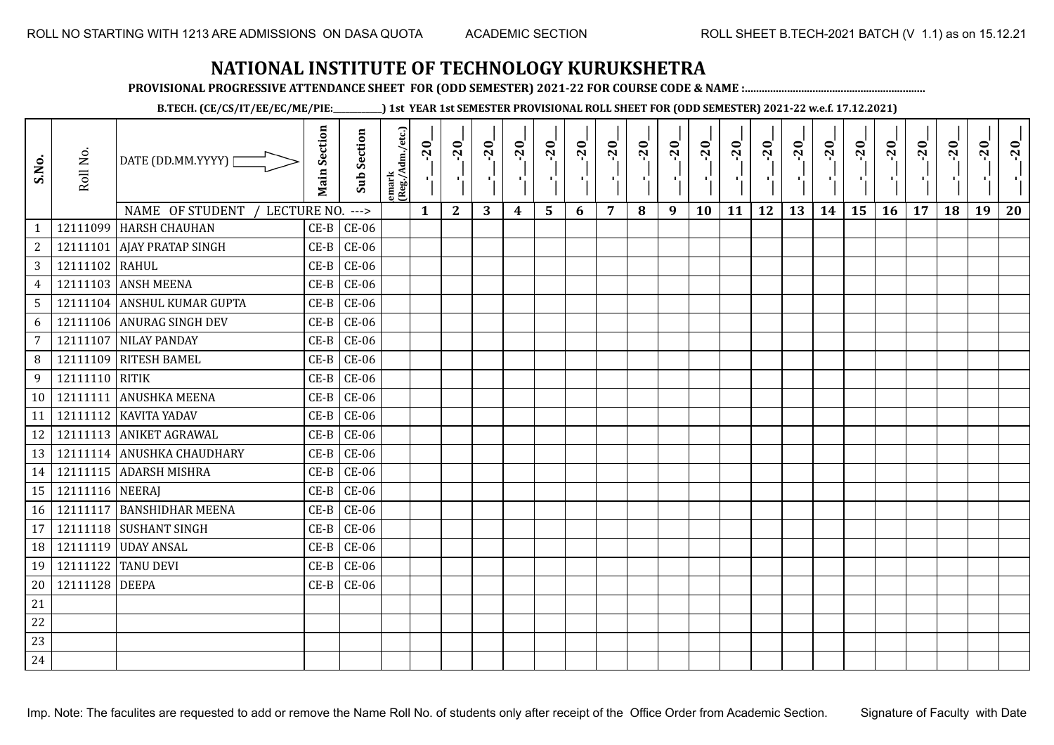ROLL NO STARTING WITH 1213 ARE ADMISSIONS ON DASA QUOTA ACADEMIC SECTION ROLL SHEET B.TECH-2021 BATCH (V 1.1) as on 15.12.21

# NATIONAL INSTITUTE OF TECHNOLOGY KURUKSHETRA

**PROVISIONAL PROGRESSIVE ATTENDANCE SHEET FOR (ODD SEMESTER) 2021-22 FOR COURSE CODE & NAME :..............................................................**

**B.TECH. (CE/CS/IT/EE/EC/ME/PIE:__________) 1st YEAR 1st SEMESTER PROVISIONAL ROLL SHEET FOR (ODD SEMESTER) 2021-22 w.e.f. 17.12.2021)**

| S.No. | Roll No. | DATE (DD.MM.YYYY) | Main Section | Sub Section | emark (Reg./Adm./etc.) | _-_-20_ | _-_-20_ | _-_-20_ | _-_-20_ | _-_-20_ | _-_-20_ | _-_-20_ | _-_-20_ | _-_-20_ | _-_-20_ | _-_-20_ | _-_-20_ | _-_-20_ | _-_-20_ | _-_-20_ | _-_-20_ | _-_-20_ | _-_-20_ | _-_-20_ | _-_-20_ |
|---|---|---|---|---|---|---|---|---|---|---|---|---|---|---|---|---|---|---|---|---|---|---|---|---|---|
| | | NAME OF STUDENT / LECTURE NO. ---> | | | | 1 | 2 | 3 | 4 | 5 | 6 | 7 | 8 | 9 | 10 | 11 | 12 | 13 | 14 | 15 | 16 | 17 | 18 | 19 | 20 |
| 1 | 12111099 | HARSH CHAUHAN | CE-B | CE-06 | | | | | | | | | | | | | | | | | | | | | |
| 2 | 12111101 | AJAY PRATAP SINGH | CE-B | CE-06 | | | | | | | | | | | | | | | | | | | | | |
| 3 | 12111102 | RAHUL | CE-B | CE-06 | | | | | | | | | | | | | | | | | | | | | |
| 4 | 12111103 | ANSH MEENA | CE-B | CE-06 | | | | | | | | | | | | | | | | | | | | | |
| 5 | 12111104 | ANSHUL KUMAR GUPTA | CE-B | CE-06 | | | | | | | | | | | | | | | | | | | | | |
| 6 | 12111106 | ANURAG SINGH DEV | CE-B | CE-06 | | | | | | | | | | | | | | | | | | | | | |
| 7 | 12111107 | NILAY PANDAY | CE-B | CE-06 | | | | | | | | | | | | | | | | | | | | | |
| 8 | 12111109 | RITESH BAMEL | CE-B | CE-06 | | | | | | | | | | | | | | | | | | | | | |
| 9 | 12111110 | RITIK | CE-B | CE-06 | | | | | | | | | | | | | | | | | | | | | |
| 10 | 12111111 | ANUSHKA MEENA | CE-B | CE-06 | | | | | | | | | | | | | | | | | | | | | |
| 11 | 12111112 | KAVITA YADAV | CE-B | CE-06 | | | | | | | | | | | | | | | | | | | | | |
| 12 | 12111113 | ANIKET AGRAWAL | CE-B | CE-06 | | | | | | | | | | | | | | | | | | | | | |
| 13 | 12111114 | ANUSHKA CHAUDHARY | CE-B | CE-06 | | | | | | | | | | | | | | | | | | | | | |
| 14 | 12111115 | ADARSH MISHRA | CE-B | CE-06 | | | | | | | | | | | | | | | | | | | | | |
| 15 | 12111116 | NEERAJ | CE-B | CE-06 | | | | | | | | | | | | | | | | | | | | | |
| 16 | 12111117 | BANSHIDHAR MEENA | CE-B | CE-06 | | | | | | | | | | | | | | | | | | | | | |
| 17 | 12111118 | SUSHANT SINGH | CE-B | CE-06 | | | | | | | | | | | | | | | | | | | | | |
| 18 | 12111119 | UDAY ANSAL | CE-B | CE-06 | | | | | | | | | | | | | | | | | | | | | |
| 19 | 12111122 | TANU DEVI | CE-B | CE-06 | | | | | | | | | | | | | | | | | | | | | |
| 20 | 12111128 | DEEPA | CE-B | CE-06 | | | | | | | | | | | | | | | | | | | | | |
| 21 | | | | | | | | | | | | | | | | | | | | | | | | | |
| 22 | | | | | | | | | | | | | | | | | | | | | | | | | |
| 23 | | | | | | | | | | | | | | | | | | | | | | | | | |
| 24 | | | | | | | | | | | | | | | | | | | | | | | | | |

Imp. Note: The faculites are requested to add or remove the Name Roll No. of students only after receipt of the Office Order from Academic Section. Signature of Faculty with Date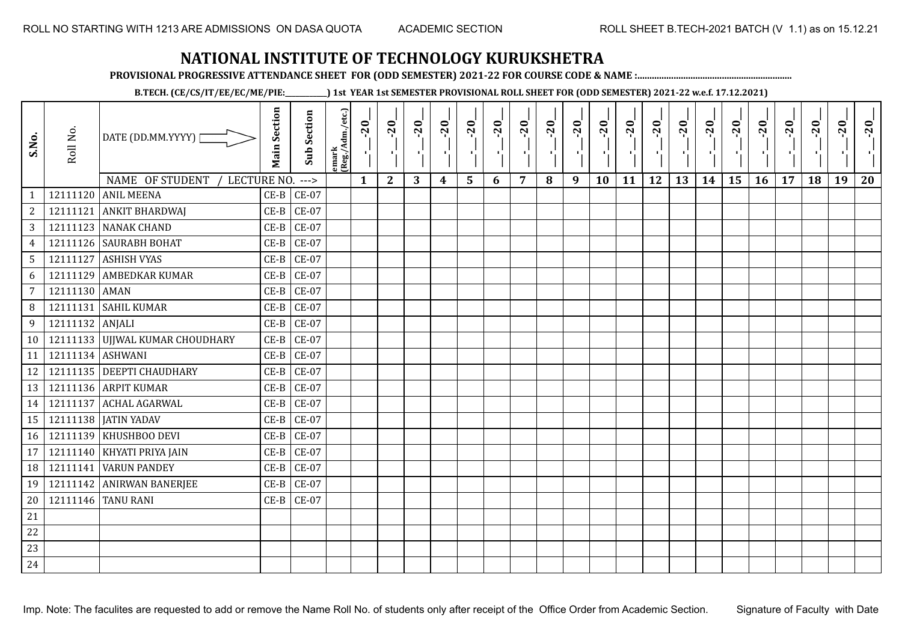ROLL NO STARTING WITH 1213 ARE ADMISSIONS ON DASA QUOTA     ACADEMIC SECTION     ROLL SHEET B.TECH-2021 BATCH (V 1.1) as on 15.12.21

# NATIONAL INSTITUTE OF TECHNOLOGY KURUKSHETRA

**PROVISIONAL PROGRESSIVE ATTENDANCE SHEET FOR (ODD SEMESTER) 2021-22 FOR COURSE CODE & NAME :................................................................**

**B.TECH. (CE/CS/IT/EE/EC/ME/PIE:___________) 1st YEAR 1st SEMESTER PROVISIONAL ROLL SHEET FOR (ODD SEMESTER) 2021-22 w.e.f. 17.12.2021)**

| S.No. | Roll No. | DATE (DD.MM.YYYY) | Main Section | Sub Section | emark (Reg./Adm./etc.) | __-__-20__ | __-__-20__ | __-__-20__ | __-__-20__ | __-__-20__ | __-__-20__ | __-__-20__ | __-__-20__ | __-__-20__ | __-__-20__ | __-__-20__ | __-__-20__ | __-__-20__ | __-__-20__ | __-__-20__ | __-__-20__ | __-__-20__ | __-__-20__ | __-__-20__ | __-__-20__ |
|---|---|---|---|---|---|---|---|---|---|---|---|---|---|---|---|---|---|---|---|---|---|---|---|---|---|
| | | NAME OF STUDENT / LECTURE NO. ---> | | | | 1 | 2 | 3 | 4 | 5 | 6 | 7 | 8 | 9 | 10 | 11 | 12 | 13 | 14 | 15 | 16 | 17 | 18 | 19 | 20 |
| 1 | 12111120 | ANIL MEENA | CE-B | CE-07 | | | | | | | | | | | | | | | | | | | | | |
| 2 | 12111121 | ANKIT BHARDWAJ | CE-B | CE-07 | | | | | | | | | | | | | | | | | | | | | |
| 3 | 12111123 | NANAK CHAND | CE-B | CE-07 | | | | | | | | | | | | | | | | | | | | | |
| 4 | 12111126 | SAURABH BOHAT | CE-B | CE-07 | | | | | | | | | | | | | | | | | | | | | |
| 5 | 12111127 | ASHISH VYAS | CE-B | CE-07 | | | | | | | | | | | | | | | | | | | | | |
| 6 | 12111129 | AMBEDKAR KUMAR | CE-B | CE-07 | | | | | | | | | | | | | | | | | | | | | |
| 7 | 12111130 | AMAN | CE-B | CE-07 | | | | | | | | | | | | | | | | | | | | | |
| 8 | 12111131 | SAHIL KUMAR | CE-B | CE-07 | | | | | | | | | | | | | | | | | | | | | |
| 9 | 12111132 | ANJALI | CE-B | CE-07 | | | | | | | | | | | | | | | | | | | | | |
| 10 | 12111133 | UJJWAL KUMAR CHOUDHARY | CE-B | CE-07 | | | | | | | | | | | | | | | | | | | | | |
| 11 | 12111134 | ASHWANI | CE-B | CE-07 | | | | | | | | | | | | | | | | | | | | | |
| 12 | 12111135 | DEEPTI CHAUDHARY | CE-B | CE-07 | | | | | | | | | | | | | | | | | | | | | |
| 13 | 12111136 | ARPIT KUMAR | CE-B | CE-07 | | | | | | | | | | | | | | | | | | | | | |
| 14 | 12111137 | ACHAL AGARWAL | CE-B | CE-07 | | | | | | | | | | | | | | | | | | | | | |
| 15 | 12111138 | JATIN YADAV | CE-B | CE-07 | | | | | | | | | | | | | | | | | | | | | |
| 16 | 12111139 | KHUSHBOO DEVI | CE-B | CE-07 | | | | | | | | | | | | | | | | | | | | | |
| 17 | 12111140 | KHYATI PRIYA JAIN | CE-B | CE-07 | | | | | | | | | | | | | | | | | | | | | |
| 18 | 12111141 | VARUN PANDEY | CE-B | CE-07 | | | | | | | | | | | | | | | | | | | | | |
| 19 | 12111142 | ANIRWAN BANERJEE | CE-B | CE-07 | | | | | | | | | | | | | | | | | | | | | |
| 20 | 12111146 | TANU RANI | CE-B | CE-07 | | | | | | | | | | | | | | | | | | | | | |
| 21 | | | | | | | | | | | | | | | | | | | | | | | | | |
| 22 | | | | | | | | | | | | | | | | | | | | | | | | | |
| 23 | | | | | | | | | | | | | | | | | | | | | | | | | |
| 24 | | | | | | | | | | | | | | | | | | | | | | | | | |

Imp. Note: The faculites are requested to add or remove the Name Roll No. of students only after receipt of the Office Order from Academic Section.     Signature of Faculty with Date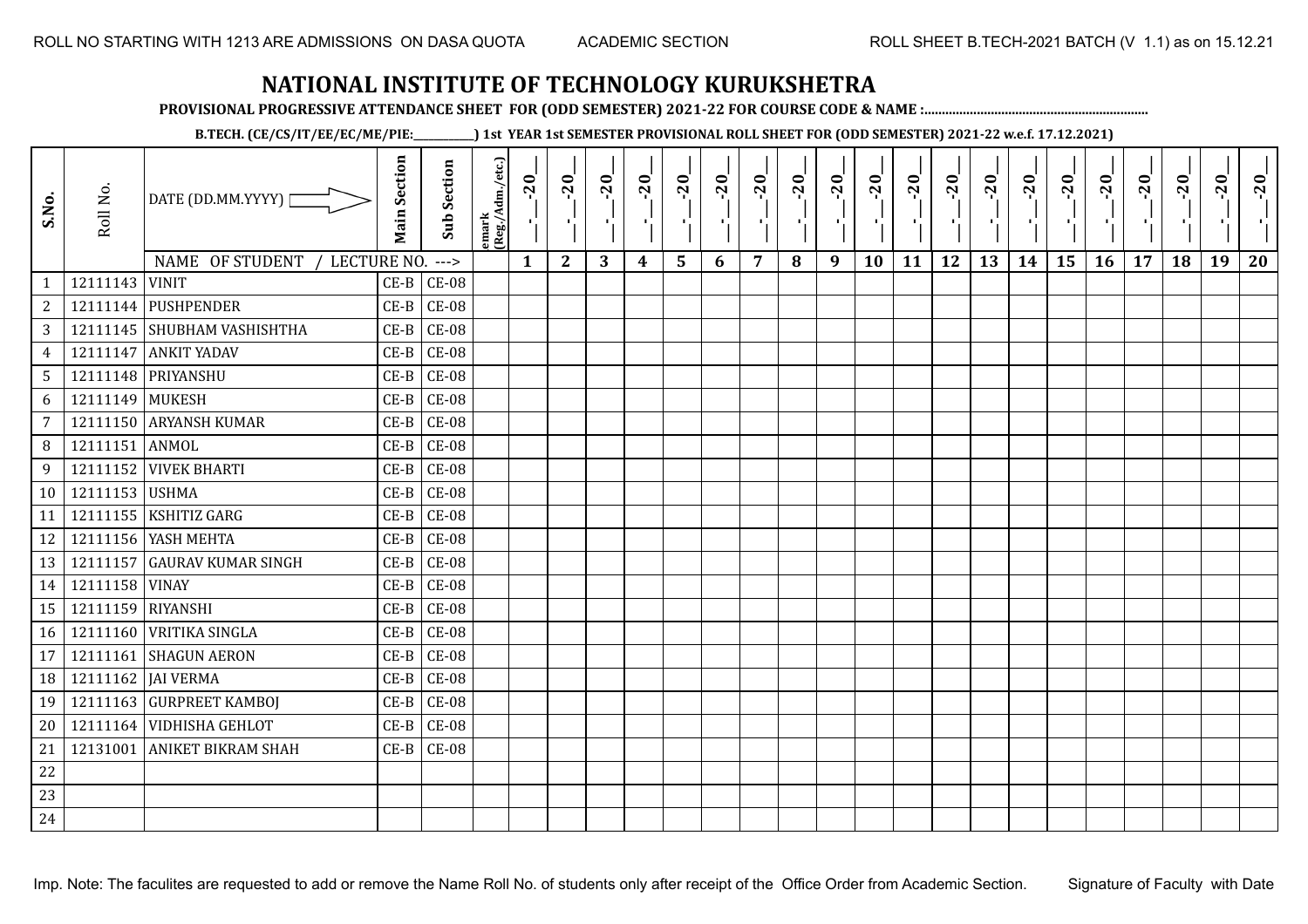# NATIONAL INSTITUTE OF TECHNOLOGY KURUKSHETRA

**PROVISIONAL PROGRESSIVE ATTENDANCE SHEET FOR (ODD SEMESTER) 2021-22 FOR COURSE CODE & NAME :...............................................................**

**B.TECH. (CE/CS/IT/EE/EC/ME/PIE:___________) 1st YEAR 1st SEMESTER PROVISIONAL ROLL SHEET FOR (ODD SEMESTER) 2021-22 w.e.f. 17.12.2021)**

| S.No. | Roll No. | DATE (DD.MM.YYYY) | Main Section | Sub Section | emark (Reg./Adm./etc.) | __-__-20__ | __-__-20__ | __-__-20__ | __-__-20__ | __-__-20__ | __-__-20__ | __-__-20__ | __-__-20__ | __-__-20__ | __-__-20__ | __-__-20__ | __-__-20__ | __-__-20__ | __-__-20__ | __-__-20__ | __-__-20__ | __-__-20__ | __-__-20__ | __-__-20__ | __-__-20__ |
|---|---|---|---|---|---|---|---|---|---|---|---|---|---|---|---|---|---|---|---|---|---|---|---|---|---|
| | | NAME OF STUDENT / LECTURE NO. ---> | | | | 1 | 2 | 3 | 4 | 5 | 6 | 7 | 8 | 9 | 10 | 11 | 12 | 13 | 14 | 15 | 16 | 17 | 18 | 19 | 20 |
| 1 | 12111143 | VINIT | CE-B | CE-08 | | | | | | | | | | | | | | | | | | | | | |
| 2 | 12111144 | PUSHPENDER | CE-B | CE-08 | | | | | | | | | | | | | | | | | | | | | |
| 3 | 12111145 | SHUBHAM VASHISHTHA | CE-B | CE-08 | | | | | | | | | | | | | | | | | | | | | |
| 4 | 12111147 | ANKIT YADAV | CE-B | CE-08 | | | | | | | | | | | | | | | | | | | | | |
| 5 | 12111148 | PRIYANSHU | CE-B | CE-08 | | | | | | | | | | | | | | | | | | | | | |
| 6 | 12111149 | MUKESH | CE-B | CE-08 | | | | | | | | | | | | | | | | | | | | | |
| 7 | 12111150 | ARYANSH KUMAR | CE-B | CE-08 | | | | | | | | | | | | | | | | | | | | | |
| 8 | 12111151 | ANMOL | CE-B | CE-08 | | | | | | | | | | | | | | | | | | | | | |
| 9 | 12111152 | VIVEK BHARTI | CE-B | CE-08 | | | | | | | | | | | | | | | | | | | | | |
| 10 | 12111153 | USHMA | CE-B | CE-08 | | | | | | | | | | | | | | | | | | | | | |
| 11 | 12111155 | KSHITIZ GARG | CE-B | CE-08 | | | | | | | | | | | | | | | | | | | | | |
| 12 | 12111156 | YASH MEHTA | CE-B | CE-08 | | | | | | | | | | | | | | | | | | | | | |
| 13 | 12111157 | GAURAV KUMAR SINGH | CE-B | CE-08 | | | | | | | | | | | | | | | | | | | | | |
| 14 | 12111158 | VINAY | CE-B | CE-08 | | | | | | | | | | | | | | | | | | | | | |
| 15 | 12111159 | RIYANSHI | CE-B | CE-08 | | | | | | | | | | | | | | | | | | | | | |
| 16 | 12111160 | VRITIKA SINGLA | CE-B | CE-08 | | | | | | | | | | | | | | | | | | | | | |
| 17 | 12111161 | SHAGUN AERON | CE-B | CE-08 | | | | | | | | | | | | | | | | | | | | | |
| 18 | 12111162 | JAI VERMA | CE-B | CE-08 | | | | | | | | | | | | | | | | | | | | | |
| 19 | 12111163 | GURPREET KAMBOJ | CE-B | CE-08 | | | | | | | | | | | | | | | | | | | | | |
| 20 | 12111164 | VIDHISHA GEHLOT | CE-B | CE-08 | | | | | | | | | | | | | | | | | | | | | |
| 21 | 12131001 | ANIKET BIKRAM SHAH | CE-B | CE-08 | | | | | | | | | | | | | | | | | | | | | |
| 22 | | | | | | | | | | | | | | | | | | | | | | | | | |
| 23 | | | | | | | | | | | | | | | | | | | | | | | | | |
| 24 | | | | | | | | | | | | | | | | | | | | | | | | | |

Imp. Note: The faculites are requested to add or remove the Name Roll No. of students only after receipt of the Office Order from Academic Section. Signature of Faculty with Date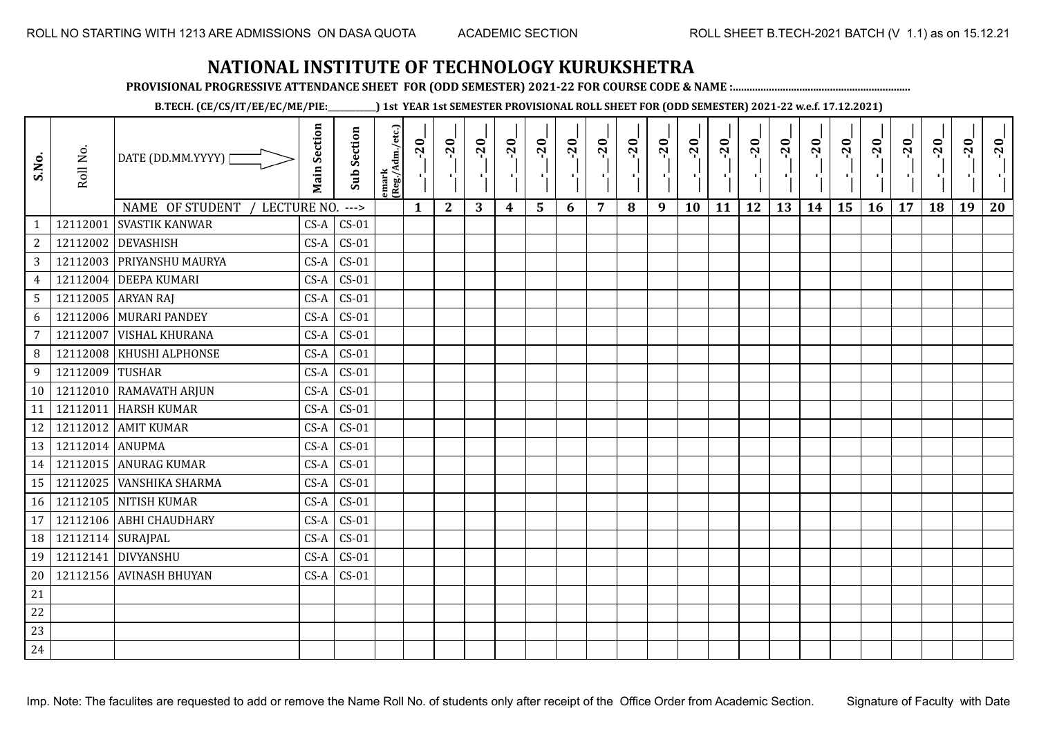ROLL NO STARTING WITH 1213 ARE ADMISSIONS ON DASA QUOTA ACADEMIC SECTION ROLL SHEET B.TECH-2021 BATCH (V 1.1) as on 15.12.21

# NATIONAL INSTITUTE OF TECHNOLOGY KURUKSHETRA

**PROVISIONAL PROGRESSIVE ATTENDANCE SHEET FOR (ODD SEMESTER) 2021-22 FOR COURSE CODE & NAME :...............................................................**

**B.TECH. (CE/CS/IT/EE/EC/ME/PIE:__________) 1st YEAR 1st SEMESTER PROVISIONAL ROLL SHEET FOR (ODD SEMESTER) 2021-22 w.e.f. 17.12.2021)**

| S.No. | Roll No. | DATE (DD.MM.YYYY) | Main Section | Sub Section | emark (Reg./Adm./etc.) | _-_-20_ | _-_-20_ | _-_-20_ | _-_-20_ | _-_-20_ | _-_-20_ | _-_-20_ | _-_-20_ | _-_-20_ | _-_-20_ | _-_-20_ | _-_-20_ | _-_-20_ | _-_-20_ | _-_-20_ | _-_-20_ | _-_-20_ | _-_-20_ | _-_-20_ | _-_-20_ |
|---|---|---|---|---|---|---|---|---|---|---|---|---|---|---|---|---|---|---|---|---|---|---|---|---|---|
| | | NAME OF STUDENT / LECTURE NO. ---> | | | | 1 | 2 | 3 | 4 | 5 | 6 | 7 | 8 | 9 | 10 | 11 | 12 | 13 | 14 | 15 | 16 | 17 | 18 | 19 | 20 |
| 1 | 12112001 | SVASTIK KANWAR | CS-A | CS-01 | | | | | | | | | | | | | | | | | | | | | |
| 2 | 12112002 | DEVASHISH | CS-A | CS-01 | | | | | | | | | | | | | | | | | | | | | |
| 3 | 12112003 | PRIYANSHU MAURYA | CS-A | CS-01 | | | | | | | | | | | | | | | | | | | | | |
| 4 | 12112004 | DEEPA KUMARI | CS-A | CS-01 | | | | | | | | | | | | | | | | | | | | | |
| 5 | 12112005 | ARYAN RAJ | CS-A | CS-01 | | | | | | | | | | | | | | | | | | | | | |
| 6 | 12112006 | MURARI PANDEY | CS-A | CS-01 | | | | | | | | | | | | | | | | | | | | | |
| 7 | 12112007 | VISHAL KHURANA | CS-A | CS-01 | | | | | | | | | | | | | | | | | | | | | |
| 8 | 12112008 | KHUSHI ALPHONSE | CS-A | CS-01 | | | | | | | | | | | | | | | | | | | | | |
| 9 | 12112009 | TUSHAR | CS-A | CS-01 | | | | | | | | | | | | | | | | | | | | | |
| 10 | 12112010 | RAMAVATH ARJUN | CS-A | CS-01 | | | | | | | | | | | | | | | | | | | | | |
| 11 | 12112011 | HARSH KUMAR | CS-A | CS-01 | | | | | | | | | | | | | | | | | | | | | |
| 12 | 12112012 | AMIT KUMAR | CS-A | CS-01 | | | | | | | | | | | | | | | | | | | | | |
| 13 | 12112014 | ANUPMA | CS-A | CS-01 | | | | | | | | | | | | | | | | | | | | | |
| 14 | 12112015 | ANURAG KUMAR | CS-A | CS-01 | | | | | | | | | | | | | | | | | | | | | |
| 15 | 12112025 | VANSHIKA SHARMA | CS-A | CS-01 | | | | | | | | | | | | | | | | | | | | | |
| 16 | 12112105 | NITISH KUMAR | CS-A | CS-01 | | | | | | | | | | | | | | | | | | | | | |
| 17 | 12112106 | ABHI CHAUDHARY | CS-A | CS-01 | | | | | | | | | | | | | | | | | | | | | |
| 18 | 12112114 | SURAJPAL | CS-A | CS-01 | | | | | | | | | | | | | | | | | | | | | |
| 19 | 12112141 | DIVYANSHU | CS-A | CS-01 | | | | | | | | | | | | | | | | | | | | | |
| 20 | 12112156 | AVINASH BHUYAN | CS-A | CS-01 | | | | | | | | | | | | | | | | | | | | | |
| 21 | | | | | | | | | | | | | | | | | | | | | | | | | |
| 22 | | | | | | | | | | | | | | | | | | | | | | | | | |
| 23 | | | | | | | | | | | | | | | | | | | | | | | | | |
| 24 | | | | | | | | | | | | | | | | | | | | | | | | | |

Imp. Note: The faculites are requested to add or remove the Name Roll No. of students only after receipt of the Office Order from Academic Section. Signature of Faculty with Date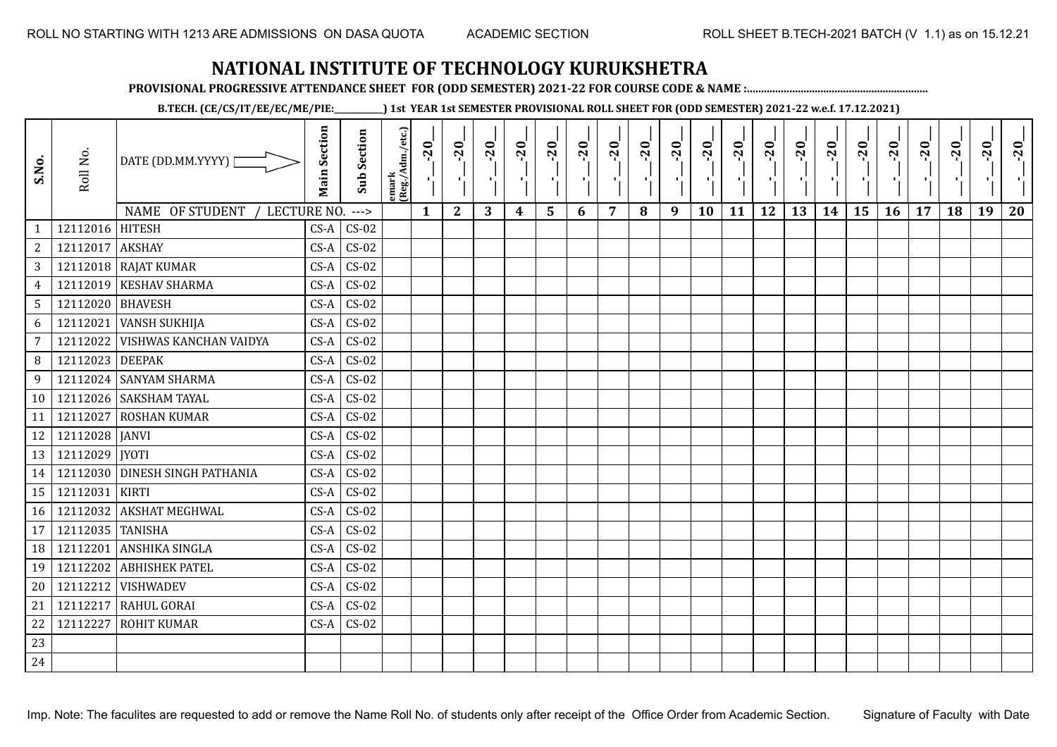# NATIONAL INSTITUTE OF TECHNOLOGY KURUKSHETRA

**PROVISIONAL PROGRESSIVE ATTENDANCE SHEET FOR (ODD SEMESTER) 2021-22 FOR COURSE CODE & NAME :..............................................................**

**B.TECH. (CE/CS/IT/EE/EC/ME/PIE:__________) 1st YEAR 1st SEMESTER PROVISIONAL ROLL SHEET FOR (ODD SEMESTER) 2021-22 w.e.f. 17.12.2021)**

| S.No. | Roll No. | DATE (DD.MM.YYYY) | Main Section | Sub Section | emark (Reg./Adm./etc.) | __-__-20__ | __-__-20__ | __-__-20__ | __-__-20__ | __-__-20__ | __-__-20__ | __-__-20__ | __-__-20__ | __-__-20__ | __-__-20__ | __-__-20__ | __-__-20__ | __-__-20__ | __-__-20__ | __-__-20__ | __-__-20__ | __-__-20__ | __-__-20__ | __-__-20__ | __-__-20__ |
|---|---|---|---|---|---|---|---|---|---|---|---|---|---|---|---|---|---|---|---|---|---|---|---|---|---|
| | | NAME OF STUDENT / LECTURE NO. ---> | | | | 1 | 2 | 3 | 4 | 5 | 6 | 7 | 8 | 9 | 10 | 11 | 12 | 13 | 14 | 15 | 16 | 17 | 18 | 19 | 20 |
| 1 | 12112016 | HITESH | CS-A | CS-02 | | | | | | | | | | | | | | | | | | | | | |
| 2 | 12112017 | AKSHAY | CS-A | CS-02 | | | | | | | | | | | | | | | | | | | | | |
| 3 | 12112018 | RAJAT KUMAR | CS-A | CS-02 | | | | | | | | | | | | | | | | | | | | | |
| 4 | 12112019 | KESHAV SHARMA | CS-A | CS-02 | | | | | | | | | | | | | | | | | | | | | |
| 5 | 12112020 | BHAVESH | CS-A | CS-02 | | | | | | | | | | | | | | | | | | | | | |
| 6 | 12112021 | VANSH SUKHIJA | CS-A | CS-02 | | | | | | | | | | | | | | | | | | | | | |
| 7 | 12112022 | VISHWAS KANCHAN VAIDYA | CS-A | CS-02 | | | | | | | | | | | | | | | | | | | | | |
| 8 | 12112023 | DEEPAK | CS-A | CS-02 | | | | | | | | | | | | | | | | | | | | | |
| 9 | 12112024 | SANYAM SHARMA | CS-A | CS-02 | | | | | | | | | | | | | | | | | | | | | |
| 10 | 12112026 | SAKSHAM TAYAL | CS-A | CS-02 | | | | | | | | | | | | | | | | | | | | | |
| 11 | 12112027 | ROSHAN KUMAR | CS-A | CS-02 | | | | | | | | | | | | | | | | | | | | | |
| 12 | 12112028 | JANVI | CS-A | CS-02 | | | | | | | | | | | | | | | | | | | | | |
| 13 | 12112029 | JYOTI | CS-A | CS-02 | | | | | | | | | | | | | | | | | | | | | |
| 14 | 12112030 | DINESH SINGH PATHANIA | CS-A | CS-02 | | | | | | | | | | | | | | | | | | | | | |
| 15 | 12112031 | KIRTI | CS-A | CS-02 | | | | | | | | | | | | | | | | | | | | | |
| 16 | 12112032 | AKSHAT MEGHWAL | CS-A | CS-02 | | | | | | | | | | | | | | | | | | | | | |
| 17 | 12112035 | TANISHA | CS-A | CS-02 | | | | | | | | | | | | | | | | | | | | | |
| 18 | 12112201 | ANSHIKA SINGLA | CS-A | CS-02 | | | | | | | | | | | | | | | | | | | | | |
| 19 | 12112202 | ABHISHEK PATEL | CS-A | CS-02 | | | | | | | | | | | | | | | | | | | | | |
| 20 | 12112212 | VISHWADEV | CS-A | CS-02 | | | | | | | | | | | | | | | | | | | | | |
| 21 | 12112217 | RAHUL GORAI | CS-A | CS-02 | | | | | | | | | | | | | | | | | | | | | |
| 22 | 12112227 | ROHIT KUMAR | CS-A | CS-02 | | | | | | | | | | | | | | | | | | | | | |
| 23 | | | | | | | | | | | | | | | | | | | | | | | | | |
| 24 | | | | | | | | | | | | | | | | | | | | | | | | | |

Imp. Note: The faculites are requested to add or remove the Name Roll No. of students only after receipt of the Office Order from Academic Section. Signature of Faculty with Date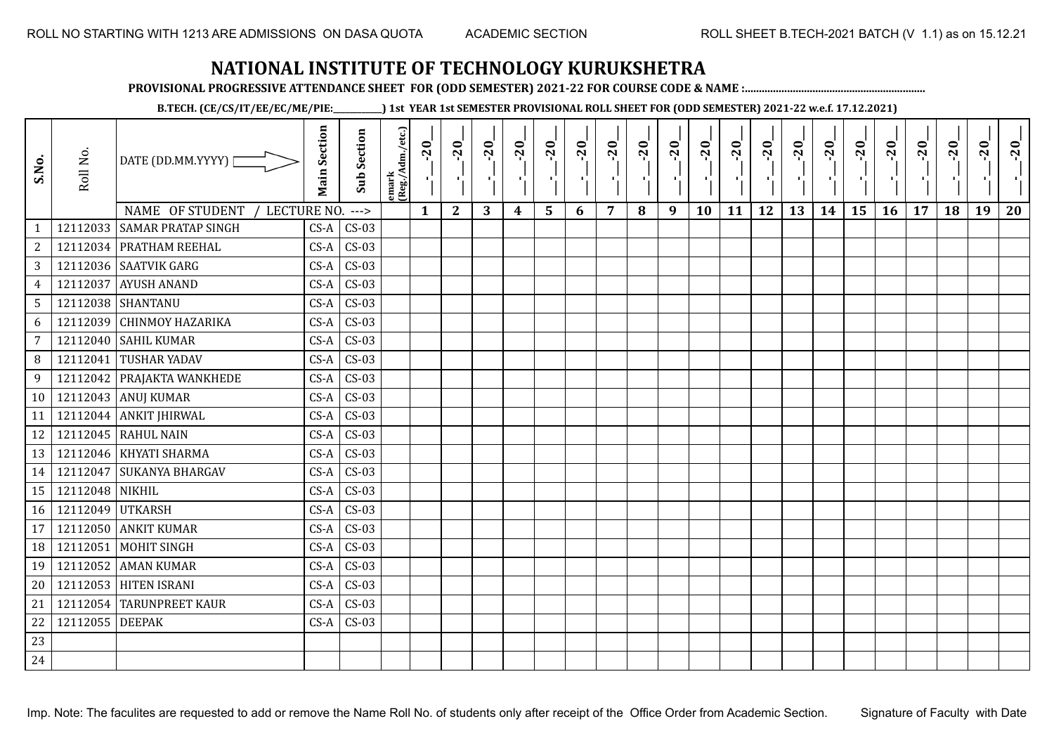ROLL NO STARTING WITH 1213 ARE ADMISSIONS ON DASA QUOTA ACADEMIC SECTION ROLL SHEET B.TECH-2021 BATCH (V 1.1) as on 15.12.21

# NATIONAL INSTITUTE OF TECHNOLOGY KURUKSHETRA

**PROVISIONAL PROGRESSIVE ATTENDANCE SHEET FOR (ODD SEMESTER) 2021-22 FOR COURSE CODE & NAME :..............................................................**

**B.TECH. (CE/CS/IT/EE/EC/ME/PIE:__________) 1st YEAR 1st SEMESTER PROVISIONAL ROLL SHEET FOR (ODD SEMESTER) 2021-22 w.e.f. 17.12.2021)**

| S.No. | Roll No. | DATE (DD.MM.YYYY) | Main Section | Sub Section | emark (Reg./Adm./etc.) | __-__-20__ | __-__-20__ | __-__-20__ | __-__-20__ | __-__-20__ | __-__-20__ | __-__-20__ | __-__-20__ | __-__-20__ | __-__-20__ | __-__-20__ | __-__-20__ | __-__-20__ | __-__-20__ | __-__-20__ | __-__-20__ | __-__-20__ | __-__-20__ | __-__-20__ | __-__-20__ |
|---|---|---|---|---|---|---|---|---|---|---|---|---|---|---|---|---|---|---|---|---|---|---|---|---|---|
| | | NAME OF STUDENT / LECTURE NO. ---> | | | | 1 | 2 | 3 | 4 | 5 | 6 | 7 | 8 | 9 | 10 | 11 | 12 | 13 | 14 | 15 | 16 | 17 | 18 | 19 | 20 |
| 1 | 12112033 | SAMAR PRATAP SINGH | CS-A | CS-03 | | | | | | | | | | | | | | | | | | | | | |
| 2 | 12112034 | PRATHAM REEHAL | CS-A | CS-03 | | | | | | | | | | | | | | | | | | | | | |
| 3 | 12112036 | SAATVIK GARG | CS-A | CS-03 | | | | | | | | | | | | | | | | | | | | | |
| 4 | 12112037 | AYUSH ANAND | CS-A | CS-03 | | | | | | | | | | | | | | | | | | | | | |
| 5 | 12112038 | SHANTANU | CS-A | CS-03 | | | | | | | | | | | | | | | | | | | | | |
| 6 | 12112039 | CHINMOY HAZARIKA | CS-A | CS-03 | | | | | | | | | | | | | | | | | | | | | |
| 7 | 12112040 | SAHIL KUMAR | CS-A | CS-03 | | | | | | | | | | | | | | | | | | | | | |
| 8 | 12112041 | TUSHAR YADAV | CS-A | CS-03 | | | | | | | | | | | | | | | | | | | | | |
| 9 | 12112042 | PRAJAKTA WANKHEDE | CS-A | CS-03 | | | | | | | | | | | | | | | | | | | | | |
| 10 | 12112043 | ANUJ KUMAR | CS-A | CS-03 | | | | | | | | | | | | | | | | | | | | | |
| 11 | 12112044 | ANKIT JHIRWAL | CS-A | CS-03 | | | | | | | | | | | | | | | | | | | | | |
| 12 | 12112045 | RAHUL NAIN | CS-A | CS-03 | | | | | | | | | | | | | | | | | | | | | |
| 13 | 12112046 | KHYATI SHARMA | CS-A | CS-03 | | | | | | | | | | | | | | | | | | | | | |
| 14 | 12112047 | SUKANYA BHARGAV | CS-A | CS-03 | | | | | | | | | | | | | | | | | | | | | |
| 15 | 12112048 | NIKHIL | CS-A | CS-03 | | | | | | | | | | | | | | | | | | | | | |
| 16 | 12112049 | UTKARSH | CS-A | CS-03 | | | | | | | | | | | | | | | | | | | | | |
| 17 | 12112050 | ANKIT KUMAR | CS-A | CS-03 | | | | | | | | | | | | | | | | | | | | | |
| 18 | 12112051 | MOHIT SINGH | CS-A | CS-03 | | | | | | | | | | | | | | | | | | | | | |
| 19 | 12112052 | AMAN KUMAR | CS-A | CS-03 | | | | | | | | | | | | | | | | | | | | | |
| 20 | 12112053 | HITEN ISRANI | CS-A | CS-03 | | | | | | | | | | | | | | | | | | | | | |
| 21 | 12112054 | TARUNPREET KAUR | CS-A | CS-03 | | | | | | | | | | | | | | | | | | | | | |
| 22 | 12112055 | DEEPAK | CS-A | CS-03 | | | | | | | | | | | | | | | | | | | | | |
| 23 | | | | | | | | | | | | | | | | | | | | | | | | | |
| 24 | | | | | | | | | | | | | | | | | | | | | | | | | |

Imp. Note: The faculites are requested to add or remove the Name Roll No. of students only after receipt of the Office Order from Academic Section. Signature of Faculty with Date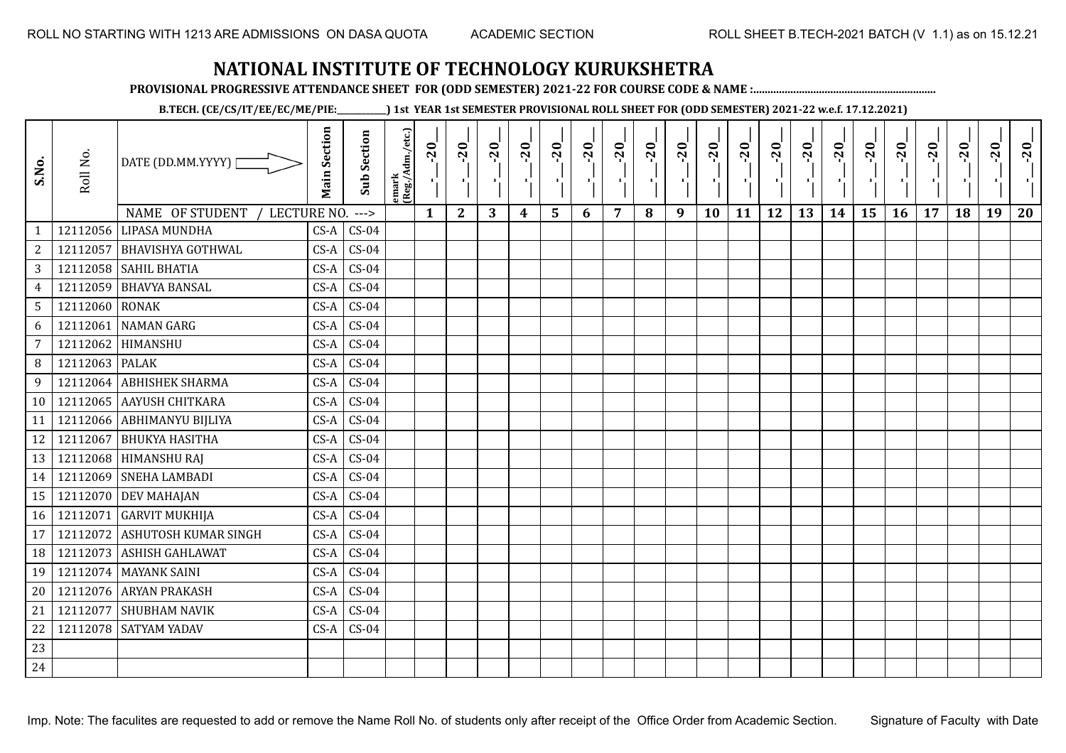ROLL NO STARTING WITH 1213 ARE ADMISSIONS ON DASA QUOTA ACADEMIC SECTION ROLL SHEET B.TECH-2021 BATCH (V 1.1) as on 15.12.21

# NATIONAL INSTITUTE OF TECHNOLOGY KURUKSHETRA

**PROVISIONAL PROGRESSIVE ATTENDANCE SHEET FOR (ODD SEMESTER) 2021-22 FOR COURSE CODE & NAME :..............................................................**

**B.TECH. (CE/CS/IT/EE/EC/ME/PIE:__________) 1st YEAR 1st SEMESTER PROVISIONAL ROLL SHEET FOR (ODD SEMESTER) 2021-22 w.e.f. 17.12.2021)**

| S.No. | Roll No. | DATE (DD.MM.YYYY) | Main Section | Sub Section | emark (Reg./Adm./etc.) | _-_-20_ | _-_-20_ | _-_-20_ | _-_-20_ | _-_-20_ | _-_-20_ | _-_-20_ | _-_-20_ | _-_-20_ | _-_-20_ | _-_-20_ | _-_-20_ | _-_-20_ | _-_-20_ | _-_-20_ | _-_-20_ | _-_-20_ | _-_-20_ | _-_-20_ | _-_-20_ |
|---|---|---|---|---|---|---|---|---|---|---|---|---|---|---|---|---|---|---|---|---|---|---|---|---|---|
| | | NAME OF STUDENT / LECTURE NO. ---> | | | | 1 | 2 | 3 | 4 | 5 | 6 | 7 | 8 | 9 | 10 | 11 | 12 | 13 | 14 | 15 | 16 | 17 | 18 | 19 | 20 |
| 1 | 12112056 | LIPASA MUNDHA | CS-A | CS-04 | | | | | | | | | | | | | | | | | | | | | |
| 2 | 12112057 | BHAVISHYA GOTHWAL | CS-A | CS-04 | | | | | | | | | | | | | | | | | | | | | |
| 3 | 12112058 | SAHIL BHATIA | CS-A | CS-04 | | | | | | | | | | | | | | | | | | | | | |
| 4 | 12112059 | BHAVYA BANSAL | CS-A | CS-04 | | | | | | | | | | | | | | | | | | | | | |
| 5 | 12112060 | RONAK | CS-A | CS-04 | | | | | | | | | | | | | | | | | | | | | |
| 6 | 12112061 | NAMAN GARG | CS-A | CS-04 | | | | | | | | | | | | | | | | | | | | | |
| 7 | 12112062 | HIMANSHU | CS-A | CS-04 | | | | | | | | | | | | | | | | | | | | | |
| 8 | 12112063 | PALAK | CS-A | CS-04 | | | | | | | | | | | | | | | | | | | | | |
| 9 | 12112064 | ABHISHEK SHARMA | CS-A | CS-04 | | | | | | | | | | | | | | | | | | | | | |
| 10 | 12112065 | AAYUSH CHITKARA | CS-A | CS-04 | | | | | | | | | | | | | | | | | | | | | |
| 11 | 12112066 | ABHIMANYU BIJLIYA | CS-A | CS-04 | | | | | | | | | | | | | | | | | | | | | |
| 12 | 12112067 | BHUKYA HASITHA | CS-A | CS-04 | | | | | | | | | | | | | | | | | | | | | |
| 13 | 12112068 | HIMANSHU RAJ | CS-A | CS-04 | | | | | | | | | | | | | | | | | | | | | |
| 14 | 12112069 | SNEHA LAMBADI | CS-A | CS-04 | | | | | | | | | | | | | | | | | | | | | |
| 15 | 12112070 | DEV MAHAJAN | CS-A | CS-04 | | | | | | | | | | | | | | | | | | | | | |
| 16 | 12112071 | GARVIT MUKHIJA | CS-A | CS-04 | | | | | | | | | | | | | | | | | | | | | |
| 17 | 12112072 | ASHUTOSH KUMAR SINGH | CS-A | CS-04 | | | | | | | | | | | | | | | | | | | | | |
| 18 | 12112073 | ASHISH GAHLAWAT | CS-A | CS-04 | | | | | | | | | | | | | | | | | | | | | |
| 19 | 12112074 | MAYANK SAINI | CS-A | CS-04 | | | | | | | | | | | | | | | | | | | | | |
| 20 | 12112076 | ARYAN PRAKASH | CS-A | CS-04 | | | | | | | | | | | | | | | | | | | | | |
| 21 | 12112077 | SHUBHAM NAVIK | CS-A | CS-04 | | | | | | | | | | | | | | | | | | | | | |
| 22 | 12112078 | SATYAM YADAV | CS-A | CS-04 | | | | | | | | | | | | | | | | | | | | | |
| 23 | | | | | | | | | | | | | | | | | | | | | | | | | |
| 24 | | | | | | | | | | | | | | | | | | | | | | | | | |

Imp. Note: The faculites are requested to add or remove the Name Roll No. of students only after receipt of the Office Order from Academic Section. Signature of Faculty with Date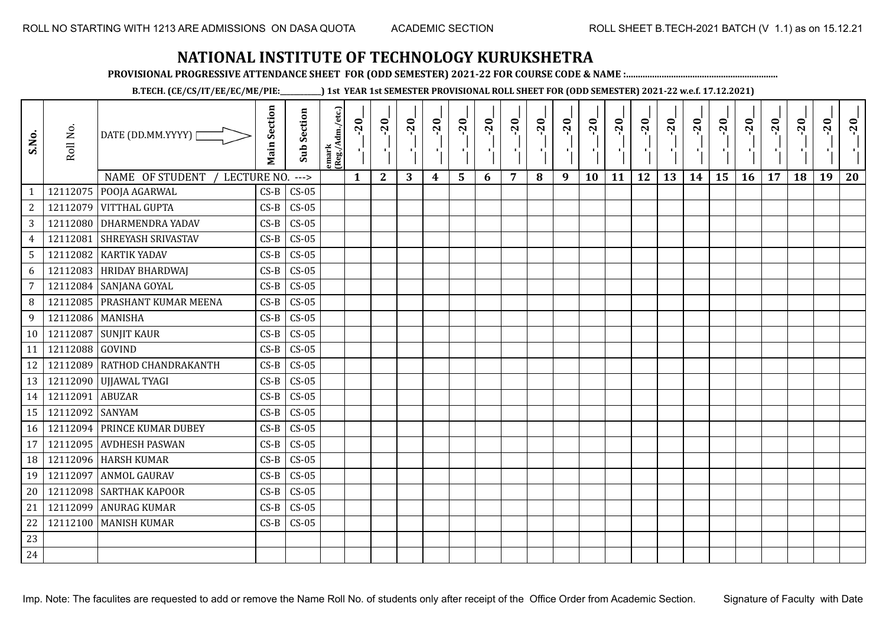ROLL NO STARTING WITH 1213 ARE ADMISSIONS ON DASA QUOTA    ACADEMIC SECTION    ROLL SHEET B.TECH-2021 BATCH (V 1.1) as on 15.12.21

# NATIONAL INSTITUTE OF TECHNOLOGY KURUKSHETRA

**PROVISIONAL PROGRESSIVE ATTENDANCE SHEET FOR (ODD SEMESTER) 2021-22 FOR COURSE CODE & NAME :..............................................................**

**B.TECH. (CE/CS/IT/EE/EC/ME/PIE:__________) 1st YEAR 1st SEMESTER PROVISIONAL ROLL SHEET FOR (ODD SEMESTER) 2021-22 w.e.f. 17.12.2021)**

| S.No. | Roll No. | DATE (DD.MM.YYYY) | Main Section | Sub Section | emark (Reg./Adm./etc.) | _-_-20_ | _-_-20_ | _-_-20_ | _-_-20_ | _-_-20_ | _-_-20_ | _-_-20_ | _-_-20_ | _-_-20_ | _-_-20_ | _-_-20_ | _-_-20_ | _-_-20_ | _-_-20_ | _-_-20_ | _-_-20_ | _-_-20_ | _-_-20_ | _-_-20_ | _-_-20_ |
|---|---|---|---|---|---|---|---|---|---|---|---|---|---|---|---|---|---|---|---|---|---|---|---|---|---|
| | | NAME OF STUDENT / LECTURE NO. ---> | | | | 1 | 2 | 3 | 4 | 5 | 6 | 7 | 8 | 9 | 10 | 11 | 12 | 13 | 14 | 15 | 16 | 17 | 18 | 19 | 20 |
| 1 | 12112075 | POOJA AGARWAL | CS-B | CS-05 | | | | | | | | | | | | | | | | | | | | | |
| 2 | 12112079 | VITTHAL GUPTA | CS-B | CS-05 | | | | | | | | | | | | | | | | | | | | | |
| 3 | 12112080 | DHARMENDRA YADAV | CS-B | CS-05 | | | | | | | | | | | | | | | | | | | | | |
| 4 | 12112081 | SHREYASH SRIVASTAV | CS-B | CS-05 | | | | | | | | | | | | | | | | | | | | | |
| 5 | 12112082 | KARTIK YADAV | CS-B | CS-05 | | | | | | | | | | | | | | | | | | | | | |
| 6 | 12112083 | HRIDAY BHARDWAJ | CS-B | CS-05 | | | | | | | | | | | | | | | | | | | | | |
| 7 | 12112084 | SANJANA GOYAL | CS-B | CS-05 | | | | | | | | | | | | | | | | | | | | | |
| 8 | 12112085 | PRASHANT KUMAR MEENA | CS-B | CS-05 | | | | | | | | | | | | | | | | | | | | | |
| 9 | 12112086 | MANISHA | CS-B | CS-05 | | | | | | | | | | | | | | | | | | | | | |
| 10 | 12112087 | SUNJIT KAUR | CS-B | CS-05 | | | | | | | | | | | | | | | | | | | | | |
| 11 | 12112088 | GOVIND | CS-B | CS-05 | | | | | | | | | | | | | | | | | | | | | |
| 12 | 12112089 | RATHOD CHANDRAKANTH | CS-B | CS-05 | | | | | | | | | | | | | | | | | | | | | |
| 13 | 12112090 | UJJAWAL TYAGI | CS-B | CS-05 | | | | | | | | | | | | | | | | | | | | | |
| 14 | 12112091 | ABUZAR | CS-B | CS-05 | | | | | | | | | | | | | | | | | | | | | |
| 15 | 12112092 | SANYAM | CS-B | CS-05 | | | | | | | | | | | | | | | | | | | | | |
| 16 | 12112094 | PRINCE KUMAR DUBEY | CS-B | CS-05 | | | | | | | | | | | | | | | | | | | | | |
| 17 | 12112095 | AVDHESH PASWAN | CS-B | CS-05 | | | | | | | | | | | | | | | | | | | | | |
| 18 | 12112096 | HARSH KUMAR | CS-B | CS-05 | | | | | | | | | | | | | | | | | | | | | |
| 19 | 12112097 | ANMOL GAURAV | CS-B | CS-05 | | | | | | | | | | | | | | | | | | | | | |
| 20 | 12112098 | SARTHAK KAPOOR | CS-B | CS-05 | | | | | | | | | | | | | | | | | | | | | |
| 21 | 12112099 | ANURAG KUMAR | CS-B | CS-05 | | | | | | | | | | | | | | | | | | | | | |
| 22 | 12112100 | MANISH KUMAR | CS-B | CS-05 | | | | | | | | | | | | | | | | | | | | | |
| 23 | | | | | | | | | | | | | | | | | | | | | | | | | |
| 24 | | | | | | | | | | | | | | | | | | | | | | | | | |

Imp. Note: The faculites are requested to add or remove the Name Roll No. of students only after receipt of the Office Order from Academic Section.    Signature of Faculty with Date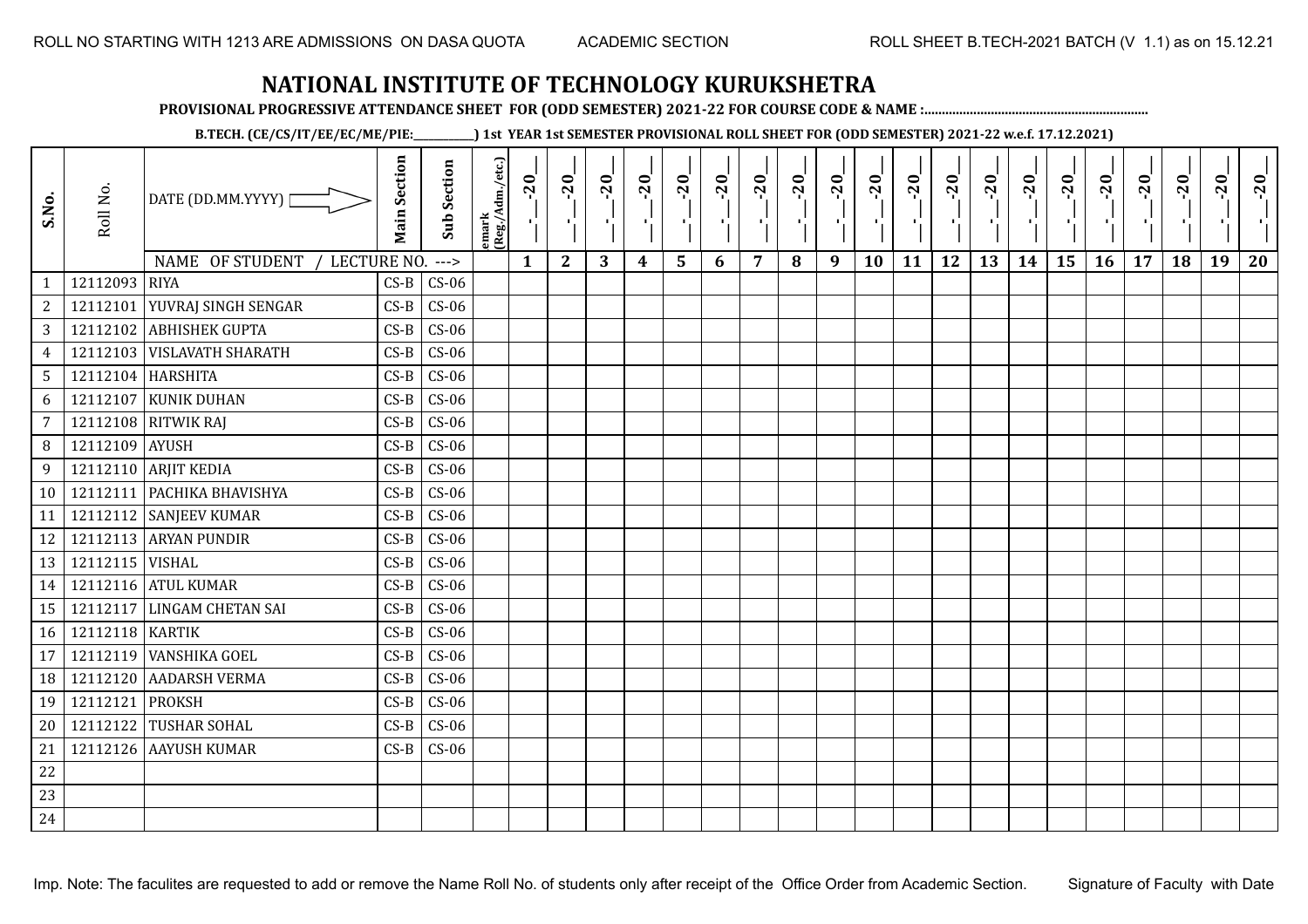ROLL NO STARTING WITH 1213 ARE ADMISSIONS ON DASA QUOTA        ACADEMIC SECTION        ROLL SHEET B.TECH-2021 BATCH (V 1.1) as on 15.12.21

# NATIONAL INSTITUTE OF TECHNOLOGY KURUKSHETRA

**PROVISIONAL PROGRESSIVE ATTENDANCE SHEET FOR (ODD SEMESTER) 2021-22 FOR COURSE CODE & NAME :...............................................................**

**B.TECH. (CE/CS/IT/EE/EC/ME/PIE:___________) 1st YEAR 1st SEMESTER PROVISIONAL ROLL SHEET FOR (ODD SEMESTER) 2021-22 w.e.f. 17.12.2021)**

| S.No. | Roll No. | DATE (DD.MM.YYYY) | Main Section | Sub Section | emark (Reg./Adm./etc.) | _-_-20_ | _-_-20_ | _-_-20_ | _-_-20_ | _-_-20_ | _-_-20_ | _-_-20_ | _-_-20_ | _-_-20_ | _-_-20_ | _-_-20_ | _-_-20_ | _-_-20_ | _-_-20_ | _-_-20_ | _-_-20_ | _-_-20_ | _-_-20_ | _-_-20_ | _-_-20_ |
|---|---|---|---|---|---|---|---|---|---|---|---|---|---|---|---|---|---|---|---|---|---|---|---|---|---|
| | | NAME OF STUDENT / LECTURE NO. ---> | | | | 1 | 2 | 3 | 4 | 5 | 6 | 7 | 8 | 9 | 10 | 11 | 12 | 13 | 14 | 15 | 16 | 17 | 18 | 19 | 20 |
| 1 | 12112093 | RIYA | CS-B | CS-06 | | | | | | | | | | | | | | | | | | | | | |
| 2 | 12112101 | YUVRAJ SINGH SENGAR | CS-B | CS-06 | | | | | | | | | | | | | | | | | | | | | |
| 3 | 12112102 | ABHISHEK GUPTA | CS-B | CS-06 | | | | | | | | | | | | | | | | | | | | | |
| 4 | 12112103 | VISLAVATH SHARATH | CS-B | CS-06 | | | | | | | | | | | | | | | | | | | | | |
| 5 | 12112104 | HARSHITA | CS-B | CS-06 | | | | | | | | | | | | | | | | | | | | | |
| 6 | 12112107 | KUNIK DUHAN | CS-B | CS-06 | | | | | | | | | | | | | | | | | | | | | |
| 7 | 12112108 | RITWIK RAJ | CS-B | CS-06 | | | | | | | | | | | | | | | | | | | | | |
| 8 | 12112109 | AYUSH | CS-B | CS-06 | | | | | | | | | | | | | | | | | | | | | |
| 9 | 12112110 | ARJIT KEDIA | CS-B | CS-06 | | | | | | | | | | | | | | | | | | | | | |
| 10 | 12112111 | PACHIKA BHAVISHYA | CS-B | CS-06 | | | | | | | | | | | | | | | | | | | | | |
| 11 | 12112112 | SANJEEV KUMAR | CS-B | CS-06 | | | | | | | | | | | | | | | | | | | | | |
| 12 | 12112113 | ARYAN PUNDIR | CS-B | CS-06 | | | | | | | | | | | | | | | | | | | | | |
| 13 | 12112115 | VISHAL | CS-B | CS-06 | | | | | | | | | | | | | | | | | | | | | |
| 14 | 12112116 | ATUL KUMAR | CS-B | CS-06 | | | | | | | | | | | | | | | | | | | | | |
| 15 | 12112117 | LINGAM CHETAN SAI | CS-B | CS-06 | | | | | | | | | | | | | | | | | | | | | |
| 16 | 12112118 | KARTIK | CS-B | CS-06 | | | | | | | | | | | | | | | | | | | | | |
| 17 | 12112119 | VANSHIKA GOEL | CS-B | CS-06 | | | | | | | | | | | | | | | | | | | | | |
| 18 | 12112120 | AADARSH VERMA | CS-B | CS-06 | | | | | | | | | | | | | | | | | | | | | |
| 19 | 12112121 | PROKSH | CS-B | CS-06 | | | | | | | | | | | | | | | | | | | | | |
| 20 | 12112122 | TUSHAR SOHAL | CS-B | CS-06 | | | | | | | | | | | | | | | | | | | | | |
| 21 | 12112126 | AAYUSH KUMAR | CS-B | CS-06 | | | | | | | | | | | | | | | | | | | | | |
| 22 | | | | | | | | | | | | | | | | | | | | | | | | | |
| 23 | | | | | | | | | | | | | | | | | | | | | | | | | |
| 24 | | | | | | | | | | | | | | | | | | | | | | | | | |

Imp. Note: The faculites are requested to add or remove the Name Roll No. of students only after receipt of the Office Order from Academic Section.        Signature of Faculty with Date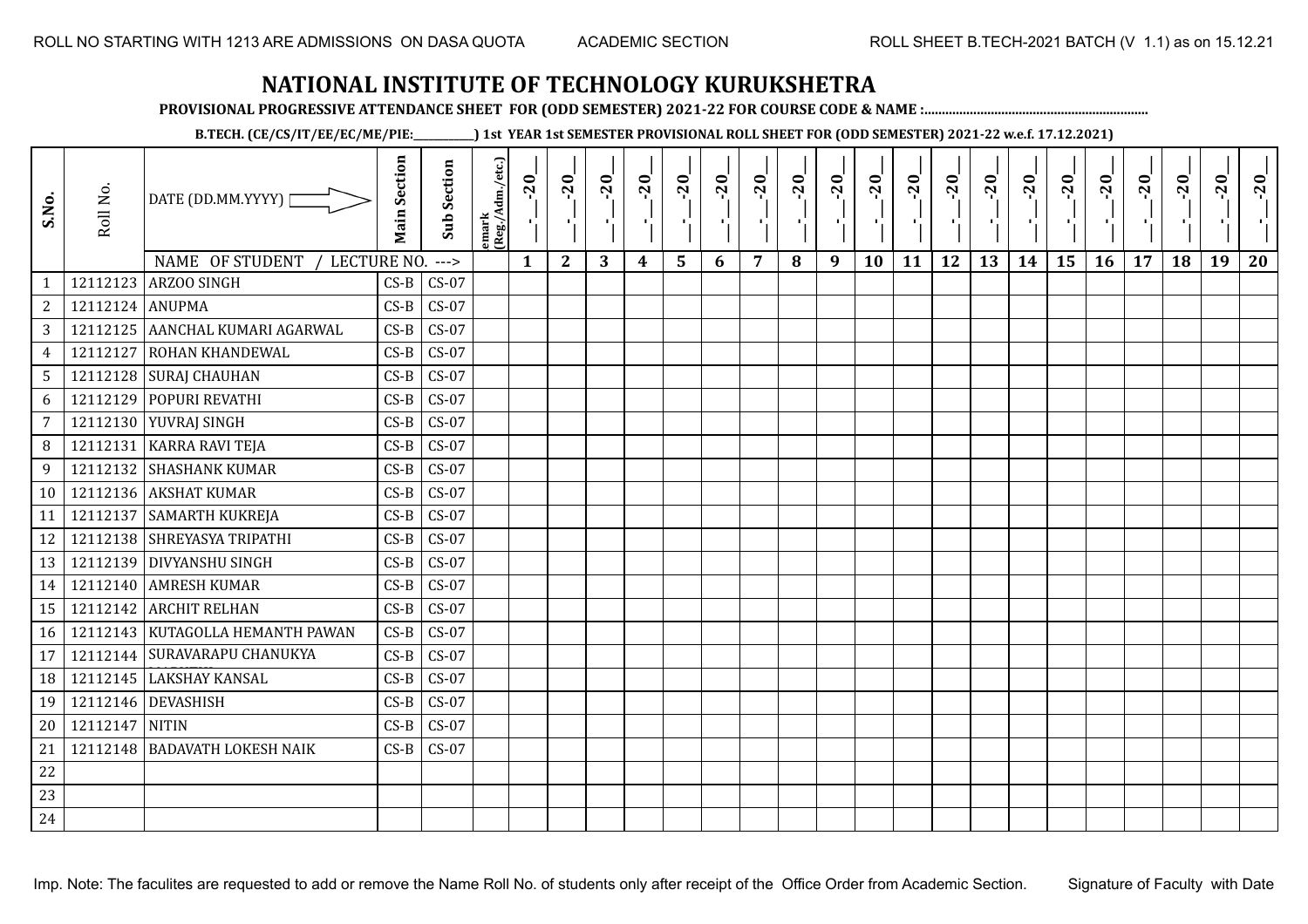ROLL NO STARTING WITH 1213 ARE ADMISSIONS ON DASA QUOTA ACADEMIC SECTION ROLL SHEET B.TECH-2021 BATCH (V 1.1) as on 15.12.21

# NATIONAL INSTITUTE OF TECHNOLOGY KURUKSHETRA

**PROVISIONAL PROGRESSIVE ATTENDANCE SHEET FOR (ODD SEMESTER) 2021-22 FOR COURSE CODE & NAME :..............................................................**

**B.TECH. (CE/CS/IT/EE/EC/ME/PIE:__________) 1st YEAR 1st SEMESTER PROVISIONAL ROLL SHEET FOR (ODD SEMESTER) 2021-22 w.e.f. 17.12.2021)**

| S.No. | Roll No. | DATE (DD.MM.YYYY) | Main Section | Sub Section | emark (Reg./Adm./etc.) | __-__-20__ | __-__-20__ | __-__-20__ | __-__-20__ | __-__-20__ | __-__-20__ | __-__-20__ | __-__-20__ | __-__-20__ | __-__-20__ | __-__-20__ | __-__-20__ | __-__-20__ | __-__-20__ | __-__-20__ | __-__-20__ | __-__-20__ | __-__-20__ | __-__-20__ | __-__-20__ |
|---|---|---|---|---|---|---|---|---|---|---|---|---|---|---|---|---|---|---|---|---|---|---|---|---|---|
| | | NAME OF STUDENT / LECTURE NO. ---> | | | | 1 | 2 | 3 | 4 | 5 | 6 | 7 | 8 | 9 | 10 | 11 | 12 | 13 | 14 | 15 | 16 | 17 | 18 | 19 | 20 |
| 1 | 12112123 | ARZOO SINGH | CS-B | CS-07 | | | | | | | | | | | | | | | | | | | | | |
| 2 | 12112124 | ANUPMA | CS-B | CS-07 | | | | | | | | | | | | | | | | | | | | | |
| 3 | 12112125 | AANCHAL KUMARI AGARWAL | CS-B | CS-07 | | | | | | | | | | | | | | | | | | | | | |
| 4 | 12112127 | ROHAN KHANDEWAL | CS-B | CS-07 | | | | | | | | | | | | | | | | | | | | | |
| 5 | 12112128 | SURAJ CHAUHAN | CS-B | CS-07 | | | | | | | | | | | | | | | | | | | | | |
| 6 | 12112129 | POPURI REVATHI | CS-B | CS-07 | | | | | | | | | | | | | | | | | | | | | |
| 7 | 12112130 | YUVRAJ SINGH | CS-B | CS-07 | | | | | | | | | | | | | | | | | | | | | |
| 8 | 12112131 | KARRA RAVI TEJA | CS-B | CS-07 | | | | | | | | | | | | | | | | | | | | | |
| 9 | 12112132 | SHASHANK KUMAR | CS-B | CS-07 | | | | | | | | | | | | | | | | | | | | | |
| 10 | 12112136 | AKSHAT KUMAR | CS-B | CS-07 | | | | | | | | | | | | | | | | | | | | | |
| 11 | 12112137 | SAMARTH KUKREJA | CS-B | CS-07 | | | | | | | | | | | | | | | | | | | | | |
| 12 | 12112138 | SHREYASYA TRIPATHI | CS-B | CS-07 | | | | | | | | | | | | | | | | | | | | | |
| 13 | 12112139 | DIVYANSHU SINGH | CS-B | CS-07 | | | | | | | | | | | | | | | | | | | | | |
| 14 | 12112140 | AMRESH KUMAR | CS-B | CS-07 | | | | | | | | | | | | | | | | | | | | | |
| 15 | 12112142 | ARCHIT RELHAN | CS-B | CS-07 | | | | | | | | | | | | | | | | | | | | | |
| 16 | 12112143 | KUTAGOLLA HEMANTH PAWAN | CS-B | CS-07 | | | | | | | | | | | | | | | | | | | | | |
| 17 | 12112144 | SURAVARAPU CHANUKYA | CS-B | CS-07 | | | | | | | | | | | | | | | | | | | | | |
| 18 | 12112145 | LAKSHAY KANSAL | CS-B | CS-07 | | | | | | | | | | | | | | | | | | | | | |
| 19 | 12112146 | DEVASHISH | CS-B | CS-07 | | | | | | | | | | | | | | | | | | | | | |
| 20 | 12112147 | NITIN | CS-B | CS-07 | | | | | | | | | | | | | | | | | | | | | |
| 21 | 12112148 | BADAVATH LOKESH NAIK | CS-B | CS-07 | | | | | | | | | | | | | | | | | | | | | |
| 22 | | | | | | | | | | | | | | | | | | | | | | | | | |
| 23 | | | | | | | | | | | | | | | | | | | | | | | | | |
| 24 | | | | | | | | | | | | | | | | | | | | | | | | | |

Imp. Note: The faculites are requested to add or remove the Name Roll No. of students only after receipt of the Office Order from Academic Section. Signature of Faculty with Date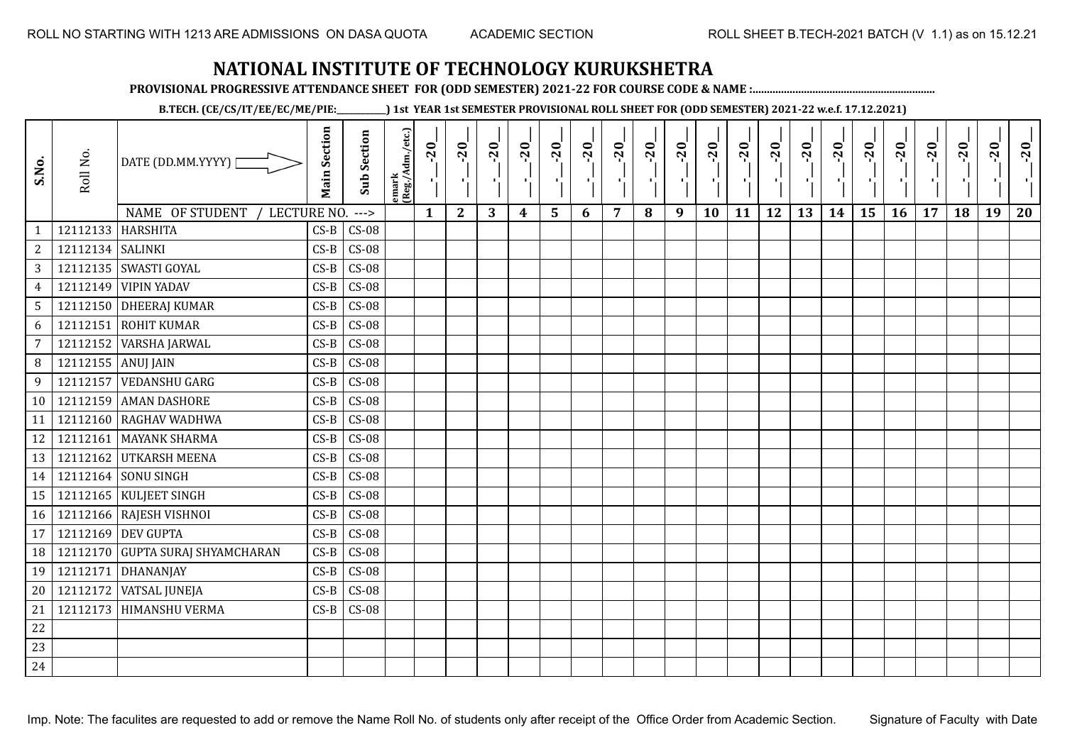ROLL NO STARTING WITH 1213 ARE ADMISSIONS ON DASA QUOTA    ACADEMIC SECTION    ROLL SHEET B.TECH-2021 BATCH (V 1.1) as on 15.12.21

# NATIONAL INSTITUTE OF TECHNOLOGY KURUKSHETRA

**PROVISIONAL PROGRESSIVE ATTENDANCE SHEET FOR (ODD SEMESTER) 2021-22 FOR COURSE CODE & NAME :..............................................................**

**B.TECH. (CE/CS/IT/EE/EC/ME/PIE:__________) 1st YEAR 1st SEMESTER PROVISIONAL ROLL SHEET FOR (ODD SEMESTER) 2021-22 w.e.f. 17.12.2021)**

| S.No. | Roll No. | DATE (DD.MM.YYYY) | Main Section | Sub Section | emark (Reg./Adm./etc.) | _-_-20_ | _-_-20_ | _-_-20_ | _-_-20_ | _-_-20_ | _-_-20_ | _-_-20_ | _-_-20_ | _-_-20_ | _-_-20_ | _-_-20_ | _-_-20_ | _-_-20_ | _-_-20_ | _-_-20_ | _-_-20_ | _-_-20_ | _-_-20_ | _-_-20_ | _-_-20_ |
|---|---|---|---|---|---|---|---|---|---|---|---|---|---|---|---|---|---|---|---|---|---|---|---|---|---|
| | | NAME OF STUDENT / LECTURE NO. ---> | | | | 1 | 2 | 3 | 4 | 5 | 6 | 7 | 8 | 9 | 10 | 11 | 12 | 13 | 14 | 15 | 16 | 17 | 18 | 19 | 20 |
| 1 | 12112133 | HARSHITA | CS-B | CS-08 | | | | | | | | | | | | | | | | | | | | | |
| 2 | 12112134 | SALINKI | CS-B | CS-08 | | | | | | | | | | | | | | | | | | | | | |
| 3 | 12112135 | SWASTI GOYAL | CS-B | CS-08 | | | | | | | | | | | | | | | | | | | | | |
| 4 | 12112149 | VIPIN YADAV | CS-B | CS-08 | | | | | | | | | | | | | | | | | | | | | |
| 5 | 12112150 | DHEERAJ KUMAR | CS-B | CS-08 | | | | | | | | | | | | | | | | | | | | | |
| 6 | 12112151 | ROHIT KUMAR | CS-B | CS-08 | | | | | | | | | | | | | | | | | | | | | |
| 7 | 12112152 | VARSHA JARWAL | CS-B | CS-08 | | | | | | | | | | | | | | | | | | | | | |
| 8 | 12112155 | ANUJ JAIN | CS-B | CS-08 | | | | | | | | | | | | | | | | | | | | | |
| 9 | 12112157 | VEDANSHU GARG | CS-B | CS-08 | | | | | | | | | | | | | | | | | | | | | |
| 10 | 12112159 | AMAN DASHORE | CS-B | CS-08 | | | | | | | | | | | | | | | | | | | | | |
| 11 | 12112160 | RAGHAV WADHWA | CS-B | CS-08 | | | | | | | | | | | | | | | | | | | | | |
| 12 | 12112161 | MAYANK SHARMA | CS-B | CS-08 | | | | | | | | | | | | | | | | | | | | | |
| 13 | 12112162 | UTKARSH MEENA | CS-B | CS-08 | | | | | | | | | | | | | | | | | | | | | |
| 14 | 12112164 | SONU SINGH | CS-B | CS-08 | | | | | | | | | | | | | | | | | | | | | |
| 15 | 12112165 | KULJEET SINGH | CS-B | CS-08 | | | | | | | | | | | | | | | | | | | | | |
| 16 | 12112166 | RAJESH VISHNOI | CS-B | CS-08 | | | | | | | | | | | | | | | | | | | | | |
| 17 | 12112169 | DEV GUPTA | CS-B | CS-08 | | | | | | | | | | | | | | | | | | | | | |
| 18 | 12112170 | GUPTA SURAJ SHYAMCHARAN | CS-B | CS-08 | | | | | | | | | | | | | | | | | | | | | |
| 19 | 12112171 | DHANANJAY | CS-B | CS-08 | | | | | | | | | | | | | | | | | | | | | |
| 20 | 12112172 | VATSAL JUNEJA | CS-B | CS-08 | | | | | | | | | | | | | | | | | | | | | |
| 21 | 12112173 | HIMANSHU VERMA | CS-B | CS-08 | | | | | | | | | | | | | | | | | | | | | |
| 22 | | | | | | | | | | | | | | | | | | | | | | | | | |
| 23 | | | | | | | | | | | | | | | | | | | | | | | | | |
| 24 | | | | | | | | | | | | | | | | | | | | | | | | | |

Imp. Note: The faculites are requested to add or remove the Name Roll No. of students only after receipt of the Office Order from Academic Section.    Signature of Faculty with Date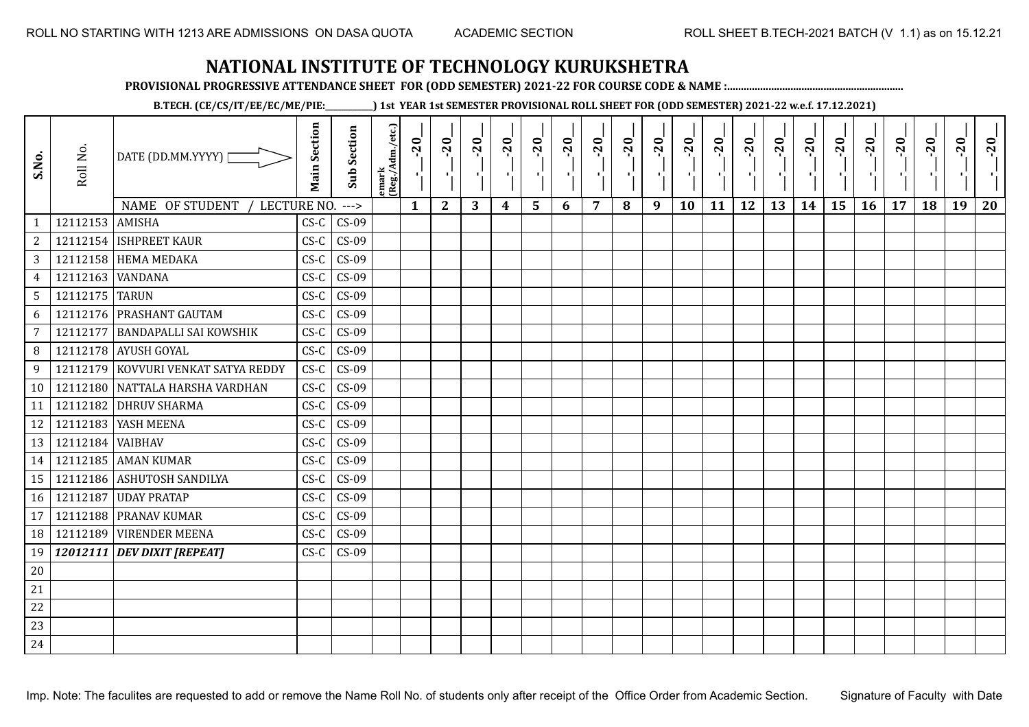# NATIONAL INSTITUTE OF TECHNOLOGY KURUKSHETRA

**PROVISIONAL PROGRESSIVE ATTENDANCE SHEET FOR (ODD SEMESTER) 2021-22 FOR COURSE CODE & NAME :..............................................................**

**B.TECH. (CE/CS/IT/EE/EC/ME/PIE:__________) 1st YEAR 1st SEMESTER PROVISIONAL ROLL SHEET FOR (ODD SEMESTER) 2021-22 w.e.f. 17.12.2021)**

| S.No. | Roll No. | DATE (DD.MM.YYYY) | Main Section | Sub Section | emark (Reg./Adm./etc.) | _-_-20_ | _-_-20_ | _-_-20_ | _-_-20_ | _-_-20_ | _-_-20_ | _-_-20_ | _-_-20_ | _-_-20_ | _-_-20_ | _-_-20_ | _-_-20_ | _-_-20_ | _-_-20_ | _-_-20_ | _-_-20_ | _-_-20_ | _-_-20_ | _-_-20_ | _-_-20_ |
|---|---|---|---|---|---|---|---|---|---|---|---|---|---|---|---|---|---|---|---|---|---|---|---|---|---|
| | | NAME OF STUDENT / LECTURE NO. ---> | | | | 1 | 2 | 3 | 4 | 5 | 6 | 7 | 8 | 9 | 10 | 11 | 12 | 13 | 14 | 15 | 16 | 17 | 18 | 19 | 20 |
| 1 | 12112153 | AMISHA | CS-C | CS-09 | | | | | | | | | | | | | | | | | | | | | |
| 2 | 12112154 | ISHPREET KAUR | CS-C | CS-09 | | | | | | | | | | | | | | | | | | | | | |
| 3 | 12112158 | HEMA MEDAKA | CS-C | CS-09 | | | | | | | | | | | | | | | | | | | | | |
| 4 | 12112163 | VANDANA | CS-C | CS-09 | | | | | | | | | | | | | | | | | | | | | |
| 5 | 12112175 | TARUN | CS-C | CS-09 | | | | | | | | | | | | | | | | | | | | | |
| 6 | 12112176 | PRASHANT GAUTAM | CS-C | CS-09 | | | | | | | | | | | | | | | | | | | | | |
| 7 | 12112177 | BANDAPALLI SAI KOWSHIK | CS-C | CS-09 | | | | | | | | | | | | | | | | | | | | | |
| 8 | 12112178 | AYUSH GOYAL | CS-C | CS-09 | | | | | | | | | | | | | | | | | | | | | |
| 9 | 12112179 | KOVVURI VENKAT SATYA REDDY | CS-C | CS-09 | | | | | | | | | | | | | | | | | | | | | |
| 10 | 12112180 | NATTALA HARSHA VARDHAN | CS-C | CS-09 | | | | | | | | | | | | | | | | | | | | | |
| 11 | 12112182 | DHRUV SHARMA | CS-C | CS-09 | | | | | | | | | | | | | | | | | | | | | |
| 12 | 12112183 | YASH MEENA | CS-C | CS-09 | | | | | | | | | | | | | | | | | | | | | |
| 13 | 12112184 | VAIBHAV | CS-C | CS-09 | | | | | | | | | | | | | | | | | | | | | |
| 14 | 12112185 | AMAN KUMAR | CS-C | CS-09 | | | | | | | | | | | | | | | | | | | | | |
| 15 | 12112186 | ASHUTOSH SANDILYA | CS-C | CS-09 | | | | | | | | | | | | | | | | | | | | | |
| 16 | 12112187 | UDAY PRATAP | CS-C | CS-09 | | | | | | | | | | | | | | | | | | | | | |
| 17 | 12112188 | PRANAV KUMAR | CS-C | CS-09 | | | | | | | | | | | | | | | | | | | | | |
| 18 | 12112189 | VIRENDER MEENA | CS-C | CS-09 | | | | | | | | | | | | | | | | | | | | | |
| 19 | ***12012111*** | ***DEV DIXIT [REPEAT]*** | CS-C | CS-09 | | | | | | | | | | | | | | | | | | | | | |
| 20 | | | | | | | | | | | | | | | | | | | | | | | | | |
| 21 | | | | | | | | | | | | | | | | | | | | | | | | | |
| 22 | | | | | | | | | | | | | | | | | | | | | | | | | |
| 23 | | | | | | | | | | | | | | | | | | | | | | | | | |
| 24 | | | | | | | | | | | | | | | | | | | | | | | | | |

Imp. Note: The faculites are requested to add or remove the Name Roll No. of students only after receipt of the Office Order from Academic Section.

Signature of Faculty with Date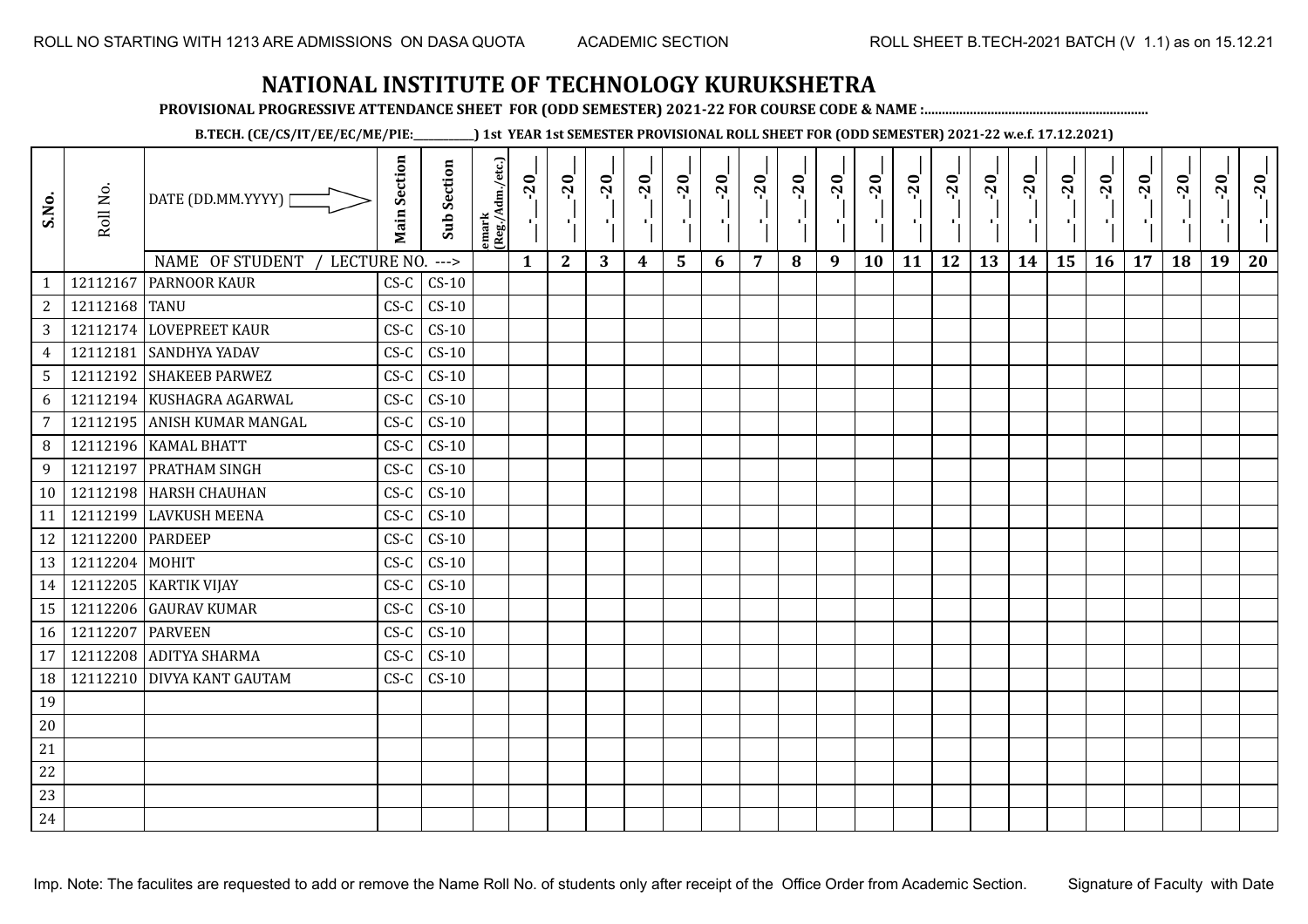ROLL NO STARTING WITH 1213 ARE ADMISSIONS ON DASA QUOTA ACADEMIC SECTION ROLL SHEET B.TECH-2021 BATCH (V 1.1) as on 15.12.21

# NATIONAL INSTITUTE OF TECHNOLOGY KURUKSHETRA

**PROVISIONAL PROGRESSIVE ATTENDANCE SHEET FOR (ODD SEMESTER) 2021-22 FOR COURSE CODE & NAME :..............................................................**

**B.TECH. (CE/CS/IT/EE/EC/ME/PIE:__________) 1st YEAR 1st SEMESTER PROVISIONAL ROLL SHEET FOR (ODD SEMESTER) 2021-22 w.e.f. 17.12.2021)**

| S.No. | Roll No. | DATE (DD.MM.YYYY) | Main Section | Sub Section | emark (Reg./Adm./etc.) | __-__-20__ | __-__-20__ | __-__-20__ | __-__-20__ | __-__-20__ | __-__-20__ | __-__-20__ | __-__-20__ | __-__-20__ | __-__-20__ | __-__-20__ | __-__-20__ | __-__-20__ | __-__-20__ | __-__-20__ | __-__-20__ | __-__-20__ | __-__-20__ | __-__-20__ | __-__-20__ |
|---|---|---|---|---|---|---|---|---|---|---|---|---|---|---|---|---|---|---|---|---|---|---|---|---|---|
| | | NAME OF STUDENT / LECTURE NO. ---> | | | | 1 | 2 | 3 | 4 | 5 | 6 | 7 | 8 | 9 | 10 | 11 | 12 | 13 | 14 | 15 | 16 | 17 | 18 | 19 | 20 |
| 1 | 12112167 | PARNOOR KAUR | CS-C | CS-10 | | | | | | | | | | | | | | | | | | | | | |
| 2 | 12112168 | TANU | CS-C | CS-10 | | | | | | | | | | | | | | | | | | | | | |
| 3 | 12112174 | LOVEPREET KAUR | CS-C | CS-10 | | | | | | | | | | | | | | | | | | | | | |
| 4 | 12112181 | SANDHYA YADAV | CS-C | CS-10 | | | | | | | | | | | | | | | | | | | | | |
| 5 | 12112192 | SHAKEEB PARWEZ | CS-C | CS-10 | | | | | | | | | | | | | | | | | | | | | |
| 6 | 12112194 | KUSHAGRA AGARWAL | CS-C | CS-10 | | | | | | | | | | | | | | | | | | | | | |
| 7 | 12112195 | ANISH KUMAR MANGAL | CS-C | CS-10 | | | | | | | | | | | | | | | | | | | | | |
| 8 | 12112196 | KAMAL BHATT | CS-C | CS-10 | | | | | | | | | | | | | | | | | | | | | |
| 9 | 12112197 | PRATHAM SINGH | CS-C | CS-10 | | | | | | | | | | | | | | | | | | | | | |
| 10 | 12112198 | HARSH CHAUHAN | CS-C | CS-10 | | | | | | | | | | | | | | | | | | | | | |
| 11 | 12112199 | LAVKUSH MEENA | CS-C | CS-10 | | | | | | | | | | | | | | | | | | | | | |
| 12 | 12112200 | PARDEEP | CS-C | CS-10 | | | | | | | | | | | | | | | | | | | | | |
| 13 | 12112204 | MOHIT | CS-C | CS-10 | | | | | | | | | | | | | | | | | | | | | |
| 14 | 12112205 | KARTIK VIJAY | CS-C | CS-10 | | | | | | | | | | | | | | | | | | | | | |
| 15 | 12112206 | GAURAV KUMAR | CS-C | CS-10 | | | | | | | | | | | | | | | | | | | | | |
| 16 | 12112207 | PARVEEN | CS-C | CS-10 | | | | | | | | | | | | | | | | | | | | | |
| 17 | 12112208 | ADITYA SHARMA | CS-C | CS-10 | | | | | | | | | | | | | | | | | | | | | |
| 18 | 12112210 | DIVYA KANT GAUTAM | CS-C | CS-10 | | | | | | | | | | | | | | | | | | | | | |
| 19 | | | | | | | | | | | | | | | | | | | | | | | | | |
| 20 | | | | | | | | | | | | | | | | | | | | | | | | | |
| 21 | | | | | | | | | | | | | | | | | | | | | | | | | |
| 22 | | | | | | | | | | | | | | | | | | | | | | | | | |
| 23 | | | | | | | | | | | | | | | | | | | | | | | | | |
| 24 | | | | | | | | | | | | | | | | | | | | | | | | | |

Imp. Note: The faculites are requested to add or remove the Name Roll No. of students only after receipt of the Office Order from Academic Section. Signature of Faculty with Date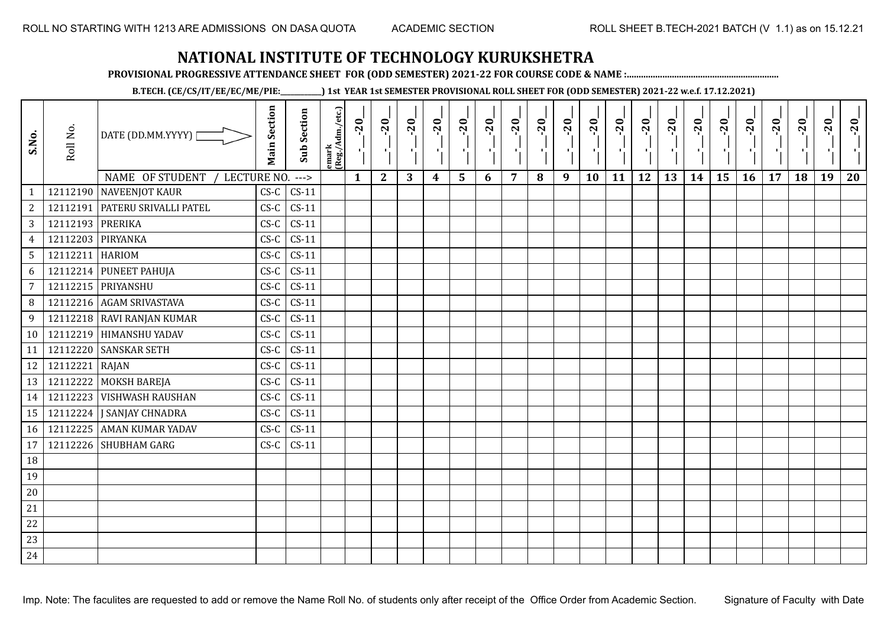ROLL NO STARTING WITH 1213 ARE ADMISSIONS ON DASA QUOTA ACADEMIC SECTION ROLL SHEET B.TECH-2021 BATCH (V 1.1) as on 15.12.21

# NATIONAL INSTITUTE OF TECHNOLOGY KURUKSHETRA

**PROVISIONAL PROGRESSIVE ATTENDANCE SHEET FOR (ODD SEMESTER) 2021-22 FOR COURSE CODE & NAME :................................................................**

**B.TECH. (CE/CS/IT/EE/EC/ME/PIE:__________) 1st YEAR 1st SEMESTER PROVISIONAL ROLL SHEET FOR (ODD SEMESTER) 2021-22 w.e.f. 17.12.2021)**

| S.No. | Roll No. | DATE (DD.MM.YYYY) | Main Section | Sub Section | emark (Reg./Adm./etc.) | __-__-20__ | __-__-20__ | __-__-20__ | __-__-20__ | __-__-20__ | __-__-20__ | __-__-20__ | __-__-20__ | __-__-20__ | __-__-20__ | __-__-20__ | __-__-20__ | __-__-20__ | __-__-20__ | __-__-20__ | __-__-20__ | __-__-20__ | __-__-20__ | __-__-20__ | __-__-20__ |
|---|---|---|---|---|---|---|---|---|---|---|---|---|---|---|---|---|---|---|---|---|---|---|---|---|---|
| | | NAME OF STUDENT / LECTURE NO. ---> | | | | 1 | 2 | 3 | 4 | 5 | 6 | 7 | 8 | 9 | 10 | 11 | 12 | 13 | 14 | 15 | 16 | 17 | 18 | 19 | 20 |
| 1 | 12112190 | NAVEENJOT KAUR | CS-C | CS-11 | | | | | | | | | | | | | | | | | | | | | |
| 2 | 12112191 | PATERU SRIVALLI PATEL | CS-C | CS-11 | | | | | | | | | | | | | | | | | | | | | |
| 3 | 12112193 | PRERIKA | CS-C | CS-11 | | | | | | | | | | | | | | | | | | | | | |
| 4 | 12112203 | PIRYANKA | CS-C | CS-11 | | | | | | | | | | | | | | | | | | | | | |
| 5 | 12112211 | HARIOM | CS-C | CS-11 | | | | | | | | | | | | | | | | | | | | | |
| 6 | 12112214 | PUNEET PAHUJA | CS-C | CS-11 | | | | | | | | | | | | | | | | | | | | | |
| 7 | 12112215 | PRIYANSHU | CS-C | CS-11 | | | | | | | | | | | | | | | | | | | | | |
| 8 | 12112216 | AGAM SRIVASTAVA | CS-C | CS-11 | | | | | | | | | | | | | | | | | | | | | |
| 9 | 12112218 | RAVI RANJAN KUMAR | CS-C | CS-11 | | | | | | | | | | | | | | | | | | | | | |
| 10 | 12112219 | HIMANSHU YADAV | CS-C | CS-11 | | | | | | | | | | | | | | | | | | | | | |
| 11 | 12112220 | SANSKAR SETH | CS-C | CS-11 | | | | | | | | | | | | | | | | | | | | | |
| 12 | 12112221 | RAJAN | CS-C | CS-11 | | | | | | | | | | | | | | | | | | | | | |
| 13 | 12112222 | MOKSH BAREJA | CS-C | CS-11 | | | | | | | | | | | | | | | | | | | | | |
| 14 | 12112223 | VISHWASH RAUSHAN | CS-C | CS-11 | | | | | | | | | | | | | | | | | | | | | |
| 15 | 12112224 | J SANJAY CHNADRA | CS-C | CS-11 | | | | | | | | | | | | | | | | | | | | | |
| 16 | 12112225 | AMAN KUMAR YADAV | CS-C | CS-11 | | | | | | | | | | | | | | | | | | | | | |
| 17 | 12112226 | SHUBHAM GARG | CS-C | CS-11 | | | | | | | | | | | | | | | | | | | | | |
| 18 | | | | | | | | | | | | | | | | | | | | | | | | | |
| 19 | | | | | | | | | | | | | | | | | | | | | | | | | |
| 20 | | | | | | | | | | | | | | | | | | | | | | | | | |
| 21 | | | | | | | | | | | | | | | | | | | | | | | | | |
| 22 | | | | | | | | | | | | | | | | | | | | | | | | | |
| 23 | | | | | | | | | | | | | | | | | | | | | | | | | |
| 24 | | | | | | | | | | | | | | | | | | | | | | | | | |

Imp. Note: The faculites are requested to add or remove the Name Roll No. of students only after receipt of the Office Order from Academic Section. Signature of Faculty with Date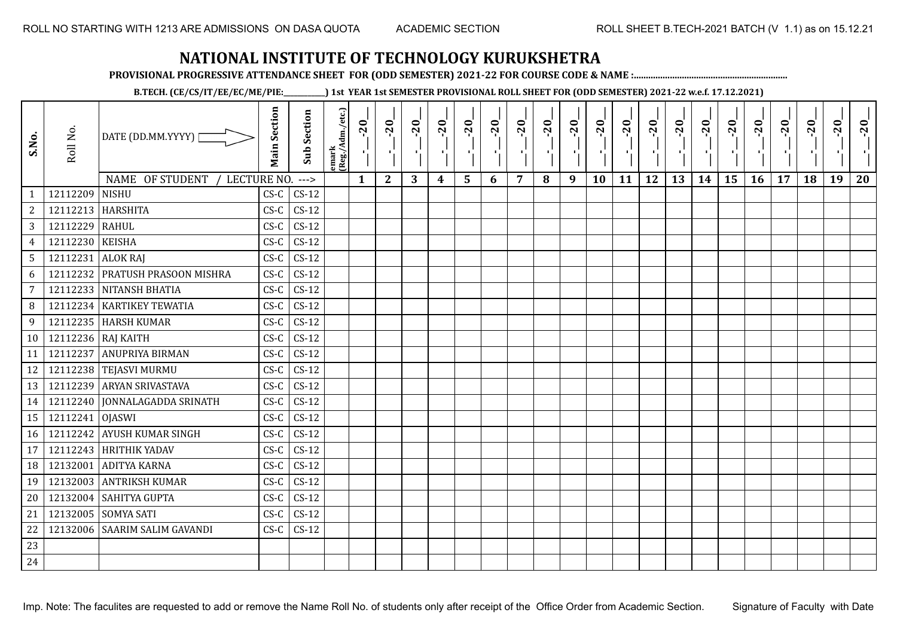ROLL NO STARTING WITH 1213 ARE ADMISSIONS ON DASA QUOTA ACADEMIC SECTION ROLL SHEET B.TECH-2021 BATCH (V 1.1) as on 15.12.21

# NATIONAL INSTITUTE OF TECHNOLOGY KURUKSHETRA

**PROVISIONAL PROGRESSIVE ATTENDANCE SHEET FOR (ODD SEMESTER) 2021-22 FOR COURSE CODE & NAME :..............................................................**

**B.TECH. (CE/CS/IT/EE/EC/ME/PIE:___________) 1st YEAR 1st SEMESTER PROVISIONAL ROLL SHEET FOR (ODD SEMESTER) 2021-22 w.e.f. 17.12.2021)**

| S.No. | Roll No. | DATE (DD.MM.YYYY) | Main Section | Sub Section | emark (Reg./Adm./etc.) | __-__-20__ | __-__-20__ | __-__-20__ | __-__-20__ | __-__-20__ | __-__-20__ | __-__-20__ | __-__-20__ | __-__-20__ | __-__-20__ | __-__-20__ | __-__-20__ | __-__-20__ | __-__-20__ | __-__-20__ | __-__-20__ | __-__-20__ | __-__-20__ | __-__-20__ | __-__-20__ |
|---|---|---|---|---|---|---|---|---|---|---|---|---|---|---|---|---|---|---|---|---|---|---|---|---|---|
| | | NAME OF STUDENT / LECTURE NO. ---> | | | | 1 | 2 | 3 | 4 | 5 | 6 | 7 | 8 | 9 | 10 | 11 | 12 | 13 | 14 | 15 | 16 | 17 | 18 | 19 | 20 |
| 1 | 12112209 | NISHU | CS-C | CS-12 | | | | | | | | | | | | | | | | | | | | | |
| 2 | 12112213 | HARSHITA | CS-C | CS-12 | | | | | | | | | | | | | | | | | | | | | |
| 3 | 12112229 | RAHUL | CS-C | CS-12 | | | | | | | | | | | | | | | | | | | | | |
| 4 | 12112230 | KEISHA | CS-C | CS-12 | | | | | | | | | | | | | | | | | | | | | |
| 5 | 12112231 | ALOK RAJ | CS-C | CS-12 | | | | | | | | | | | | | | | | | | | | | |
| 6 | 12112232 | PRATUSH PRASOON MISHRA | CS-C | CS-12 | | | | | | | | | | | | | | | | | | | | | |
| 7 | 12112233 | NITANSH BHATIA | CS-C | CS-12 | | | | | | | | | | | | | | | | | | | | | |
| 8 | 12112234 | KARTIKEY TEWATIA | CS-C | CS-12 | | | | | | | | | | | | | | | | | | | | | |
| 9 | 12112235 | HARSH KUMAR | CS-C | CS-12 | | | | | | | | | | | | | | | | | | | | | |
| 10 | 12112236 | RAJ KAITH | CS-C | CS-12 | | | | | | | | | | | | | | | | | | | | | |
| 11 | 12112237 | ANUPRIYA BIRMAN | CS-C | CS-12 | | | | | | | | | | | | | | | | | | | | | |
| 12 | 12112238 | TEJASVI MURMU | CS-C | CS-12 | | | | | | | | | | | | | | | | | | | | | |
| 13 | 12112239 | ARYAN SRIVASTAVA | CS-C | CS-12 | | | | | | | | | | | | | | | | | | | | | |
| 14 | 12112240 | JONNALAGADDA SRINATH | CS-C | CS-12 | | | | | | | | | | | | | | | | | | | | | |
| 15 | 12112241 | OJASWI | CS-C | CS-12 | | | | | | | | | | | | | | | | | | | | | |
| 16 | 12112242 | AYUSH KUMAR SINGH | CS-C | CS-12 | | | | | | | | | | | | | | | | | | | | | |
| 17 | 12112243 | HRITHIK YADAV | CS-C | CS-12 | | | | | | | | | | | | | | | | | | | | | |
| 18 | 12132001 | ADITYA KARNA | CS-C | CS-12 | | | | | | | | | | | | | | | | | | | | | |
| 19 | 12132003 | ANTRIKSH KUMAR | CS-C | CS-12 | | | | | | | | | | | | | | | | | | | | | |
| 20 | 12132004 | SAHITYA GUPTA | CS-C | CS-12 | | | | | | | | | | | | | | | | | | | | | |
| 21 | 12132005 | SOMYA SATI | CS-C | CS-12 | | | | | | | | | | | | | | | | | | | | | |
| 22 | 12132006 | SAARIM SALIM GAVANDI | CS-C | CS-12 | | | | | | | | | | | | | | | | | | | | | |
| 23 | | | | | | | | | | | | | | | | | | | | | | | | | |
| 24 | | | | | | | | | | | | | | | | | | | | | | | | | |

Imp. Note: The faculites are requested to add or remove the Name Roll No. of students only after receipt of the Office Order from Academic Section. Signature of Faculty with Date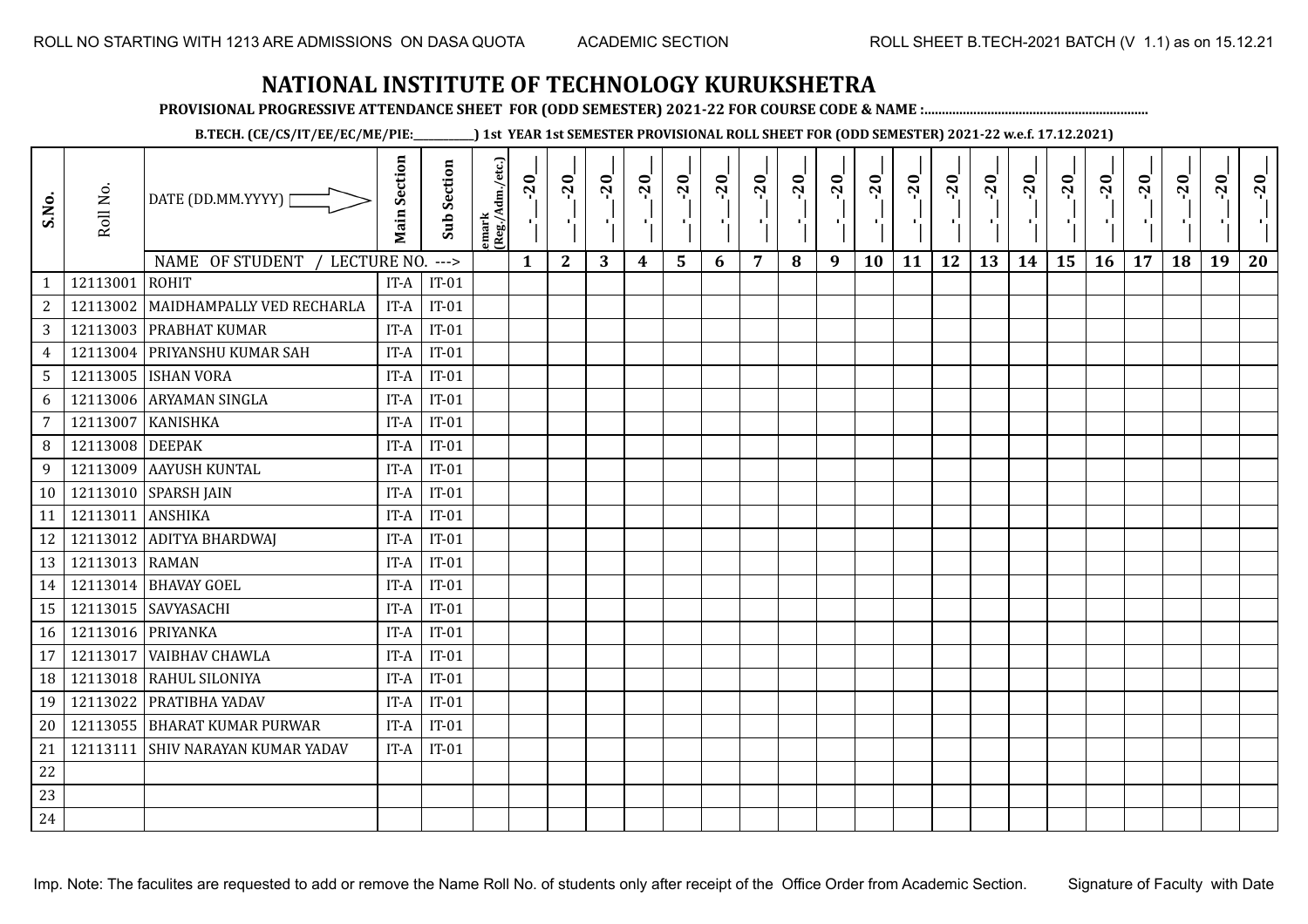ROLL NO STARTING WITH 1213 ARE ADMISSIONS ON DASA QUOTA    ACADEMIC SECTION    ROLL SHEET B.TECH-2021 BATCH (V 1.1) as on 15.12.21

# NATIONAL INSTITUTE OF TECHNOLOGY KURUKSHETRA

**PROVISIONAL PROGRESSIVE ATTENDANCE SHEET FOR (ODD SEMESTER) 2021-22 FOR COURSE CODE & NAME :..............................................................**

**B.TECH. (CE/CS/IT/EE/EC/ME/PIE:__________) 1st YEAR 1st SEMESTER PROVISIONAL ROLL SHEET FOR (ODD SEMESTER) 2021-22 w.e.f. 17.12.2021)**

| S.No. | Roll No. | DATE (DD.MM.YYYY) | Main Section | Sub Section | emark (Reg./Adm./etc.) | __-__-20__ | __-__-20__ | __-__-20__ | __-__-20__ | __-__-20__ | __-__-20__ | __-__-20__ | __-__-20__ | __-__-20__ | __-__-20__ | __-__-20__ | __-__-20__ | __-__-20__ | __-__-20__ | __-__-20__ | __-__-20__ | __-__-20__ | __-__-20__ | __-__-20__ | __-__-20__ |
|---|---|---|---|---|---|---|---|---|---|---|---|---|---|---|---|---|---|---|---|---|---|---|---|---|---|
| | | NAME OF STUDENT / LECTURE NO. ---> | | | | 1 | 2 | 3 | 4 | 5 | 6 | 7 | 8 | 9 | 10 | 11 | 12 | 13 | 14 | 15 | 16 | 17 | 18 | 19 | 20 |
| 1 | 12113001 | ROHIT | IT-A | IT-01 | | | | | | | | | | | | | | | | | | | | | |
| 2 | 12113002 | MAIDHAMPALLY VED RECHARLA | IT-A | IT-01 | | | | | | | | | | | | | | | | | | | | | |
| 3 | 12113003 | PRABHAT KUMAR | IT-A | IT-01 | | | | | | | | | | | | | | | | | | | | | |
| 4 | 12113004 | PRIYANSHU KUMAR SAH | IT-A | IT-01 | | | | | | | | | | | | | | | | | | | | | |
| 5 | 12113005 | ISHAN VORA | IT-A | IT-01 | | | | | | | | | | | | | | | | | | | | | |
| 6 | 12113006 | ARYAMAN SINGLA | IT-A | IT-01 | | | | | | | | | | | | | | | | | | | | | |
| 7 | 12113007 | KANISHKA | IT-A | IT-01 | | | | | | | | | | | | | | | | | | | | | |
| 8 | 12113008 | DEEPAK | IT-A | IT-01 | | | | | | | | | | | | | | | | | | | | | |
| 9 | 12113009 | AAYUSH KUNTAL | IT-A | IT-01 | | | | | | | | | | | | | | | | | | | | | |
| 10 | 12113010 | SPARSH JAIN | IT-A | IT-01 | | | | | | | | | | | | | | | | | | | | | |
| 11 | 12113011 | ANSHIKA | IT-A | IT-01 | | | | | | | | | | | | | | | | | | | | | |
| 12 | 12113012 | ADITYA BHARDWAJ | IT-A | IT-01 | | | | | | | | | | | | | | | | | | | | | |
| 13 | 12113013 | RAMAN | IT-A | IT-01 | | | | | | | | | | | | | | | | | | | | | |
| 14 | 12113014 | BHAVAY GOEL | IT-A | IT-01 | | | | | | | | | | | | | | | | | | | | | |
| 15 | 12113015 | SAVYASACHI | IT-A | IT-01 | | | | | | | | | | | | | | | | | | | | | |
| 16 | 12113016 | PRIYANKA | IT-A | IT-01 | | | | | | | | | | | | | | | | | | | | | |
| 17 | 12113017 | VAIBHAV CHAWLA | IT-A | IT-01 | | | | | | | | | | | | | | | | | | | | | |
| 18 | 12113018 | RAHUL SILONIYA | IT-A | IT-01 | | | | | | | | | | | | | | | | | | | | | |
| 19 | 12113022 | PRATIBHA YADAV | IT-A | IT-01 | | | | | | | | | | | | | | | | | | | | | |
| 20 | 12113055 | BHARAT KUMAR PURWAR | IT-A | IT-01 | | | | | | | | | | | | | | | | | | | | | |
| 21 | 12113111 | SHIV NARAYAN KUMAR YADAV | IT-A | IT-01 | | | | | | | | | | | | | | | | | | | | | |
| 22 | | | | | | | | | | | | | | | | | | | | | | | | | |
| 23 | | | | | | | | | | | | | | | | | | | | | | | | | |
| 24 | | | | | | | | | | | | | | | | | | | | | | | | | |

Imp. Note: The faculites are requested to add or remove the Name Roll No. of students only after receipt of the Office Order from Academic Section.    Signature of Faculty with Date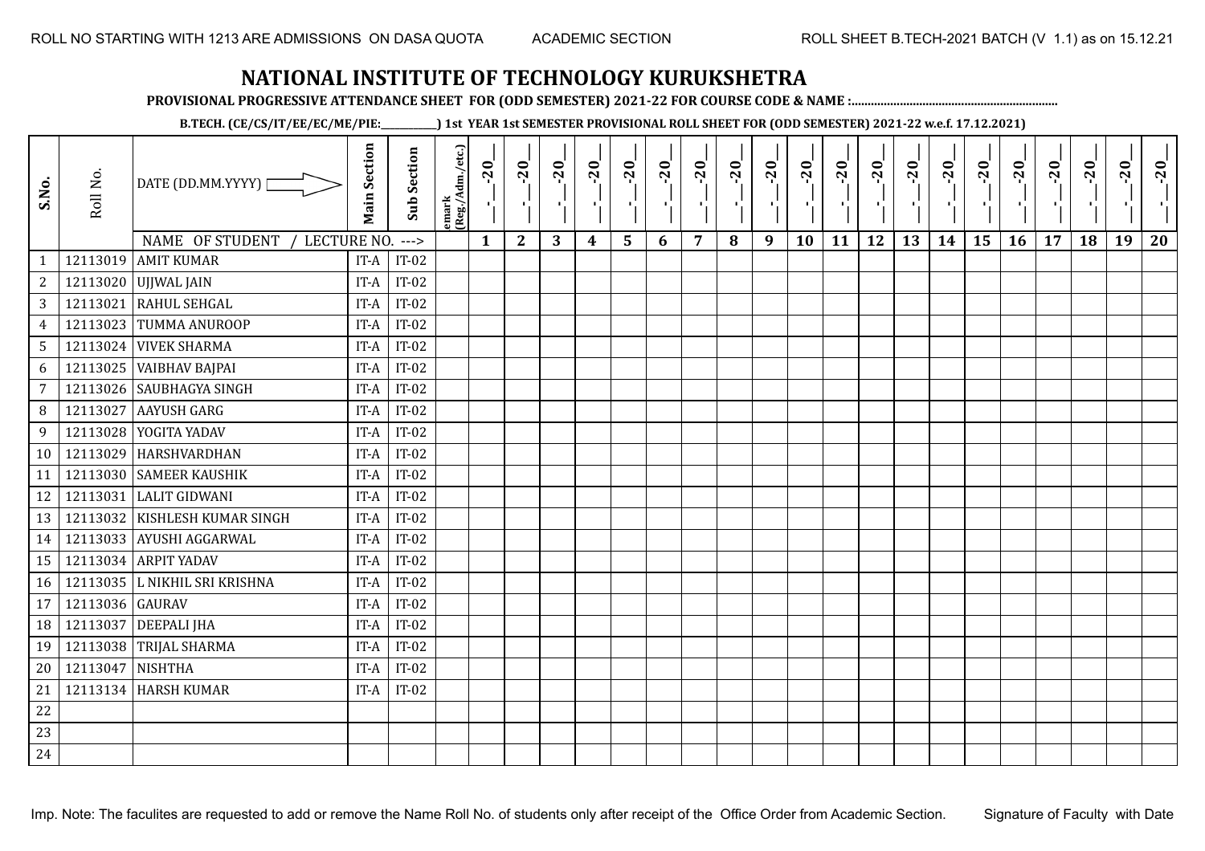ROLL NO STARTING WITH 1213 ARE ADMISSIONS ON DASA QUOTA ACADEMIC SECTION ROLL SHEET B.TECH-2021 BATCH (V 1.1) as on 15.12.21

# NATIONAL INSTITUTE OF TECHNOLOGY KURUKSHETRA

**PROVISIONAL PROGRESSIVE ATTENDANCE SHEET FOR (ODD SEMESTER) 2021-22 FOR COURSE CODE & NAME :..............................................................**

**B.TECH. (CE/CS/IT/EE/EC/ME/PIE:___________) 1st YEAR 1st SEMESTER PROVISIONAL ROLL SHEET FOR (ODD SEMESTER) 2021-22 w.e.f. 17.12.2021)**

| S.No. | Roll No. | DATE (DD.MM.YYYY) | Main Section | Sub Section | emark (Reg./Adm./etc.) | _-_-20_ | _-_-20_ | _-_-20_ | _-_-20_ | _-_-20_ | _-_-20_ | _-_-20_ | _-_-20_ | _-_-20_ | _-_-20_ | _-_-20_ | _-_-20_ | _-_-20_ | _-_-20_ | _-_-20_ | _-_-20_ | _-_-20_ | _-_-20_ | _-_-20_ | _-_-20_ |
|---|---|---|---|---|---|---|---|---|---|---|---|---|---|---|---|---|---|---|---|---|---|---|---|---|---|
| | | NAME OF STUDENT / LECTURE NO. ---> | | | | 1 | 2 | 3 | 4 | 5 | 6 | 7 | 8 | 9 | 10 | 11 | 12 | 13 | 14 | 15 | 16 | 17 | 18 | 19 | 20 |
| 1 | 12113019 | AMIT KUMAR | IT-A | IT-02 | | | | | | | | | | | | | | | | | | | | | |
| 2 | 12113020 | UJJWAL JAIN | IT-A | IT-02 | | | | | | | | | | | | | | | | | | | | | |
| 3 | 12113021 | RAHUL SEHGAL | IT-A | IT-02 | | | | | | | | | | | | | | | | | | | | | |
| 4 | 12113023 | TUMMA ANUROOP | IT-A | IT-02 | | | | | | | | | | | | | | | | | | | | | |
| 5 | 12113024 | VIVEK SHARMA | IT-A | IT-02 | | | | | | | | | | | | | | | | | | | | | |
| 6 | 12113025 | VAIBHAV BAJPAI | IT-A | IT-02 | | | | | | | | | | | | | | | | | | | | | |
| 7 | 12113026 | SAUBHAGYA SINGH | IT-A | IT-02 | | | | | | | | | | | | | | | | | | | | | |
| 8 | 12113027 | AAYUSH GARG | IT-A | IT-02 | | | | | | | | | | | | | | | | | | | | | |
| 9 | 12113028 | YOGITA YADAV | IT-A | IT-02 | | | | | | | | | | | | | | | | | | | | | |
| 10 | 12113029 | HARSHVARDHAN | IT-A | IT-02 | | | | | | | | | | | | | | | | | | | | | |
| 11 | 12113030 | SAMEER KAUSHIK | IT-A | IT-02 | | | | | | | | | | | | | | | | | | | | | |
| 12 | 12113031 | LALIT GIDWANI | IT-A | IT-02 | | | | | | | | | | | | | | | | | | | | | |
| 13 | 12113032 | KISHLESH KUMAR SINGH | IT-A | IT-02 | | | | | | | | | | | | | | | | | | | | | |
| 14 | 12113033 | AYUSHI AGGARWAL | IT-A | IT-02 | | | | | | | | | | | | | | | | | | | | | |
| 15 | 12113034 | ARPIT YADAV | IT-A | IT-02 | | | | | | | | | | | | | | | | | | | | | |
| 16 | 12113035 | L NIKHIL SRI KRISHNA | IT-A | IT-02 | | | | | | | | | | | | | | | | | | | | | |
| 17 | 12113036 | GAURAV | IT-A | IT-02 | | | | | | | | | | | | | | | | | | | | | |
| 18 | 12113037 | DEEPALI JHA | IT-A | IT-02 | | | | | | | | | | | | | | | | | | | | | |
| 19 | 12113038 | TRIJAL SHARMA | IT-A | IT-02 | | | | | | | | | | | | | | | | | | | | | |
| 20 | 12113047 | NISHTHA | IT-A | IT-02 | | | | | | | | | | | | | | | | | | | | | |
| 21 | 12113134 | HARSH KUMAR | IT-A | IT-02 | | | | | | | | | | | | | | | | | | | | | |
| 22 | | | | | | | | | | | | | | | | | | | | | | | | | |
| 23 | | | | | | | | | | | | | | | | | | | | | | | | | |
| 24 | | | | | | | | | | | | | | | | | | | | | | | | | |

Imp. Note: The faculites are requested to add or remove the Name Roll No. of students only after receipt of the Office Order from Academic Section. Signature of Faculty with Date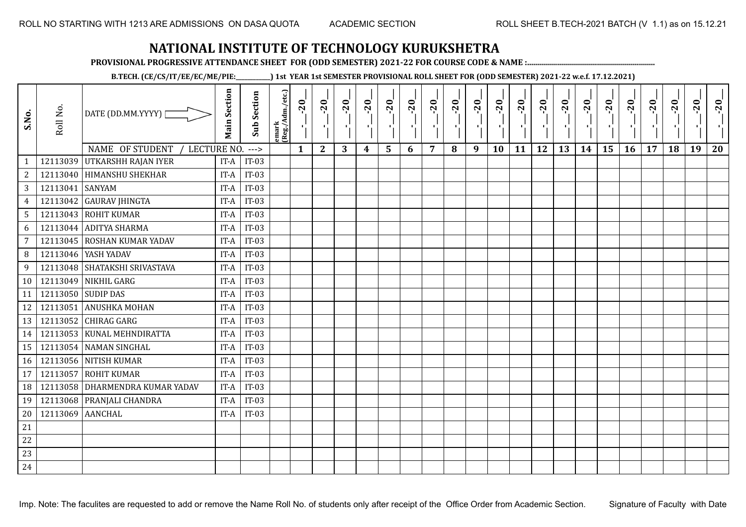ROLL NO STARTING WITH 1213 ARE ADMISSIONS ON DASA QUOTA ACADEMIC SECTION ROLL SHEET B.TECH-2021 BATCH (V 1.1) as on 15.12.21

# NATIONAL INSTITUTE OF TECHNOLOGY KURUKSHETRA

**PROVISIONAL PROGRESSIVE ATTENDANCE SHEET FOR (ODD SEMESTER) 2021-22 FOR COURSE CODE & NAME :..............................................................**

**B.TECH. (CE/CS/IT/EE/EC/ME/PIE:__________) 1st YEAR 1st SEMESTER PROVISIONAL ROLL SHEET FOR (ODD SEMESTER) 2021-22 w.e.f. 17.12.2021)**

| S.No. | Roll No. | DATE (DD.MM.YYYY) | Main Section | Sub Section | emark (Reg./Adm./etc.) | _-_-20_ | _-_-20_ | _-_-20_ | _-_-20_ | _-_-20_ | _-_-20_ | _-_-20_ | _-_-20_ | _-_-20_ | _-_-20_ | _-_-20_ | _-_-20_ | _-_-20_ | _-_-20_ | _-_-20_ | _-_-20_ | _-_-20_ | _-_-20_ | _-_-20_ | _-_-20_ |
|---|---|---|---|---|---|---|---|---|---|---|---|---|---|---|---|---|---|---|---|---|---|---|---|---|---|
| | | NAME OF STUDENT / LECTURE NO. ---> | | | | 1 | 2 | 3 | 4 | 5 | 6 | 7 | 8 | 9 | 10 | 11 | 12 | 13 | 14 | 15 | 16 | 17 | 18 | 19 | 20 |
| 1 | 12113039 | UTKARSHH RAJAN IYER | IT-A | IT-03 | | | | | | | | | | | | | | | | | | | | | |
| 2 | 12113040 | HIMANSHU SHEKHAR | IT-A | IT-03 | | | | | | | | | | | | | | | | | | | | | |
| 3 | 12113041 | SANYAM | IT-A | IT-03 | | | | | | | | | | | | | | | | | | | | | |
| 4 | 12113042 | GAURAV JHINGTA | IT-A | IT-03 | | | | | | | | | | | | | | | | | | | | | |
| 5 | 12113043 | ROHIT KUMAR | IT-A | IT-03 | | | | | | | | | | | | | | | | | | | | | |
| 6 | 12113044 | ADITYA SHARMA | IT-A | IT-03 | | | | | | | | | | | | | | | | | | | | | |
| 7 | 12113045 | ROSHAN KUMAR YADAV | IT-A | IT-03 | | | | | | | | | | | | | | | | | | | | | |
| 8 | 12113046 | YASH YADAV | IT-A | IT-03 | | | | | | | | | | | | | | | | | | | | | |
| 9 | 12113048 | SHATAKSHI SRIVASTAVA | IT-A | IT-03 | | | | | | | | | | | | | | | | | | | | | |
| 10 | 12113049 | NIKHIL GARG | IT-A | IT-03 | | | | | | | | | | | | | | | | | | | | | |
| 11 | 12113050 | SUDIP DAS | IT-A | IT-03 | | | | | | | | | | | | | | | | | | | | | |
| 12 | 12113051 | ANUSHKA MOHAN | IT-A | IT-03 | | | | | | | | | | | | | | | | | | | | | |
| 13 | 12113052 | CHIRAG GARG | IT-A | IT-03 | | | | | | | | | | | | | | | | | | | | | |
| 14 | 12113053 | KUNAL MEHNDIRATTA | IT-A | IT-03 | | | | | | | | | | | | | | | | | | | | | |
| 15 | 12113054 | NAMAN SINGHAL | IT-A | IT-03 | | | | | | | | | | | | | | | | | | | | | |
| 16 | 12113056 | NITISH KUMAR | IT-A | IT-03 | | | | | | | | | | | | | | | | | | | | | |
| 17 | 12113057 | ROHIT KUMAR | IT-A | IT-03 | | | | | | | | | | | | | | | | | | | | | |
| 18 | 12113058 | DHARMENDRA KUMAR YADAV | IT-A | IT-03 | | | | | | | | | | | | | | | | | | | | | |
| 19 | 12113068 | PRANJALI CHANDRA | IT-A | IT-03 | | | | | | | | | | | | | | | | | | | | | |
| 20 | 12113069 | AANCHAL | IT-A | IT-03 | | | | | | | | | | | | | | | | | | | | | |
| 21 | | | | | | | | | | | | | | | | | | | | | | | | | |
| 22 | | | | | | | | | | | | | | | | | | | | | | | | | |
| 23 | | | | | | | | | | | | | | | | | | | | | | | | | |
| 24 | | | | | | | | | | | | | | | | | | | | | | | | | |

Imp. Note: The faculites are requested to add or remove the Name Roll No. of students only after receipt of the Office Order from Academic Section. Signature of Faculty with Date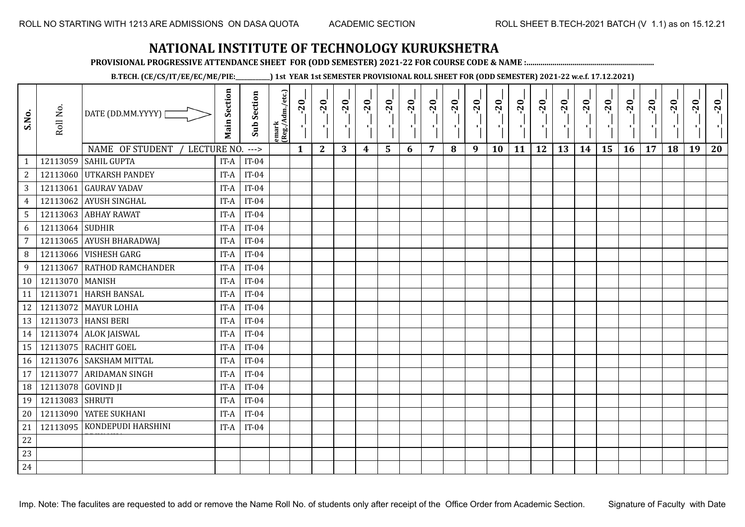ROLL NO STARTING WITH 1213 ARE ADMISSIONS ON DASA QUOTA    ACADEMIC SECTION    ROLL SHEET B.TECH-2021 BATCH (V 1.1) as on 15.12.21

# NATIONAL INSTITUTE OF TECHNOLOGY KURUKSHETRA

**PROVISIONAL PROGRESSIVE ATTENDANCE SHEET FOR (ODD SEMESTER) 2021-22 FOR COURSE CODE & NAME :..............................................................**

**B.TECH. (CE/CS/IT/EE/EC/ME/PIE:__________) 1st YEAR 1st SEMESTER PROVISIONAL ROLL SHEET FOR (ODD SEMESTER) 2021-22 w.e.f. 17.12.2021)**

| S.No. | Roll No. | DATE (DD.MM.YYYY) | Main Section | Sub Section | emark (Reg./Adm./etc.) | _-_-20_ | _-_-20_ | _-_-20_ | _-_-20_ | _-_-20_ | _-_-20_ | _-_-20_ | _-_-20_ | _-_-20_ | _-_-20_ | _-_-20_ | _-_-20_ | _-_-20_ | _-_-20_ | _-_-20_ | _-_-20_ | _-_-20_ | _-_-20_ | _-_-20_ | _-_-20_ |
|---|---|---|---|---|---|---|---|---|---|---|---|---|---|---|---|---|---|---|---|---|---|---|---|---|---|
| | | NAME OF STUDENT / LECTURE NO. ---> | | | | 1 | 2 | 3 | 4 | 5 | 6 | 7 | 8 | 9 | 10 | 11 | 12 | 13 | 14 | 15 | 16 | 17 | 18 | 19 | 20 |
| 1 | 12113059 | SAHIL GUPTA | IT-A | IT-04 | | | | | | | | | | | | | | | | | | | | | |
| 2 | 12113060 | UTKARSH PANDEY | IT-A | IT-04 | | | | | | | | | | | | | | | | | | | | | |
| 3 | 12113061 | GAURAV YADAV | IT-A | IT-04 | | | | | | | | | | | | | | | | | | | | | |
| 4 | 12113062 | AYUSH SINGHAL | IT-A | IT-04 | | | | | | | | | | | | | | | | | | | | | |
| 5 | 12113063 | ABHAY RAWAT | IT-A | IT-04 | | | | | | | | | | | | | | | | | | | | | |
| 6 | 12113064 | SUDHIR | IT-A | IT-04 | | | | | | | | | | | | | | | | | | | | | |
| 7 | 12113065 | AYUSH BHARADWAJ | IT-A | IT-04 | | | | | | | | | | | | | | | | | | | | | |
| 8 | 12113066 | VISHESH GARG | IT-A | IT-04 | | | | | | | | | | | | | | | | | | | | | |
| 9 | 12113067 | RATHOD RAMCHANDER | IT-A | IT-04 | | | | | | | | | | | | | | | | | | | | | |
| 10 | 12113070 | MANISH | IT-A | IT-04 | | | | | | | | | | | | | | | | | | | | | |
| 11 | 12113071 | HARSH BANSAL | IT-A | IT-04 | | | | | | | | | | | | | | | | | | | | | |
| 12 | 12113072 | MAYUR LOHIA | IT-A | IT-04 | | | | | | | | | | | | | | | | | | | | | |
| 13 | 12113073 | HANSI BERI | IT-A | IT-04 | | | | | | | | | | | | | | | | | | | | | |
| 14 | 12113074 | ALOK JAISWAL | IT-A | IT-04 | | | | | | | | | | | | | | | | | | | | | |
| 15 | 12113075 | RACHIT GOEL | IT-A | IT-04 | | | | | | | | | | | | | | | | | | | | | |
| 16 | 12113076 | SAKSHAM MITTAL | IT-A | IT-04 | | | | | | | | | | | | | | | | | | | | | |
| 17 | 12113077 | ARIDAMAN SINGH | IT-A | IT-04 | | | | | | | | | | | | | | | | | | | | | |
| 18 | 12113078 | GOVIND JI | IT-A | IT-04 | | | | | | | | | | | | | | | | | | | | | |
| 19 | 12113083 | SHRUTI | IT-A | IT-04 | | | | | | | | | | | | | | | | | | | | | |
| 20 | 12113090 | YATEE SUKHANI | IT-A | IT-04 | | | | | | | | | | | | | | | | | | | | | |
| 21 | 12113095 | KONDEPUDI HARSHINI | IT-A | IT-04 | | | | | | | | | | | | | | | | | | | | | |
| 22 | | | | | | | | | | | | | | | | | | | | | | | | | |
| 23 | | | | | | | | | | | | | | | | | | | | | | | | | |
| 24 | | | | | | | | | | | | | | | | | | | | | | | | | |

Imp. Note: The faculites are requested to add or remove the Name Roll No. of students only after receipt of the Office Order from Academic Section.    Signature of Faculty with Date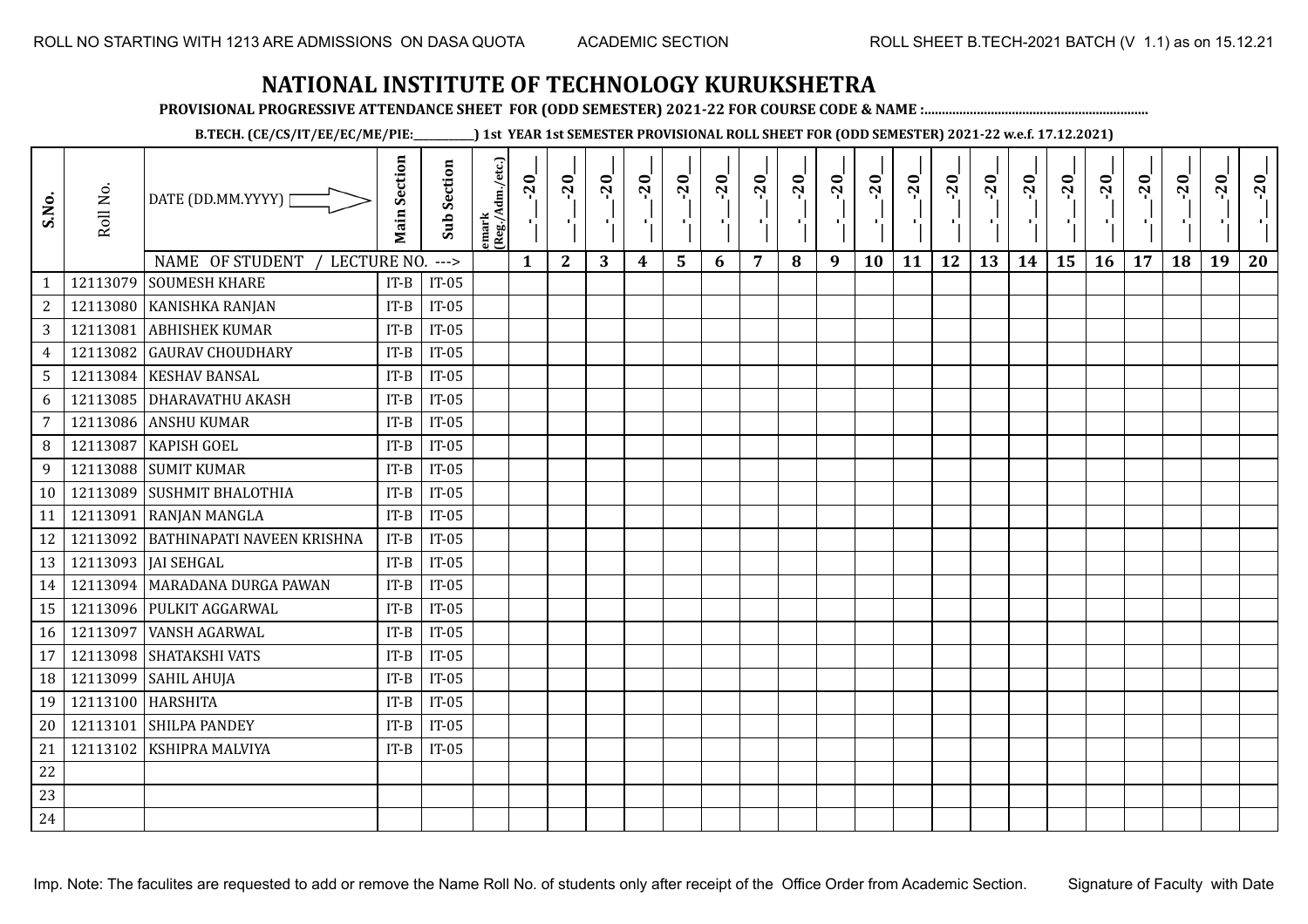# NATIONAL INSTITUTE OF TECHNOLOGY KURUKSHETRA

**PROVISIONAL PROGRESSIVE ATTENDANCE SHEET FOR (ODD SEMESTER) 2021-22 FOR COURSE CODE & NAME :...............................................................**

**B.TECH. (CE/CS/IT/EE/EC/ME/PIE:___________) 1st YEAR 1st SEMESTER PROVISIONAL ROLL SHEET FOR (ODD SEMESTER) 2021-22 w.e.f. 17.12.2021)**

| S.No. | Roll No. | DATE (DD.MM.YYYY) | Main Section | Sub Section | Remark (Reg./Adm./etc.) | __-__-20__ | __-__-20__ | __-__-20__ | __-__-20__ | __-__-20__ | __-__-20__ | __-__-20__ | __-__-20__ | __-__-20__ | __-__-20__ | __-__-20__ | __-__-20__ | __-__-20__ | __-__-20__ | __-__-20__ | __-__-20__ | __-__-20__ | __-__-20__ | __-__-20__ | __-__-20__ |
|---|---|---|---|---|---|---|---|---|---|---|---|---|---|---|---|---|---|---|---|---|---|---|---|---|---|
| | | NAME OF STUDENT / LECTURE NO. ---> | | | | 1 | 2 | 3 | 4 | 5 | 6 | 7 | 8 | 9 | 10 | 11 | 12 | 13 | 14 | 15 | 16 | 17 | 18 | 19 | 20 |
| 1 | 12113079 | SOUMESH KHARE | IT-B | IT-05 | | | | | | | | | | | | | | | | | | | | | |
| 2 | 12113080 | KANISHKA RANJAN | IT-B | IT-05 | | | | | | | | | | | | | | | | | | | | | |
| 3 | 12113081 | ABHISHEK KUMAR | IT-B | IT-05 | | | | | | | | | | | | | | | | | | | | | |
| 4 | 12113082 | GAURAV CHOUDHARY | IT-B | IT-05 | | | | | | | | | | | | | | | | | | | | | |
| 5 | 12113084 | KESHAV BANSAL | IT-B | IT-05 | | | | | | | | | | | | | | | | | | | | | |
| 6 | 12113085 | DHARAVATHU AKASH | IT-B | IT-05 | | | | | | | | | | | | | | | | | | | | | |
| 7 | 12113086 | ANSHU KUMAR | IT-B | IT-05 | | | | | | | | | | | | | | | | | | | | | |
| 8 | 12113087 | KAPISH GOEL | IT-B | IT-05 | | | | | | | | | | | | | | | | | | | | | |
| 9 | 12113088 | SUMIT KUMAR | IT-B | IT-05 | | | | | | | | | | | | | | | | | | | | | |
| 10 | 12113089 | SUSHMIT BHALOTHIA | IT-B | IT-05 | | | | | | | | | | | | | | | | | | | | | |
| 11 | 12113091 | RANJAN MANGLA | IT-B | IT-05 | | | | | | | | | | | | | | | | | | | | | |
| 12 | 12113092 | BATHINAPATI NAVEEN KRISHNA | IT-B | IT-05 | | | | | | | | | | | | | | | | | | | | | |
| 13 | 12113093 | JAI SEHGAL | IT-B | IT-05 | | | | | | | | | | | | | | | | | | | | | |
| 14 | 12113094 | MARADANA DURGA PAWAN | IT-B | IT-05 | | | | | | | | | | | | | | | | | | | | | |
| 15 | 12113096 | PULKIT AGGARWAL | IT-B | IT-05 | | | | | | | | | | | | | | | | | | | | | |
| 16 | 12113097 | VANSH AGARWAL | IT-B | IT-05 | | | | | | | | | | | | | | | | | | | | | |
| 17 | 12113098 | SHATAKSHI VATS | IT-B | IT-05 | | | | | | | | | | | | | | | | | | | | | |
| 18 | 12113099 | SAHIL AHUJA | IT-B | IT-05 | | | | | | | | | | | | | | | | | | | | | |
| 19 | 12113100 | HARSHITA | IT-B | IT-05 | | | | | | | | | | | | | | | | | | | | | |
| 20 | 12113101 | SHILPA PANDEY | IT-B | IT-05 | | | | | | | | | | | | | | | | | | | | | |
| 21 | 12113102 | KSHIPRA MALVIYA | IT-B | IT-05 | | | | | | | | | | | | | | | | | | | | | |
| 22 | | | | | | | | | | | | | | | | | | | | | | | | | |
| 23 | | | | | | | | | | | | | | | | | | | | | | | | | |
| 24 | | | | | | | | | | | | | | | | | | | | | | | | | |

Imp. Note: The faculites are requested to add or remove the Name Roll No. of students only after receipt of the Office Order from Academic Section.

Signature of Faculty with Date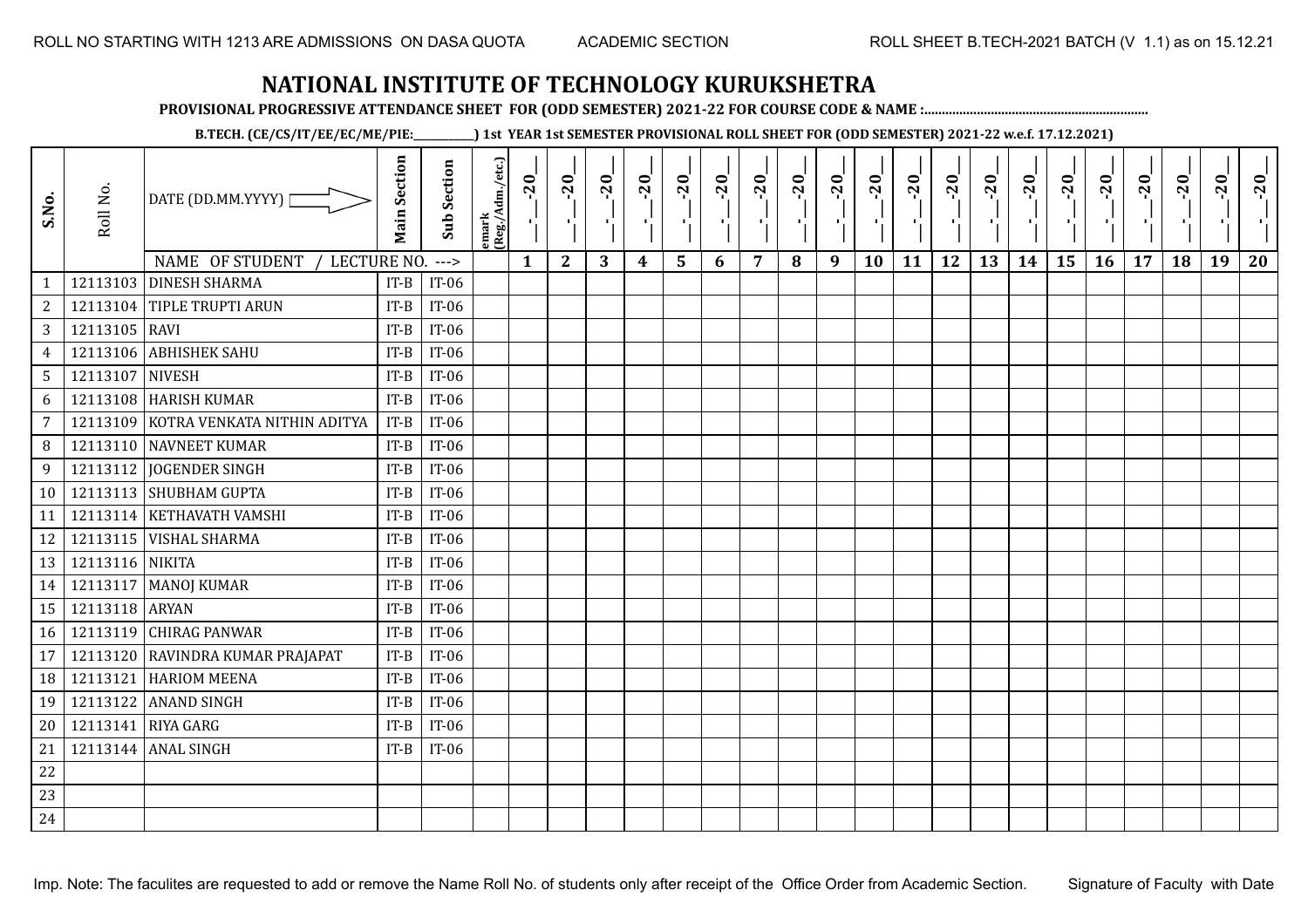ROLL NO STARTING WITH 1213 ARE ADMISSIONS ON DASA QUOTA ACADEMIC SECTION ROLL SHEET B.TECH-2021 BATCH (V 1.1) as on 15.12.21

# NATIONAL INSTITUTE OF TECHNOLOGY KURUKSHETRA

**PROVISIONAL PROGRESSIVE ATTENDANCE SHEET FOR (ODD SEMESTER) 2021-22 FOR COURSE CODE & NAME :..............................................................**

**B.TECH. (CE/CS/IT/EE/EC/ME/PIE:__________) 1st YEAR 1st SEMESTER PROVISIONAL ROLL SHEET FOR (ODD SEMESTER) 2021-22 w.e.f. 17.12.2021)**

| S.No. | Roll No. | DATE (DD.MM.YYYY) | Main Section | Sub Section | emark (Reg./Adm./etc.) | __-__-20__ | __-__-20__ | __-__-20__ | __-__-20__ | __-__-20__ | __-__-20__ | __-__-20__ | __-__-20__ | __-__-20__ | __-__-20__ | __-__-20__ | __-__-20__ | __-__-20__ | __-__-20__ | __-__-20__ | __-__-20__ | __-__-20__ | __-__-20__ | __-__-20__ | __-__-20__ |
|---|---|---|---|---|---|---|---|---|---|---|---|---|---|---|---|---|---|---|---|---|---|---|---|---|---|
| | | NAME OF STUDENT / LECTURE NO. ---> | | | | 1 | 2 | 3 | 4 | 5 | 6 | 7 | 8 | 9 | 10 | 11 | 12 | 13 | 14 | 15 | 16 | 17 | 18 | 19 | 20 |
| 1 | 12113103 | DINESH SHARMA | IT-B | IT-06 | | | | | | | | | | | | | | | | | | | | | |
| 2 | 12113104 | TIPLE TRUPTI ARUN | IT-B | IT-06 | | | | | | | | | | | | | | | | | | | | | |
| 3 | 12113105 | RAVI | IT-B | IT-06 | | | | | | | | | | | | | | | | | | | | | |
| 4 | 12113106 | ABHISHEK SAHU | IT-B | IT-06 | | | | | | | | | | | | | | | | | | | | | |
| 5 | 12113107 | NIVESH | IT-B | IT-06 | | | | | | | | | | | | | | | | | | | | | |
| 6 | 12113108 | HARISH KUMAR | IT-B | IT-06 | | | | | | | | | | | | | | | | | | | | | |
| 7 | 12113109 | KOTRA VENKATA NITHIN ADITYA | IT-B | IT-06 | | | | | | | | | | | | | | | | | | | | | |
| 8 | 12113110 | NAVNEET KUMAR | IT-B | IT-06 | | | | | | | | | | | | | | | | | | | | | |
| 9 | 12113112 | JOGENDER SINGH | IT-B | IT-06 | | | | | | | | | | | | | | | | | | | | | |
| 10 | 12113113 | SHUBHAM GUPTA | IT-B | IT-06 | | | | | | | | | | | | | | | | | | | | | |
| 11 | 12113114 | KETHAVATH VAMSHI | IT-B | IT-06 | | | | | | | | | | | | | | | | | | | | | |
| 12 | 12113115 | VISHAL SHARMA | IT-B | IT-06 | | | | | | | | | | | | | | | | | | | | | |
| 13 | 12113116 | NIKITA | IT-B | IT-06 | | | | | | | | | | | | | | | | | | | | | |
| 14 | 12113117 | MANOJ KUMAR | IT-B | IT-06 | | | | | | | | | | | | | | | | | | | | | |
| 15 | 12113118 | ARYAN | IT-B | IT-06 | | | | | | | | | | | | | | | | | | | | | |
| 16 | 12113119 | CHIRAG PANWAR | IT-B | IT-06 | | | | | | | | | | | | | | | | | | | | | |
| 17 | 12113120 | RAVINDRA KUMAR PRAJAPAT | IT-B | IT-06 | | | | | | | | | | | | | | | | | | | | | |
| 18 | 12113121 | HARIOM MEENA | IT-B | IT-06 | | | | | | | | | | | | | | | | | | | | | |
| 19 | 12113122 | ANAND SINGH | IT-B | IT-06 | | | | | | | | | | | | | | | | | | | | | |
| 20 | 12113141 | RIYA GARG | IT-B | IT-06 | | | | | | | | | | | | | | | | | | | | | |
| 21 | 12113144 | ANAL SINGH | IT-B | IT-06 | | | | | | | | | | | | | | | | | | | | | |
| 22 | | | | | | | | | | | | | | | | | | | | | | | | | |
| 23 | | | | | | | | | | | | | | | | | | | | | | | | | |
| 24 | | | | | | | | | | | | | | | | | | | | | | | | | |

Imp. Note: The faculites are requested to add or remove the Name Roll No. of students only after receipt of the Office Order from Academic Section. Signature of Faculty with Date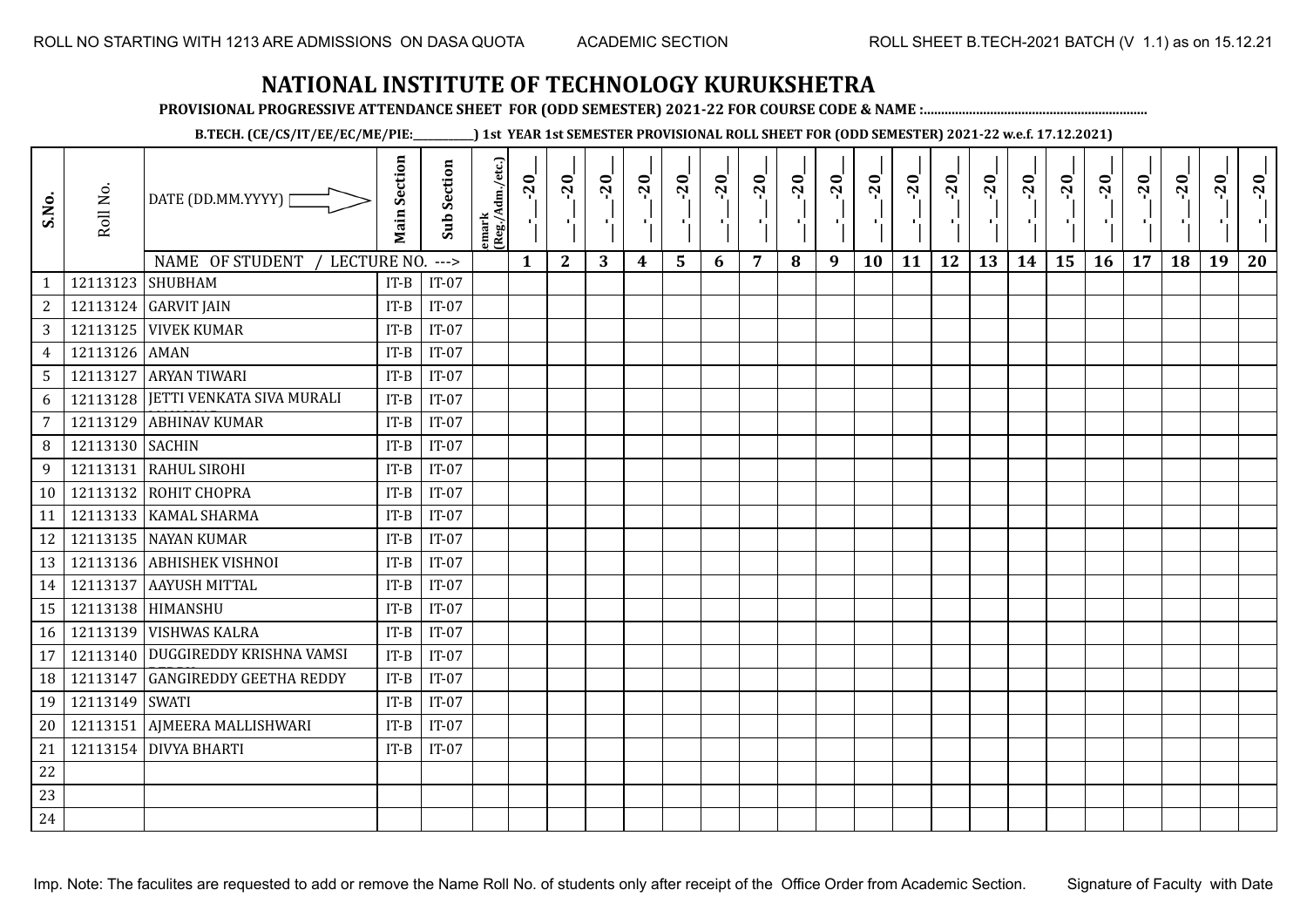ROLL NO STARTING WITH 1213 ARE ADMISSIONS ON DASA QUOTA ACADEMIC SECTION ROLL SHEET B.TECH-2021 BATCH (V 1.1) as on 15.12.21

# NATIONAL INSTITUTE OF TECHNOLOGY KURUKSHETRA

**PROVISIONAL PROGRESSIVE ATTENDANCE SHEET FOR (ODD SEMESTER) 2021-22 FOR COURSE CODE & NAME :................................................................**

**B.TECH. (CE/CS/IT/EE/EC/ME/PIE:__________) 1st YEAR 1st SEMESTER PROVISIONAL ROLL SHEET FOR (ODD SEMESTER) 2021-22 w.e.f. 17.12.2021)**

| S.No. | Roll No. | DATE (DD.MM.YYYY) | Main Section | Sub Section | emark (Reg./Adm./etc.) | __-__-20__ | __-__-20__ | __-__-20__ | __-__-20__ | __-__-20__ | __-__-20__ | __-__-20__ | __-__-20__ | __-__-20__ | __-__-20__ | __-__-20__ | __-__-20__ | __-__-20__ | __-__-20__ | __-__-20__ | __-__-20__ | __-__-20__ | __-__-20__ | __-__-20__ | __-__-20__ |
|---|---|---|---|---|---|---|---|---|---|---|---|---|---|---|---|---|---|---|---|---|---|---|---|---|---|
| | | NAME OF STUDENT / LECTURE NO. ---> | | | | 1 | 2 | 3 | 4 | 5 | 6 | 7 | 8 | 9 | 10 | 11 | 12 | 13 | 14 | 15 | 16 | 17 | 18 | 19 | 20 |
| 1 | 12113123 | SHUBHAM | IT-B | IT-07 | | | | | | | | | | | | | | | | | | | | | |
| 2 | 12113124 | GARVIT JAIN | IT-B | IT-07 | | | | | | | | | | | | | | | | | | | | | |
| 3 | 12113125 | VIVEK KUMAR | IT-B | IT-07 | | | | | | | | | | | | | | | | | | | | | |
| 4 | 12113126 | AMAN | IT-B | IT-07 | | | | | | | | | | | | | | | | | | | | | |
| 5 | 12113127 | ARYAN TIWARI | IT-B | IT-07 | | | | | | | | | | | | | | | | | | | | | |
| 6 | 12113128 | JETTI VENKATA SIVA MURALI | IT-B | IT-07 | | | | | | | | | | | | | | | | | | | | | |
| 7 | 12113129 | ABHINAV KUMAR | IT-B | IT-07 | | | | | | | | | | | | | | | | | | | | | |
| 8 | 12113130 | SACHIN | IT-B | IT-07 | | | | | | | | | | | | | | | | | | | | | |
| 9 | 12113131 | RAHUL SIROHI | IT-B | IT-07 | | | | | | | | | | | | | | | | | | | | | |
| 10 | 12113132 | ROHIT CHOPRA | IT-B | IT-07 | | | | | | | | | | | | | | | | | | | | | |
| 11 | 12113133 | KAMAL SHARMA | IT-B | IT-07 | | | | | | | | | | | | | | | | | | | | | |
| 12 | 12113135 | NAYAN KUMAR | IT-B | IT-07 | | | | | | | | | | | | | | | | | | | | | |
| 13 | 12113136 | ABHISHEK VISHNOI | IT-B | IT-07 | | | | | | | | | | | | | | | | | | | | | |
| 14 | 12113137 | AAYUSH MITTAL | IT-B | IT-07 | | | | | | | | | | | | | | | | | | | | | |
| 15 | 12113138 | HIMANSHU | IT-B | IT-07 | | | | | | | | | | | | | | | | | | | | | |
| 16 | 12113139 | VISHWAS KALRA | IT-B | IT-07 | | | | | | | | | | | | | | | | | | | | | |
| 17 | 12113140 | DUGGIREDDY KRISHNA VAMSI | IT-B | IT-07 | | | | | | | | | | | | | | | | | | | | | |
| 18 | 12113147 | GANGIREDDY GEETHA REDDY | IT-B | IT-07 | | | | | | | | | | | | | | | | | | | | | |
| 19 | 12113149 | SWATI | IT-B | IT-07 | | | | | | | | | | | | | | | | | | | | | |
| 20 | 12113151 | AJMEERA MALLISHWARI | IT-B | IT-07 | | | | | | | | | | | | | | | | | | | | | |
| 21 | 12113154 | DIVYA BHARTI | IT-B | IT-07 | | | | | | | | | | | | | | | | | | | | | |
| 22 | | | | | | | | | | | | | | | | | | | | | | | | | |
| 23 | | | | | | | | | | | | | | | | | | | | | | | | | |
| 24 | | | | | | | | | | | | | | | | | | | | | | | | | |

Imp. Note: The faculites are requested to add or remove the Name Roll No. of students only after receipt of the Office Order from Academic Section. Signature of Faculty with Date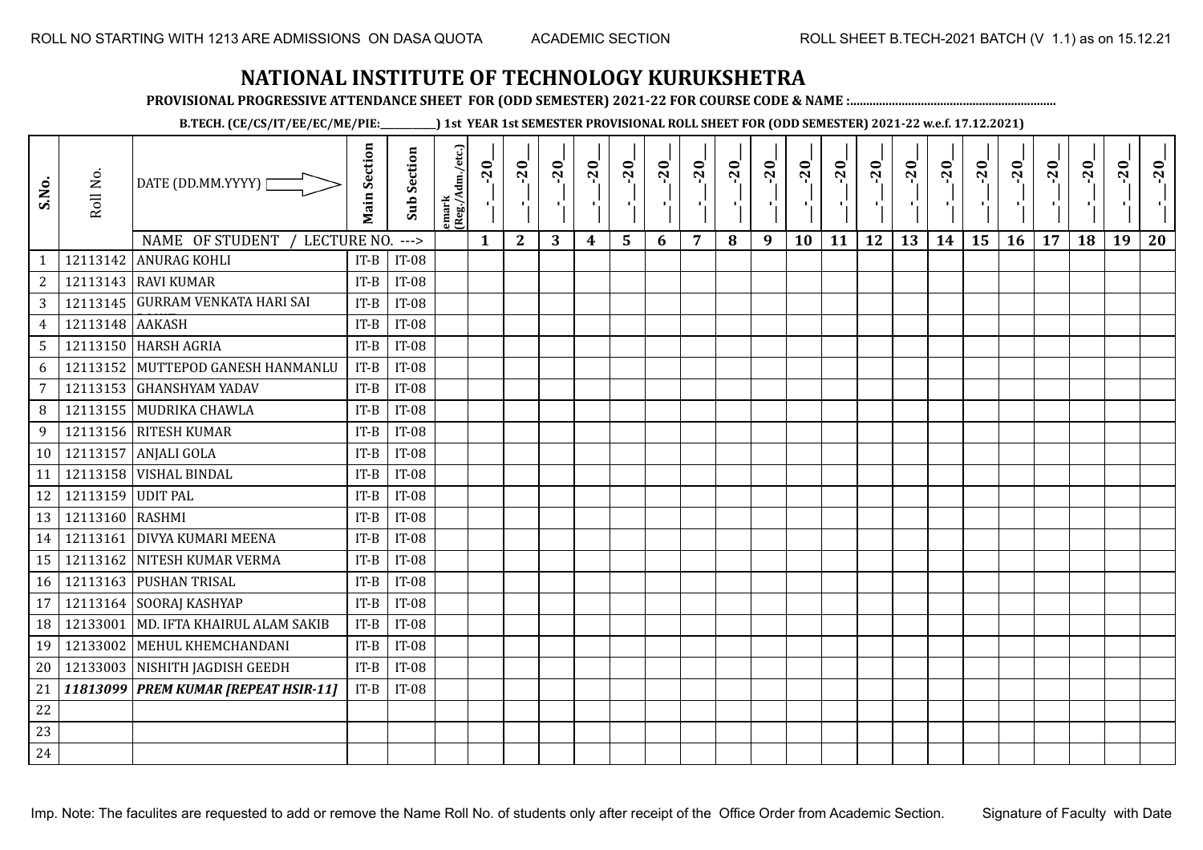ROLL NO STARTING WITH 1213 ARE ADMISSIONS ON DASA QUOTA ACADEMIC SECTION ROLL SHEET B.TECH-2021 BATCH (V 1.1) as on 15.12.21

# NATIONAL INSTITUTE OF TECHNOLOGY KURUKSHETRA

**PROVISIONAL PROGRESSIVE ATTENDANCE SHEET FOR (ODD SEMESTER) 2021-22 FOR COURSE CODE & NAME :................................................................**

**B.TECH. (CE/CS/IT/EE/EC/ME/PIE:__________) 1st YEAR 1st SEMESTER PROVISIONAL ROLL SHEET FOR (ODD SEMESTER) 2021-22 w.e.f. 17.12.2021)**

| S.No. | Roll No. | DATE (DD.MM.YYYY) | Main Section | Sub Section | emark (Reg./Adm./etc.) | __-__-20__ | __-__-20__ | __-__-20__ | __-__-20__ | __-__-20__ | __-__-20__ | __-__-20__ | __-__-20__ | __-__-20__ | __-__-20__ | __-__-20__ | __-__-20__ | __-__-20__ | __-__-20__ | __-__-20__ | __-__-20__ | __-__-20__ | __-__-20__ | __-__-20__ | __-__-20__ |
|---|---|---|---|---|---|---|---|---|---|---|---|---|---|---|---|---|---|---|---|---|---|---|---|---|---|
| | | NAME OF STUDENT / LECTURE NO. ---> | | | | 1 | 2 | 3 | 4 | 5 | 6 | 7 | 8 | 9 | 10 | 11 | 12 | 13 | 14 | 15 | 16 | 17 | 18 | 19 | 20 |
| 1 | 12113142 | ANURAG KOHLI | IT-B | IT-08 | | | | | | | | | | | | | | | | | | | | | |
| 2 | 12113143 | RAVI KUMAR | IT-B | IT-08 | | | | | | | | | | | | | | | | | | | | | |
| 3 | 12113145 | GURRAM VENKATA HARI SAI | IT-B | IT-08 | | | | | | | | | | | | | | | | | | | | | |
| 4 | 12113148 | AAKASH | IT-B | IT-08 | | | | | | | | | | | | | | | | | | | | | |
| 5 | 12113150 | HARSH AGRIA | IT-B | IT-08 | | | | | | | | | | | | | | | | | | | | | |
| 6 | 12113152 | MUTTEPOD GANESH HANMANLU | IT-B | IT-08 | | | | | | | | | | | | | | | | | | | | | |
| 7 | 12113153 | GHANSHYAM YADAV | IT-B | IT-08 | | | | | | | | | | | | | | | | | | | | | |
| 8 | 12113155 | MUDRIKA CHAWLA | IT-B | IT-08 | | | | | | | | | | | | | | | | | | | | | |
| 9 | 12113156 | RITESH KUMAR | IT-B | IT-08 | | | | | | | | | | | | | | | | | | | | | |
| 10 | 12113157 | ANJALI GOLA | IT-B | IT-08 | | | | | | | | | | | | | | | | | | | | | |
| 11 | 12113158 | VISHAL BINDAL | IT-B | IT-08 | | | | | | | | | | | | | | | | | | | | | |
| 12 | 12113159 | UDIT PAL | IT-B | IT-08 | | | | | | | | | | | | | | | | | | | | | |
| 13 | 12113160 | RASHMI | IT-B | IT-08 | | | | | | | | | | | | | | | | | | | | | |
| 14 | 12113161 | DIVYA KUMARI MEENA | IT-B | IT-08 | | | | | | | | | | | | | | | | | | | | | |
| 15 | 12113162 | NITESH KUMAR VERMA | IT-B | IT-08 | | | | | | | | | | | | | | | | | | | | | |
| 16 | 12113163 | PUSHAN TRISAL | IT-B | IT-08 | | | | | | | | | | | | | | | | | | | | | |
| 17 | 12113164 | SOORAJ KASHYAP | IT-B | IT-08 | | | | | | | | | | | | | | | | | | | | | |
| 18 | 12133001 | MD. IFTA KHAIRUL ALAM SAKIB | IT-B | IT-08 | | | | | | | | | | | | | | | | | | | | | |
| 19 | 12133002 | MEHUL KHEMCHANDANI | IT-B | IT-08 | | | | | | | | | | | | | | | | | | | | | |
| 20 | 12133003 | NISHITH JAGDISH GEEDH | IT-B | IT-08 | | | | | | | | | | | | | | | | | | | | | |
| 21 | ***11813099*** | ***PREM KUMAR [REPEAT HSIR-11]*** | IT-B | IT-08 | | | | | | | | | | | | | | | | | | | | | |
| 22 | | | | | | | | | | | | | | | | | | | | | | | | | |
| 23 | | | | | | | | | | | | | | | | | | | | | | | | | |
| 24 | | | | | | | | | | | | | | | | | | | | | | | | | |

Imp. Note: The faculites are requested to add or remove the Name Roll No. of students only after receipt of the Office Order from Academic Section. Signature of Faculty with Date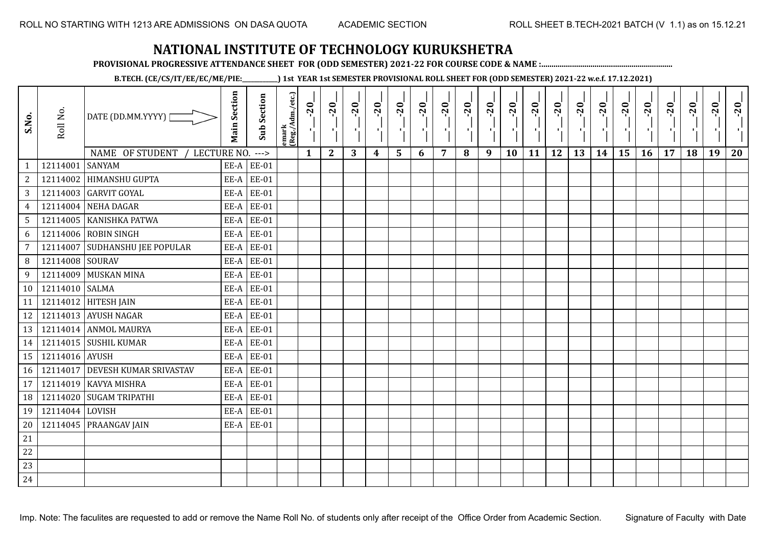ROLL NO STARTING WITH 1213 ARE ADMISSIONS ON DASA QUOTA    ACADEMIC SECTION    ROLL SHEET B.TECH-2021 BATCH (V 1.1) as on 15.12.21

# NATIONAL INSTITUTE OF TECHNOLOGY KURUKSHETRA

**PROVISIONAL PROGRESSIVE ATTENDANCE SHEET FOR (ODD SEMESTER) 2021-22 FOR COURSE CODE & NAME :..............................................................**

**B.TECH. (CE/CS/IT/EE/EC/ME/PIE:__________) 1st YEAR 1st SEMESTER PROVISIONAL ROLL SHEET FOR (ODD SEMESTER) 2021-22 w.e.f. 17.12.2021)**

| S.No. | Roll No. | DATE (DD.MM.YYYY) | Main Section | Sub Section | emark (Reg./Adm./etc.) | __-__-20__ | __-__-20__ | __-__-20__ | __-__-20__ | __-__-20__ | __-__-20__ | __-__-20__ | __-__-20__ | __-__-20__ | __-__-20__ | __-__-20__ | __-__-20__ | __-__-20__ | __-__-20__ | __-__-20__ | __-__-20__ | __-__-20__ | __-__-20__ | __-__-20__ | __-__-20__ |
|---|---|---|---|---|---|---|---|---|---|---|---|---|---|---|---|---|---|---|---|---|---|---|---|---|---|
| | | NAME OF STUDENT / LECTURE NO. ---> | | | | 1 | 2 | 3 | 4 | 5 | 6 | 7 | 8 | 9 | 10 | 11 | 12 | 13 | 14 | 15 | 16 | 17 | 18 | 19 | 20 |
| 1 | 12114001 | SANYAM | EE-A | EE-01 | | | | | | | | | | | | | | | | | | | | | |
| 2 | 12114002 | HIMANSHU GUPTA | EE-A | EE-01 | | | | | | | | | | | | | | | | | | | | | |
| 3 | 12114003 | GARVIT GOYAL | EE-A | EE-01 | | | | | | | | | | | | | | | | | | | | | |
| 4 | 12114004 | NEHA DAGAR | EE-A | EE-01 | | | | | | | | | | | | | | | | | | | | | |
| 5 | 12114005 | KANISHKA PATWA | EE-A | EE-01 | | | | | | | | | | | | | | | | | | | | | |
| 6 | 12114006 | ROBIN SINGH | EE-A | EE-01 | | | | | | | | | | | | | | | | | | | | | |
| 7 | 12114007 | SUDHANSHU JEE POPULAR | EE-A | EE-01 | | | | | | | | | | | | | | | | | | | | | |
| 8 | 12114008 | SOURAV | EE-A | EE-01 | | | | | | | | | | | | | | | | | | | | | |
| 9 | 12114009 | MUSKAN MINA | EE-A | EE-01 | | | | | | | | | | | | | | | | | | | | | |
| 10 | 12114010 | SALMA | EE-A | EE-01 | | | | | | | | | | | | | | | | | | | | | |
| 11 | 12114012 | HITESH JAIN | EE-A | EE-01 | | | | | | | | | | | | | | | | | | | | | |
| 12 | 12114013 | AYUSH NAGAR | EE-A | EE-01 | | | | | | | | | | | | | | | | | | | | | |
| 13 | 12114014 | ANMOL MAURYA | EE-A | EE-01 | | | | | | | | | | | | | | | | | | | | | |
| 14 | 12114015 | SUSHIL KUMAR | EE-A | EE-01 | | | | | | | | | | | | | | | | | | | | | |
| 15 | 12114016 | AYUSH | EE-A | EE-01 | | | | | | | | | | | | | | | | | | | | | |
| 16 | 12114017 | DEVESH KUMAR SRIVASTAV | EE-A | EE-01 | | | | | | | | | | | | | | | | | | | | | |
| 17 | 12114019 | KAVYA MISHRA | EE-A | EE-01 | | | | | | | | | | | | | | | | | | | | | |
| 18 | 12114020 | SUGAM TRIPATHI | EE-A | EE-01 | | | | | | | | | | | | | | | | | | | | | |
| 19 | 12114044 | LOVISH | EE-A | EE-01 | | | | | | | | | | | | | | | | | | | | | |
| 20 | 12114045 | PRAANGAV JAIN | EE-A | EE-01 | | | | | | | | | | | | | | | | | | | | | |
| 21 | | | | | | | | | | | | | | | | | | | | | | | | | |
| 22 | | | | | | | | | | | | | | | | | | | | | | | | | |
| 23 | | | | | | | | | | | | | | | | | | | | | | | | | |
| 24 | | | | | | | | | | | | | | | | | | | | | | | | | |

Imp. Note: The faculites are requested to add or remove the Name Roll No. of students only after receipt of the Office Order from Academic Section.    Signature of Faculty with Date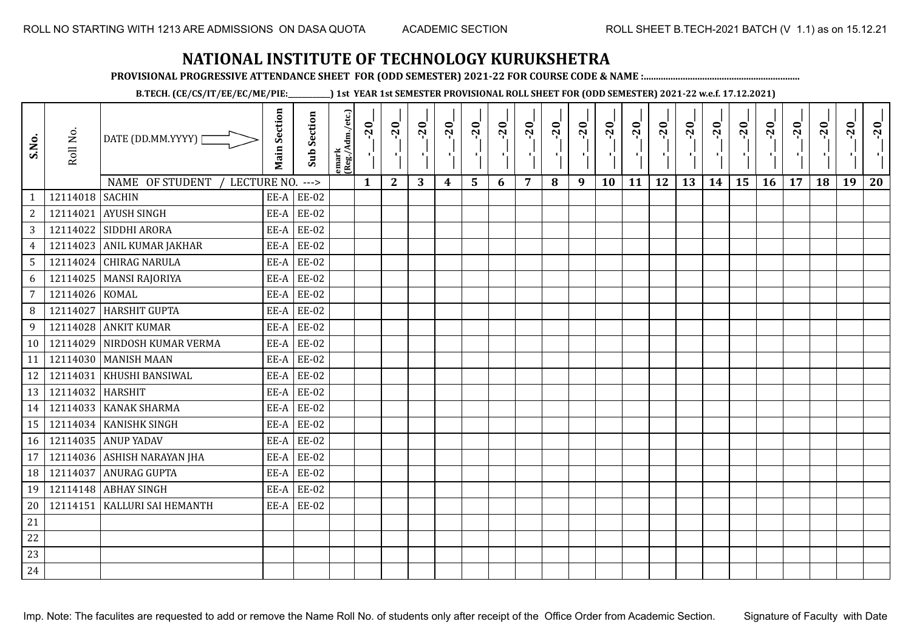# NATIONAL INSTITUTE OF TECHNOLOGY KURUKSHETRA

**PROVISIONAL PROGRESSIVE ATTENDANCE SHEET FOR (ODD SEMESTER) 2021-22 FOR COURSE CODE & NAME :..............................................................**

**B.TECH. (CE/CS/IT/EE/EC/ME/PIE:\_\_\_\_\_\_\_\_\_\_\_) 1st YEAR 1st SEMESTER PROVISIONAL ROLL SHEET FOR (ODD SEMESTER) 2021-22 w.e.f. 17.12.2021)**

| S.No. | Roll No. | DATE (DD.MM.YYYY) / NAME OF STUDENT / LECTURE NO. ---> | Main Section | Sub Section | Remark (Reg./Adm./etc.) | 1 | 2 | 3 | 4 | 5 | 6 | 7 | 8 | 9 | 10 | 11 | 12 | 13 | 14 | 15 | 16 | 17 | 18 | 19 | 20 |
|---|---|---|---|---|---|---|---|---|---|---|---|---|---|---|---|---|---|---|---|---|---|---|---|---|---|
| 1 | 12114018 | SACHIN | EE-A | EE-02 | | | | | | | | | | | | | | | | | | | | | |
| 2 | 12114021 | AYUSH SINGH | EE-A | EE-02 | | | | | | | | | | | | | | | | | | | | | |
| 3 | 12114022 | SIDDHI ARORA | EE-A | EE-02 | | | | | | | | | | | | | | | | | | | | | |
| 4 | 12114023 | ANIL KUMAR JAKHAR | EE-A | EE-02 | | | | | | | | | | | | | | | | | | | | | |
| 5 | 12114024 | CHIRAG NARULA | EE-A | EE-02 | | | | | | | | | | | | | | | | | | | | | |
| 6 | 12114025 | MANSI RAJORIYA | EE-A | EE-02 | | | | | | | | | | | | | | | | | | | | | |
| 7 | 12114026 | KOMAL | EE-A | EE-02 | | | | | | | | | | | | | | | | | | | | | |
| 8 | 12114027 | HARSHIT GUPTA | EE-A | EE-02 | | | | | | | | | | | | | | | | | | | | | |
| 9 | 12114028 | ANKIT KUMAR | EE-A | EE-02 | | | | | | | | | | | | | | | | | | | | | |
| 10 | 12114029 | NIRDOSH KUMAR VERMA | EE-A | EE-02 | | | | | | | | | | | | | | | | | | | | | |
| 11 | 12114030 | MANISH MAAN | EE-A | EE-02 | | | | | | | | | | | | | | | | | | | | | |
| 12 | 12114031 | KHUSHI BANSIWAL | EE-A | EE-02 | | | | | | | | | | | | | | | | | | | | | |
| 13 | 12114032 | HARSHIT | EE-A | EE-02 | | | | | | | | | | | | | | | | | | | | | |
| 14 | 12114033 | KANAK SHARMA | EE-A | EE-02 | | | | | | | | | | | | | | | | | | | | | |
| 15 | 12114034 | KANISHK SINGH | EE-A | EE-02 | | | | | | | | | | | | | | | | | | | | | |
| 16 | 12114035 | ANUP YADAV | EE-A | EE-02 | | | | | | | | | | | | | | | | | | | | | |
| 17 | 12114036 | ASHISH NARAYAN JHA | EE-A | EE-02 | | | | | | | | | | | | | | | | | | | | | |
| 18 | 12114037 | ANURAG GUPTA | EE-A | EE-02 | | | | | | | | | | | | | | | | | | | | | |
| 19 | 12114148 | ABHAY SINGH | EE-A | EE-02 | | | | | | | | | | | | | | | | | | | | | |
| 20 | 12114151 | KALLURI SAI HEMANTH | EE-A | EE-02 | | | | | | | | | | | | | | | | | | | | | |
| 21 | | | | | | | | | | | | | | | | | | | | | | | | | |
| 22 | | | | | | | | | | | | | | | | | | | | | | | | | |
| 23 | | | | | | | | | | | | | | | | | | | | | | | | | |
| 24 | | | | | | | | | | | | | | | | | | | | | | | | | |

Imp. Note: The faculites are requested to add or remove the Name Roll No. of students only after receipt of the Office Order from Academic Section.

Signature of Faculty with Date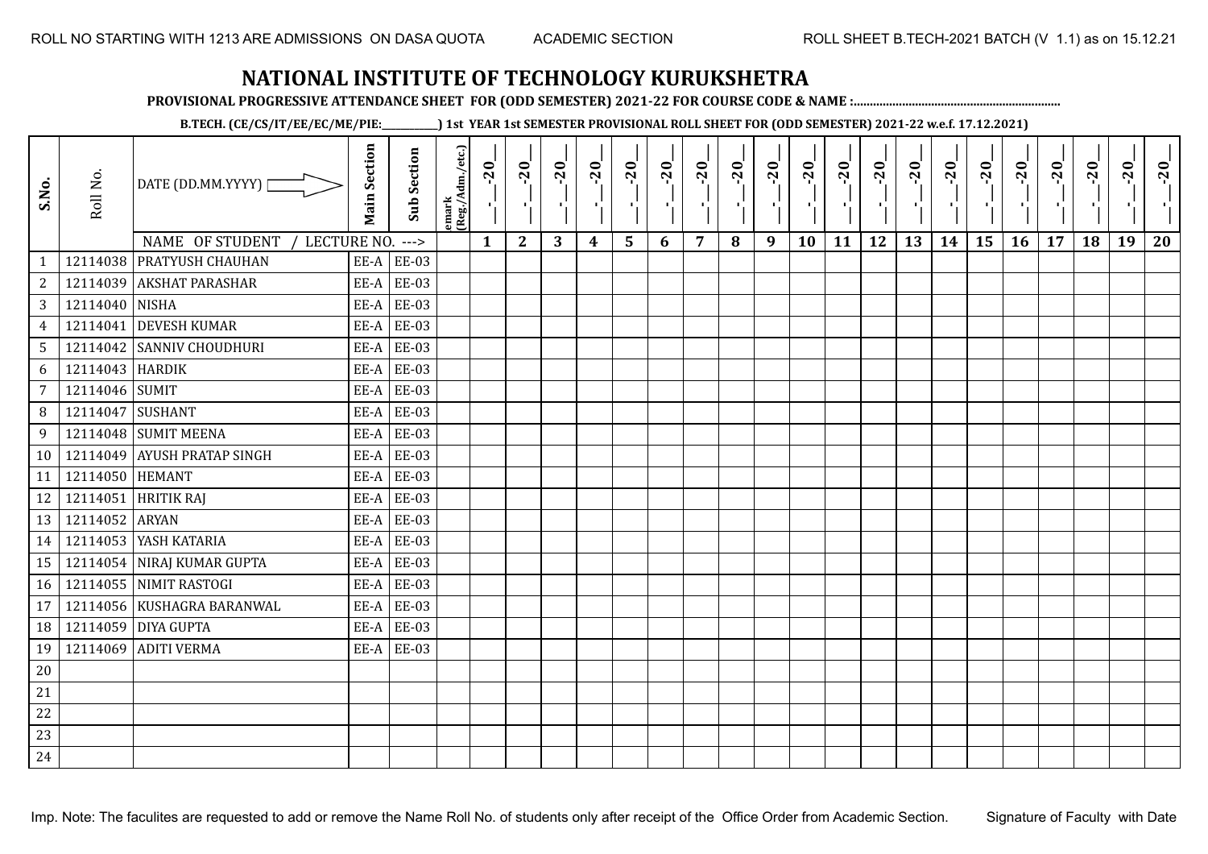ROLL NO STARTING WITH 1213 ARE ADMISSIONS ON DASA QUOTA ACADEMIC SECTION ROLL SHEET B.TECH-2021 BATCH (V 1.1) as on 15.12.21

# NATIONAL INSTITUTE OF TECHNOLOGY KURUKSHETRA

**PROVISIONAL PROGRESSIVE ATTENDANCE SHEET FOR (ODD SEMESTER) 2021-22 FOR COURSE CODE & NAME :..............................................................**

**B.TECH. (CE/CS/IT/EE/EC/ME/PIE:__________) 1st YEAR 1st SEMESTER PROVISIONAL ROLL SHEET FOR (ODD SEMESTER) 2021-22 w.e.f. 17.12.2021)**

| S.No. | Roll No. | DATE (DD.MM.YYYY) | Main Section | Sub Section | emark (Reg./Adm./etc.) | __-__-20__ | __-__-20__ | __-__-20__ | __-__-20__ | __-__-20__ | __-__-20__ | __-__-20__ | __-__-20__ | __-__-20__ | __-__-20__ | __-__-20__ | __-__-20__ | __-__-20__ | __-__-20__ | __-__-20__ | __-__-20__ | __-__-20__ | __-__-20__ | __-__-20__ | __-__-20__ |
|---|---|---|---|---|---|---|---|---|---|---|---|---|---|---|---|---|---|---|---|---|---|---|---|---|---|
| | | NAME OF STUDENT / LECTURE NO. ---> | | | | 1 | 2 | 3 | 4 | 5 | 6 | 7 | 8 | 9 | 10 | 11 | 12 | 13 | 14 | 15 | 16 | 17 | 18 | 19 | 20 |
| 1 | 12114038 | PRATYUSH CHAUHAN | EE-A | EE-03 | | | | | | | | | | | | | | | | | | | | | |
| 2 | 12114039 | AKSHAT PARASHAR | EE-A | EE-03 | | | | | | | | | | | | | | | | | | | | | |
| 3 | 12114040 | NISHA | EE-A | EE-03 | | | | | | | | | | | | | | | | | | | | | |
| 4 | 12114041 | DEVESH KUMAR | EE-A | EE-03 | | | | | | | | | | | | | | | | | | | | | |
| 5 | 12114042 | SANNIV CHOUDHURI | EE-A | EE-03 | | | | | | | | | | | | | | | | | | | | | |
| 6 | 12114043 | HARDIK | EE-A | EE-03 | | | | | | | | | | | | | | | | | | | | | |
| 7 | 12114046 | SUMIT | EE-A | EE-03 | | | | | | | | | | | | | | | | | | | | | |
| 8 | 12114047 | SUSHANT | EE-A | EE-03 | | | | | | | | | | | | | | | | | | | | | |
| 9 | 12114048 | SUMIT MEENA | EE-A | EE-03 | | | | | | | | | | | | | | | | | | | | | |
| 10 | 12114049 | AYUSH PRATAP SINGH | EE-A | EE-03 | | | | | | | | | | | | | | | | | | | | | |
| 11 | 12114050 | HEMANT | EE-A | EE-03 | | | | | | | | | | | | | | | | | | | | | |
| 12 | 12114051 | HRITIK RAJ | EE-A | EE-03 | | | | | | | | | | | | | | | | | | | | | |
| 13 | 12114052 | ARYAN | EE-A | EE-03 | | | | | | | | | | | | | | | | | | | | | |
| 14 | 12114053 | YASH KATARIA | EE-A | EE-03 | | | | | | | | | | | | | | | | | | | | | |
| 15 | 12114054 | NIRAJ KUMAR GUPTA | EE-A | EE-03 | | | | | | | | | | | | | | | | | | | | | |
| 16 | 12114055 | NIMIT RASTOGI | EE-A | EE-03 | | | | | | | | | | | | | | | | | | | | | |
| 17 | 12114056 | KUSHAGRA BARANWAL | EE-A | EE-03 | | | | | | | | | | | | | | | | | | | | | |
| 18 | 12114059 | DIYA GUPTA | EE-A | EE-03 | | | | | | | | | | | | | | | | | | | | | |
| 19 | 12114069 | ADITI VERMA | EE-A | EE-03 | | | | | | | | | | | | | | | | | | | | | |
| 20 | | | | | | | | | | | | | | | | | | | | | | | | | |
| 21 | | | | | | | | | | | | | | | | | | | | | | | | | |
| 22 | | | | | | | | | | | | | | | | | | | | | | | | | |
| 23 | | | | | | | | | | | | | | | | | | | | | | | | | |
| 24 | | | | | | | | | | | | | | | | | | | | | | | | | |

Imp. Note: The faculites are requested to add or remove the Name Roll No. of students only after receipt of the Office Order from Academic Section. Signature of Faculty with Date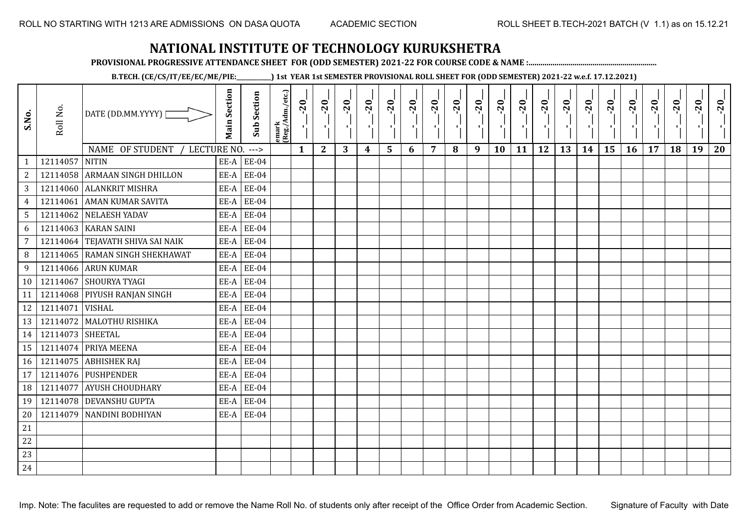ROLL NO STARTING WITH 1213 ARE ADMISSIONS ON DASA QUOTA    ACADEMIC SECTION    ROLL SHEET B.TECH-2021 BATCH (V 1.1) as on 15.12.21

# NATIONAL INSTITUTE OF TECHNOLOGY KURUKSHETRA

**PROVISIONAL PROGRESSIVE ATTENDANCE SHEET FOR (ODD SEMESTER) 2021-22 FOR COURSE CODE & NAME :..............................................................**

**B.TECH. (CE/CS/IT/EE/EC/ME/PIE:__________) 1st YEAR 1st SEMESTER PROVISIONAL ROLL SHEET FOR (ODD SEMESTER) 2021-22 w.e.f. 17.12.2021)**

| S.No. | Roll No. | DATE (DD.MM.YYYY) | Main Section | Sub Section | emark (Reg./Adm./etc.) | __-__-20__ | __-__-20__ | __-__-20__ | __-__-20__ | __-__-20__ | __-__-20__ | __-__-20__ | __-__-20__ | __-__-20__ | __-__-20__ | __-__-20__ | __-__-20__ | __-__-20__ | __-__-20__ | __-__-20__ | __-__-20__ | __-__-20__ | __-__-20__ | __-__-20__ | __-__-20__ |
|---|---|---|---|---|---|---|---|---|---|---|---|---|---|---|---|---|---|---|---|---|---|---|---|---|---|
| | | NAME OF STUDENT / LECTURE NO. ---> | | | | 1 | 2 | 3 | 4 | 5 | 6 | 7 | 8 | 9 | 10 | 11 | 12 | 13 | 14 | 15 | 16 | 17 | 18 | 19 | 20 |
| 1 | 12114057 | NITIN | EE-A | EE-04 | | | | | | | | | | | | | | | | | | | | | |
| 2 | 12114058 | ARMAAN SINGH DHILLON | EE-A | EE-04 | | | | | | | | | | | | | | | | | | | | | |
| 3 | 12114060 | ALANKRIT MISHRA | EE-A | EE-04 | | | | | | | | | | | | | | | | | | | | | |
| 4 | 12114061 | AMAN KUMAR SAVITA | EE-A | EE-04 | | | | | | | | | | | | | | | | | | | | | |
| 5 | 12114062 | NELAESH YADAV | EE-A | EE-04 | | | | | | | | | | | | | | | | | | | | | |
| 6 | 12114063 | KARAN SAINI | EE-A | EE-04 | | | | | | | | | | | | | | | | | | | | | |
| 7 | 12114064 | TEJAVATH SHIVA SAI NAIK | EE-A | EE-04 | | | | | | | | | | | | | | | | | | | | | |
| 8 | 12114065 | RAMAN SINGH SHEKHAWAT | EE-A | EE-04 | | | | | | | | | | | | | | | | | | | | | |
| 9 | 12114066 | ARUN KUMAR | EE-A | EE-04 | | | | | | | | | | | | | | | | | | | | | |
| 10 | 12114067 | SHOURYA TYAGI | EE-A | EE-04 | | | | | | | | | | | | | | | | | | | | | |
| 11 | 12114068 | PIYUSH RANJAN SINGH | EE-A | EE-04 | | | | | | | | | | | | | | | | | | | | | |
| 12 | 12114071 | VISHAL | EE-A | EE-04 | | | | | | | | | | | | | | | | | | | | | |
| 13 | 12114072 | MALOTHU RISHIKA | EE-A | EE-04 | | | | | | | | | | | | | | | | | | | | | |
| 14 | 12114073 | SHEETAL | EE-A | EE-04 | | | | | | | | | | | | | | | | | | | | | |
| 15 | 12114074 | PRIYA MEENA | EE-A | EE-04 | | | | | | | | | | | | | | | | | | | | | |
| 16 | 12114075 | ABHISHEK RAJ | EE-A | EE-04 | | | | | | | | | | | | | | | | | | | | | |
| 17 | 12114076 | PUSHPENDER | EE-A | EE-04 | | | | | | | | | | | | | | | | | | | | | |
| 18 | 12114077 | AYUSH CHOUDHARY | EE-A | EE-04 | | | | | | | | | | | | | | | | | | | | | |
| 19 | 12114078 | DEVANSHU GUPTA | EE-A | EE-04 | | | | | | | | | | | | | | | | | | | | | |
| 20 | 12114079 | NANDINI BODHIYAN | EE-A | EE-04 | | | | | | | | | | | | | | | | | | | | | |
| 21 | | | | | | | | | | | | | | | | | | | | | | | | | |
| 22 | | | | | | | | | | | | | | | | | | | | | | | | | |
| 23 | | | | | | | | | | | | | | | | | | | | | | | | | |
| 24 | | | | | | | | | | | | | | | | | | | | | | | | | |

Imp. Note: The faculites are requested to add or remove the Name Roll No. of students only after receipt of the Office Order from Academic Section.    Signature of Faculty with Date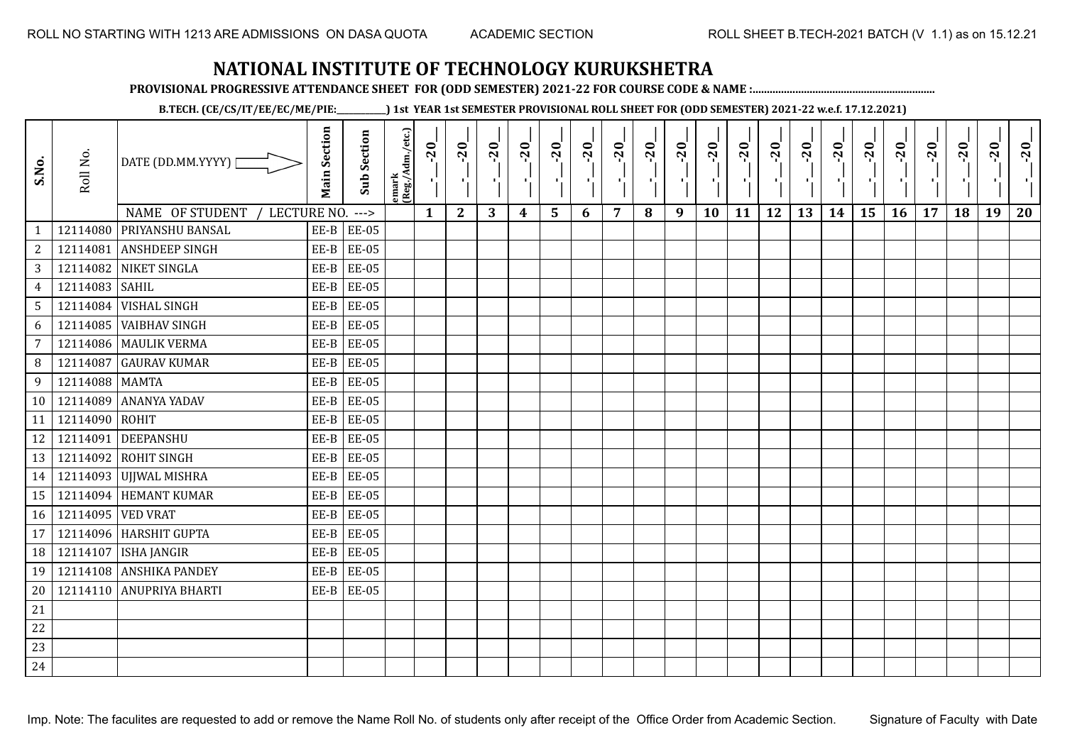ROLL NO STARTING WITH 1213 ARE ADMISSIONS ON DASA QUOTA ACADEMIC SECTION ROLL SHEET B.TECH-2021 BATCH (V 1.1) as on 15.12.21

# NATIONAL INSTITUTE OF TECHNOLOGY KURUKSHETRA

**PROVISIONAL PROGRESSIVE ATTENDANCE SHEET FOR (ODD SEMESTER) 2021-22 FOR COURSE CODE & NAME :..............................................................**

**B.TECH. (CE/CS/IT/EE/EC/ME/PIE:__________) 1st YEAR 1st SEMESTER PROVISIONAL ROLL SHEET FOR (ODD SEMESTER) 2021-22 w.e.f. 17.12.2021)**

| S.No. | Roll No. | DATE (DD.MM.YYYY) | Main Section | Sub Section | emark (Reg./Adm./etc.) | _-_-20_ | _-_-20_ | _-_-20_ | _-_-20_ | _-_-20_ | _-_-20_ | _-_-20_ | _-_-20_ | _-_-20_ | _-_-20_ | _-_-20_ | _-_-20_ | _-_-20_ | _-_-20_ | _-_-20_ | _-_-20_ | _-_-20_ | _-_-20_ | _-_-20_ | _-_-20_ |
|---|---|---|---|---|---|---|---|---|---|---|---|---|---|---|---|---|---|---|---|---|---|---|---|---|---|
| | | NAME OF STUDENT / LECTURE NO. ---> | | | | 1 | 2 | 3 | 4 | 5 | 6 | 7 | 8 | 9 | 10 | 11 | 12 | 13 | 14 | 15 | 16 | 17 | 18 | 19 | 20 |
| 1 | 12114080 | PRIYANSHU BANSAL | EE-B | EE-05 | | | | | | | | | | | | | | | | | | | | | |
| 2 | 12114081 | ANSHDEEP SINGH | EE-B | EE-05 | | | | | | | | | | | | | | | | | | | | | |
| 3 | 12114082 | NIKET SINGLA | EE-B | EE-05 | | | | | | | | | | | | | | | | | | | | | |
| 4 | 12114083 | SAHIL | EE-B | EE-05 | | | | | | | | | | | | | | | | | | | | | |
| 5 | 12114084 | VISHAL SINGH | EE-B | EE-05 | | | | | | | | | | | | | | | | | | | | | |
| 6 | 12114085 | VAIBHAV SINGH | EE-B | EE-05 | | | | | | | | | | | | | | | | | | | | | |
| 7 | 12114086 | MAULIK VERMA | EE-B | EE-05 | | | | | | | | | | | | | | | | | | | | | |
| 8 | 12114087 | GAURAV KUMAR | EE-B | EE-05 | | | | | | | | | | | | | | | | | | | | | |
| 9 | 12114088 | MAMTA | EE-B | EE-05 | | | | | | | | | | | | | | | | | | | | | |
| 10 | 12114089 | ANANYA YADAV | EE-B | EE-05 | | | | | | | | | | | | | | | | | | | | | |
| 11 | 12114090 | ROHIT | EE-B | EE-05 | | | | | | | | | | | | | | | | | | | | | |
| 12 | 12114091 | DEEPANSHU | EE-B | EE-05 | | | | | | | | | | | | | | | | | | | | | |
| 13 | 12114092 | ROHIT SINGH | EE-B | EE-05 | | | | | | | | | | | | | | | | | | | | | |
| 14 | 12114093 | UJJWAL MISHRA | EE-B | EE-05 | | | | | | | | | | | | | | | | | | | | | |
| 15 | 12114094 | HEMANT KUMAR | EE-B | EE-05 | | | | | | | | | | | | | | | | | | | | | |
| 16 | 12114095 | VED VRAT | EE-B | EE-05 | | | | | | | | | | | | | | | | | | | | | |
| 17 | 12114096 | HARSHIT GUPTA | EE-B | EE-05 | | | | | | | | | | | | | | | | | | | | | |
| 18 | 12114107 | ISHA JANGIR | EE-B | EE-05 | | | | | | | | | | | | | | | | | | | | | |
| 19 | 12114108 | ANSHIKA PANDEY | EE-B | EE-05 | | | | | | | | | | | | | | | | | | | | | |
| 20 | 12114110 | ANUPRIYA BHARTI | EE-B | EE-05 | | | | | | | | | | | | | | | | | | | | | |
| 21 | | | | | | | | | | | | | | | | | | | | | | | | | |
| 22 | | | | | | | | | | | | | | | | | | | | | | | | | |
| 23 | | | | | | | | | | | | | | | | | | | | | | | | | |
| 24 | | | | | | | | | | | | | | | | | | | | | | | | | |

Imp. Note: The faculites are requested to add or remove the Name Roll No. of students only after receipt of the Office Order from Academic Section. Signature of Faculty with Date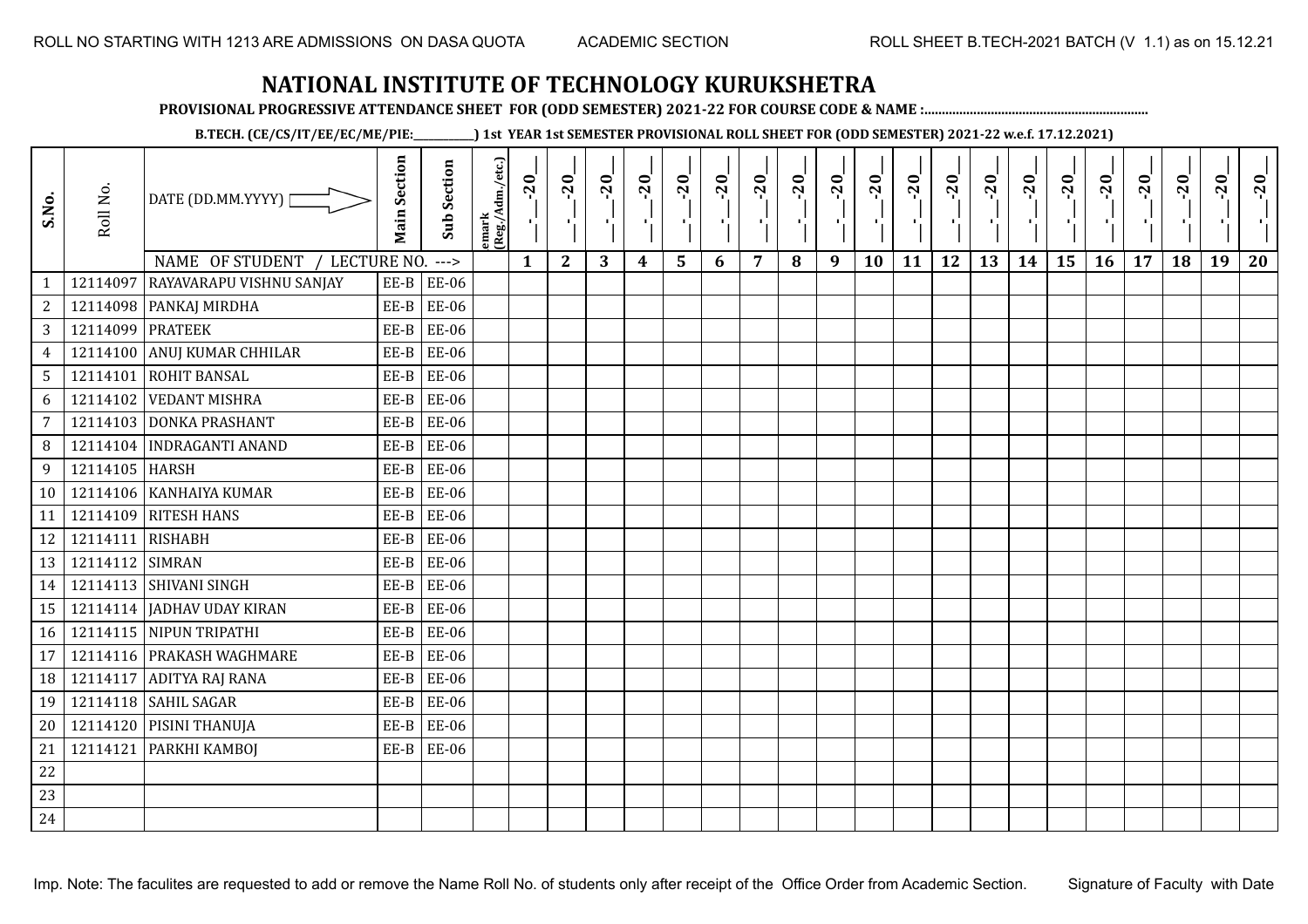ROLL NO STARTING WITH 1213 ARE ADMISSIONS ON DASA QUOTA        ACADEMIC SECTION        ROLL SHEET B.TECH-2021 BATCH (V 1.1) as on 15.12.21

# NATIONAL INSTITUTE OF TECHNOLOGY KURUKSHETRA

**PROVISIONAL PROGRESSIVE ATTENDANCE SHEET FOR (ODD SEMESTER) 2021-22 FOR COURSE CODE & NAME :..............................................................**

**B.TECH. (CE/CS/IT/EE/EC/ME/PIE:__________) 1st YEAR 1st SEMESTER PROVISIONAL ROLL SHEET FOR (ODD SEMESTER) 2021-22 w.e.f. 17.12.2021)**

| S.No. | Roll No. | DATE (DD.MM.YYYY) | Main Section | Sub Section | emark (Reg./Adm./etc.) | _-_-20_ | _-_-20_ | _-_-20_ | _-_-20_ | _-_-20_ | _-_-20_ | _-_-20_ | _-_-20_ | _-_-20_ | _-_-20_ | _-_-20_ | _-_-20_ | _-_-20_ | _-_-20_ | _-_-20_ | _-_-20_ | _-_-20_ | _-_-20_ | _-_-20_ | _-_-20_ |
|---|---|---|---|---|---|---|---|---|---|---|---|---|---|---|---|---|---|---|---|---|---|---|---|---|---|
| | | NAME OF STUDENT / LECTURE NO. ---> | | | | 1 | 2 | 3 | 4 | 5 | 6 | 7 | 8 | 9 | 10 | 11 | 12 | 13 | 14 | 15 | 16 | 17 | 18 | 19 | 20 |
| 1 | 12114097 | RAYAVARAPU VISHNU SANJAY | EE-B | EE-06 | | | | | | | | | | | | | | | | | | | | | |
| 2 | 12114098 | PANKAJ MIRDHA | EE-B | EE-06 | | | | | | | | | | | | | | | | | | | | | |
| 3 | 12114099 | PRATEEK | EE-B | EE-06 | | | | | | | | | | | | | | | | | | | | | |
| 4 | 12114100 | ANUJ KUMAR CHHILAR | EE-B | EE-06 | | | | | | | | | | | | | | | | | | | | | |
| 5 | 12114101 | ROHIT BANSAL | EE-B | EE-06 | | | | | | | | | | | | | | | | | | | | | |
| 6 | 12114102 | VEDANT MISHRA | EE-B | EE-06 | | | | | | | | | | | | | | | | | | | | | |
| 7 | 12114103 | DONKA PRASHANT | EE-B | EE-06 | | | | | | | | | | | | | | | | | | | | | |
| 8 | 12114104 | INDRAGANTI ANAND | EE-B | EE-06 | | | | | | | | | | | | | | | | | | | | | |
| 9 | 12114105 | HARSH | EE-B | EE-06 | | | | | | | | | | | | | | | | | | | | | |
| 10 | 12114106 | KANHAIYA KUMAR | EE-B | EE-06 | | | | | | | | | | | | | | | | | | | | | |
| 11 | 12114109 | RITESH HANS | EE-B | EE-06 | | | | | | | | | | | | | | | | | | | | | |
| 12 | 12114111 | RISHABH | EE-B | EE-06 | | | | | | | | | | | | | | | | | | | | | |
| 13 | 12114112 | SIMRAN | EE-B | EE-06 | | | | | | | | | | | | | | | | | | | | | |
| 14 | 12114113 | SHIVANI SINGH | EE-B | EE-06 | | | | | | | | | | | | | | | | | | | | | |
| 15 | 12114114 | JADHAV UDAY KIRAN | EE-B | EE-06 | | | | | | | | | | | | | | | | | | | | | |
| 16 | 12114115 | NIPUN TRIPATHI | EE-B | EE-06 | | | | | | | | | | | | | | | | | | | | | |
| 17 | 12114116 | PRAKASH WAGHMARE | EE-B | EE-06 | | | | | | | | | | | | | | | | | | | | | |
| 18 | 12114117 | ADITYA RAJ RANA | EE-B | EE-06 | | | | | | | | | | | | | | | | | | | | | |
| 19 | 12114118 | SAHIL SAGAR | EE-B | EE-06 | | | | | | | | | | | | | | | | | | | | | |
| 20 | 12114120 | PISINI THANUJA | EE-B | EE-06 | | | | | | | | | | | | | | | | | | | | | |
| 21 | 12114121 | PARKHI KAMBOJ | EE-B | EE-06 | | | | | | | | | | | | | | | | | | | | | |
| 22 | | | | | | | | | | | | | | | | | | | | | | | | | |
| 23 | | | | | | | | | | | | | | | | | | | | | | | | | |
| 24 | | | | | | | | | | | | | | | | | | | | | | | | | |

Imp. Note: The faculites are requested to add or remove the Name Roll No. of students only after receipt of the Office Order from Academic Section.        Signature of Faculty with Date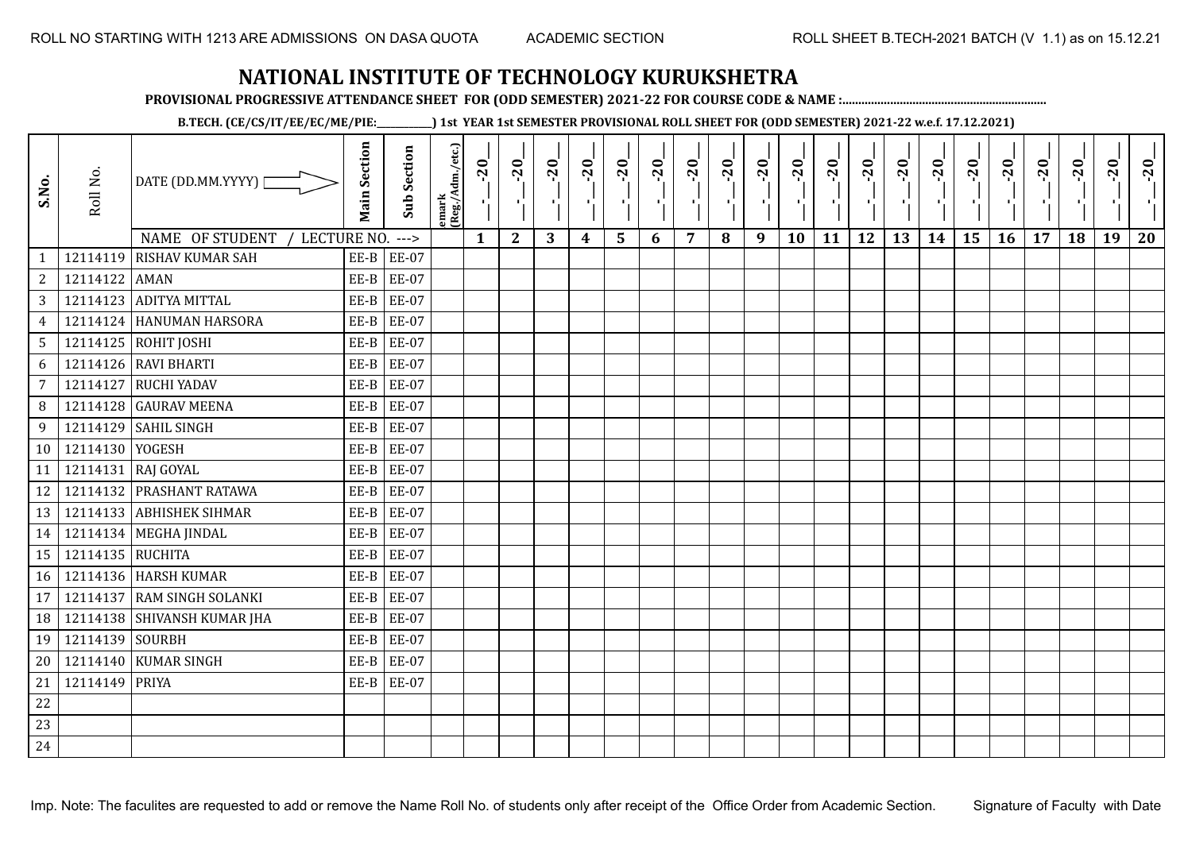ROLL NO STARTING WITH 1213 ARE ADMISSIONS ON DASA QUOTA    ACADEMIC SECTION    ROLL SHEET B.TECH-2021 BATCH (V 1.1) as on 15.12.21

# NATIONAL INSTITUTE OF TECHNOLOGY KURUKSHETRA

**PROVISIONAL PROGRESSIVE ATTENDANCE SHEET FOR (ODD SEMESTER) 2021-22 FOR COURSE CODE & NAME :..............................................................**

**B.TECH. (CE/CS/IT/EE/EC/ME/PIE:__________) 1st YEAR 1st SEMESTER PROVISIONAL ROLL SHEET FOR (ODD SEMESTER) 2021-22 w.e.f. 17.12.2021)**

| S.No. | Roll No. | DATE (DD.MM.YYYY) | Main Section | Sub Section | emark (Reg./Adm./etc.) | _-_-20_ | _-_-20_ | _-_-20_ | _-_-20_ | _-_-20_ | _-_-20_ | _-_-20_ | _-_-20_ | _-_-20_ | _-_-20_ | _-_-20_ | _-_-20_ | _-_-20_ | _-_-20_ | _-_-20_ | _-_-20_ | _-_-20_ | _-_-20_ | _-_-20_ | _-_-20_ |
|---|---|---|---|---|---|---|---|---|---|---|---|---|---|---|---|---|---|---|---|---|---|---|---|---|---|
| | | NAME OF STUDENT / LECTURE NO. ---> | | | | 1 | 2 | 3 | 4 | 5 | 6 | 7 | 8 | 9 | 10 | 11 | 12 | 13 | 14 | 15 | 16 | 17 | 18 | 19 | 20 |
| 1 | 12114119 | RISHAV KUMAR SAH | EE-B | EE-07 | | | | | | | | | | | | | | | | | | | | | |
| 2 | 12114122 | AMAN | EE-B | EE-07 | | | | | | | | | | | | | | | | | | | | | |
| 3 | 12114123 | ADITYA MITTAL | EE-B | EE-07 | | | | | | | | | | | | | | | | | | | | | |
| 4 | 12114124 | HANUMAN HARSORA | EE-B | EE-07 | | | | | | | | | | | | | | | | | | | | | |
| 5 | 12114125 | ROHIT JOSHI | EE-B | EE-07 | | | | | | | | | | | | | | | | | | | | | |
| 6 | 12114126 | RAVI BHARTI | EE-B | EE-07 | | | | | | | | | | | | | | | | | | | | | |
| 7 | 12114127 | RUCHI YADAV | EE-B | EE-07 | | | | | | | | | | | | | | | | | | | | | |
| 8 | 12114128 | GAURAV MEENA | EE-B | EE-07 | | | | | | | | | | | | | | | | | | | | | |
| 9 | 12114129 | SAHIL SINGH | EE-B | EE-07 | | | | | | | | | | | | | | | | | | | | | |
| 10 | 12114130 | YOGESH | EE-B | EE-07 | | | | | | | | | | | | | | | | | | | | | |
| 11 | 12114131 | RAJ GOYAL | EE-B | EE-07 | | | | | | | | | | | | | | | | | | | | | |
| 12 | 12114132 | PRASHANT RATAWA | EE-B | EE-07 | | | | | | | | | | | | | | | | | | | | | |
| 13 | 12114133 | ABHISHEK SIHMAR | EE-B | EE-07 | | | | | | | | | | | | | | | | | | | | | |
| 14 | 12114134 | MEGHA JINDAL | EE-B | EE-07 | | | | | | | | | | | | | | | | | | | | | |
| 15 | 12114135 | RUCHITA | EE-B | EE-07 | | | | | | | | | | | | | | | | | | | | | |
| 16 | 12114136 | HARSH KUMAR | EE-B | EE-07 | | | | | | | | | | | | | | | | | | | | | |
| 17 | 12114137 | RAM SINGH SOLANKI | EE-B | EE-07 | | | | | | | | | | | | | | | | | | | | | |
| 18 | 12114138 | SHIVANSH KUMAR JHA | EE-B | EE-07 | | | | | | | | | | | | | | | | | | | | | |
| 19 | 12114139 | SOURBH | EE-B | EE-07 | | | | | | | | | | | | | | | | | | | | | |
| 20 | 12114140 | KUMAR SINGH | EE-B | EE-07 | | | | | | | | | | | | | | | | | | | | | |
| 21 | 12114149 | PRIYA | EE-B | EE-07 | | | | | | | | | | | | | | | | | | | | | |
| 22 | | | | | | | | | | | | | | | | | | | | | | | | | |
| 23 | | | | | | | | | | | | | | | | | | | | | | | | | |
| 24 | | | | | | | | | | | | | | | | | | | | | | | | | |

Imp. Note: The faculites are requested to add or remove the Name Roll No. of students only after receipt of the Office Order from Academic Section.    Signature of Faculty with Date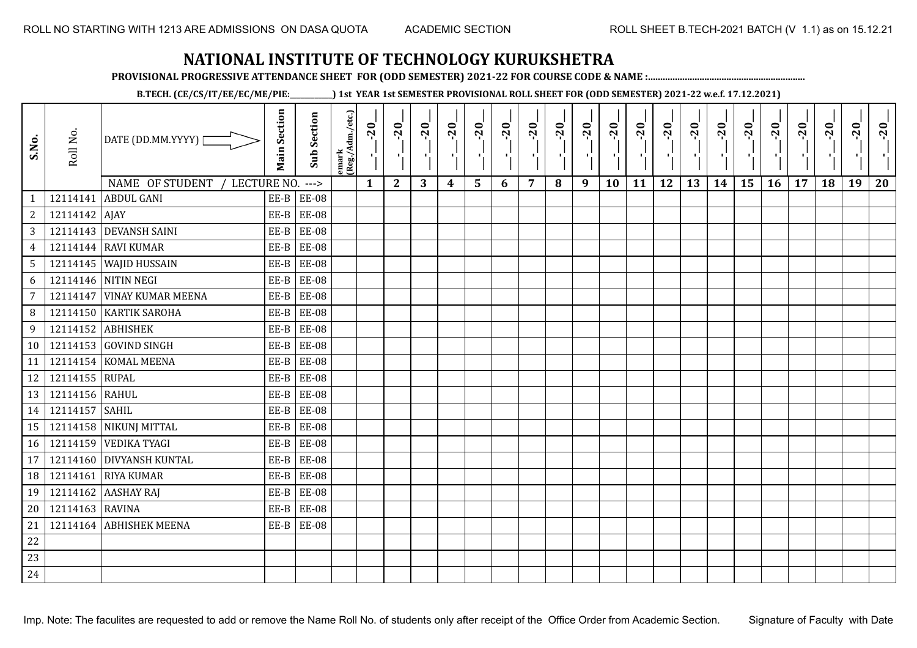ROLL NO STARTING WITH 1213 ARE ADMISSIONS ON DASA QUOTA ACADEMIC SECTION ROLL SHEET B.TECH-2021 BATCH (V 1.1) as on 15.12.21

# NATIONAL INSTITUTE OF TECHNOLOGY KURUKSHETRA

**PROVISIONAL PROGRESSIVE ATTENDANCE SHEET FOR (ODD SEMESTER) 2021-22 FOR COURSE CODE & NAME :...............................................................**

**B.TECH. (CE/CS/IT/EE/EC/ME/PIE:___________) 1st YEAR 1st SEMESTER PROVISIONAL ROLL SHEET FOR (ODD SEMESTER) 2021-22 w.e.f. 17.12.2021)**

| S.No. | Roll No. | DATE (DD.MM.YYYY) | Main Section | Sub Section | emark (Reg./Adm./etc.) | __-__-20__ | __-__-20__ | __-__-20__ | __-__-20__ | __-__-20__ | __-__-20__ | __-__-20__ | __-__-20__ | __-__-20__ | __-__-20__ | __-__-20__ | __-__-20__ | __-__-20__ | __-__-20__ | __-__-20__ | __-__-20__ | __-__-20__ | __-__-20__ | __-__-20__ | __-__-20__ |
|---|---|---|---|---|---|---|---|---|---|---|---|---|---|---|---|---|---|---|---|---|---|---|---|---|---|
| | | NAME OF STUDENT / LECTURE NO. ---> | | | | 1 | 2 | 3 | 4 | 5 | 6 | 7 | 8 | 9 | 10 | 11 | 12 | 13 | 14 | 15 | 16 | 17 | 18 | 19 | 20 |
| 1 | 12114141 | ABDUL GANI | EE-B | EE-08 | | | | | | | | | | | | | | | | | | | | | |
| 2 | 12114142 | AJAY | EE-B | EE-08 | | | | | | | | | | | | | | | | | | | | | |
| 3 | 12114143 | DEVANSH SAINI | EE-B | EE-08 | | | | | | | | | | | | | | | | | | | | | |
| 4 | 12114144 | RAVI KUMAR | EE-B | EE-08 | | | | | | | | | | | | | | | | | | | | | |
| 5 | 12114145 | WAJID HUSSAIN | EE-B | EE-08 | | | | | | | | | | | | | | | | | | | | | |
| 6 | 12114146 | NITIN NEGI | EE-B | EE-08 | | | | | | | | | | | | | | | | | | | | | |
| 7 | 12114147 | VINAY KUMAR MEENA | EE-B | EE-08 | | | | | | | | | | | | | | | | | | | | | |
| 8 | 12114150 | KARTIK SAROHA | EE-B | EE-08 | | | | | | | | | | | | | | | | | | | | | |
| 9 | 12114152 | ABHISHEK | EE-B | EE-08 | | | | | | | | | | | | | | | | | | | | | |
| 10 | 12114153 | GOVIND SINGH | EE-B | EE-08 | | | | | | | | | | | | | | | | | | | | | |
| 11 | 12114154 | KOMAL MEENA | EE-B | EE-08 | | | | | | | | | | | | | | | | | | | | | |
| 12 | 12114155 | RUPAL | EE-B | EE-08 | | | | | | | | | | | | | | | | | | | | | |
| 13 | 12114156 | RAHUL | EE-B | EE-08 | | | | | | | | | | | | | | | | | | | | | |
| 14 | 12114157 | SAHIL | EE-B | EE-08 | | | | | | | | | | | | | | | | | | | | | |
| 15 | 12114158 | NIKUNJ MITTAL | EE-B | EE-08 | | | | | | | | | | | | | | | | | | | | | |
| 16 | 12114159 | VEDIKA TYAGI | EE-B | EE-08 | | | | | | | | | | | | | | | | | | | | | |
| 17 | 12114160 | DIVYANSH KUNTAL | EE-B | EE-08 | | | | | | | | | | | | | | | | | | | | | |
| 18 | 12114161 | RIYA KUMAR | EE-B | EE-08 | | | | | | | | | | | | | | | | | | | | | |
| 19 | 12114162 | AASHAY RAJ | EE-B | EE-08 | | | | | | | | | | | | | | | | | | | | | |
| 20 | 12114163 | RAVINA | EE-B | EE-08 | | | | | | | | | | | | | | | | | | | | | |
| 21 | 12114164 | ABHISHEK MEENA | EE-B | EE-08 | | | | | | | | | | | | | | | | | | | | | |
| 22 | | | | | | | | | | | | | | | | | | | | | | | | | |
| 23 | | | | | | | | | | | | | | | | | | | | | | | | | |
| 24 | | | | | | | | | | | | | | | | | | | | | | | | | |

Imp. Note: The faculites are requested to add or remove the Name Roll No. of students only after receipt of the Office Order from Academic Section. Signature of Faculty with Date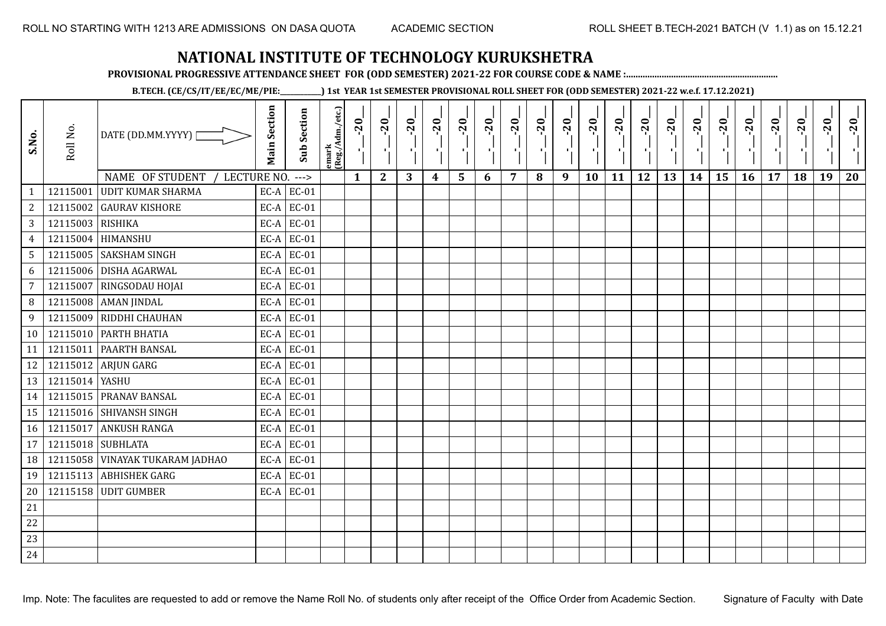ROLL NO STARTING WITH 1213 ARE ADMISSIONS ON DASA QUOTA ACADEMIC SECTION ROLL SHEET B.TECH-2021 BATCH (V 1.1) as on 15.12.21

# NATIONAL INSTITUTE OF TECHNOLOGY KURUKSHETRA

**PROVISIONAL PROGRESSIVE ATTENDANCE SHEET FOR (ODD SEMESTER) 2021-22 FOR COURSE CODE & NAME :..............................................................**

**B.TECH. (CE/CS/IT/EE/EC/ME/PIE:__________) 1st YEAR 1st SEMESTER PROVISIONAL ROLL SHEET FOR (ODD SEMESTER) 2021-22 w.e.f. 17.12.2021)**

| S.No. | Roll No. | DATE (DD.MM.YYYY) | Main Section | Sub Section | emark (Reg./Adm./etc.) | __-__-20__ | __-__-20__ | __-__-20__ | __-__-20__ | __-__-20__ | __-__-20__ | __-__-20__ | __-__-20__ | __-__-20__ | __-__-20__ | __-__-20__ | __-__-20__ | __-__-20__ | __-__-20__ | __-__-20__ | __-__-20__ | __-__-20__ | __-__-20__ | __-__-20__ | __-__-20__ |
|---|---|---|---|---|---|---|---|---|---|---|---|---|---|---|---|---|---|---|---|---|---|---|---|---|---|
| | | NAME OF STUDENT / LECTURE NO. ---> | | | | 1 | 2 | 3 | 4 | 5 | 6 | 7 | 8 | 9 | 10 | 11 | 12 | 13 | 14 | 15 | 16 | 17 | 18 | 19 | 20 |
| 1 | 12115001 | UDIT KUMAR SHARMA | EC-A | EC-01 | | | | | | | | | | | | | | | | | | | | | |
| 2 | 12115002 | GAURAV KISHORE | EC-A | EC-01 | | | | | | | | | | | | | | | | | | | | | |
| 3 | 12115003 | RISHIKA | EC-A | EC-01 | | | | | | | | | | | | | | | | | | | | | |
| 4 | 12115004 | HIMANSHU | EC-A | EC-01 | | | | | | | | | | | | | | | | | | | | | |
| 5 | 12115005 | SAKSHAM SINGH | EC-A | EC-01 | | | | | | | | | | | | | | | | | | | | | |
| 6 | 12115006 | DISHA AGARWAL | EC-A | EC-01 | | | | | | | | | | | | | | | | | | | | | |
| 7 | 12115007 | RINGSODAU HOJAI | EC-A | EC-01 | | | | | | | | | | | | | | | | | | | | | |
| 8 | 12115008 | AMAN JINDAL | EC-A | EC-01 | | | | | | | | | | | | | | | | | | | | | |
| 9 | 12115009 | RIDDHI CHAUHAN | EC-A | EC-01 | | | | | | | | | | | | | | | | | | | | | |
| 10 | 12115010 | PARTH BHATIA | EC-A | EC-01 | | | | | | | | | | | | | | | | | | | | | |
| 11 | 12115011 | PAARTH BANSAL | EC-A | EC-01 | | | | | | | | | | | | | | | | | | | | | |
| 12 | 12115012 | ARJUN GARG | EC-A | EC-01 | | | | | | | | | | | | | | | | | | | | | |
| 13 | 12115014 | YASHU | EC-A | EC-01 | | | | | | | | | | | | | | | | | | | | | |
| 14 | 12115015 | PRANAV BANSAL | EC-A | EC-01 | | | | | | | | | | | | | | | | | | | | | |
| 15 | 12115016 | SHIVANSH SINGH | EC-A | EC-01 | | | | | | | | | | | | | | | | | | | | | |
| 16 | 12115017 | ANKUSH RANGA | EC-A | EC-01 | | | | | | | | | | | | | | | | | | | | | |
| 17 | 12115018 | SUBHLATA | EC-A | EC-01 | | | | | | | | | | | | | | | | | | | | | |
| 18 | 12115058 | VINAYAK TUKARAM JADHAO | EC-A | EC-01 | | | | | | | | | | | | | | | | | | | | | |
| 19 | 12115113 | ABHISHEK GARG | EC-A | EC-01 | | | | | | | | | | | | | | | | | | | | | |
| 20 | 12115158 | UDIT GUMBER | EC-A | EC-01 | | | | | | | | | | | | | | | | | | | | | |
| 21 | | | | | | | | | | | | | | | | | | | | | | | | | |
| 22 | | | | | | | | | | | | | | | | | | | | | | | | | |
| 23 | | | | | | | | | | | | | | | | | | | | | | | | | |
| 24 | | | | | | | | | | | | | | | | | | | | | | | | | |

Imp. Note: The faculites are requested to add or remove the Name Roll No. of students only after receipt of the Office Order from Academic Section. Signature of Faculty with Date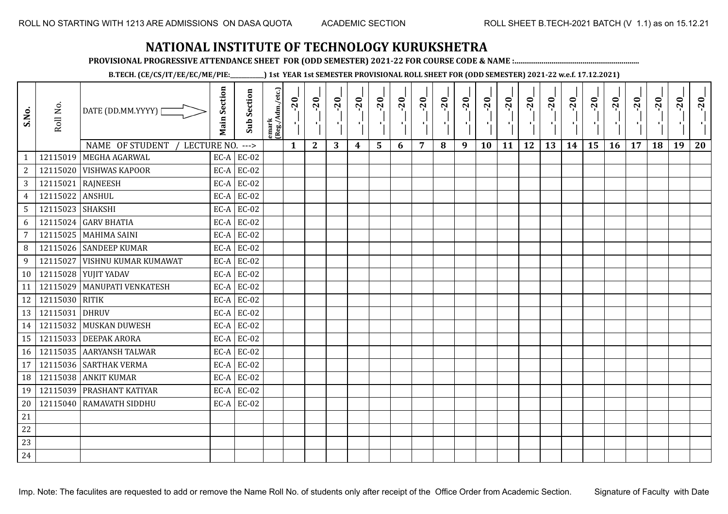ROLL NO STARTING WITH 1213 ARE ADMISSIONS ON DASA QUOTA ACADEMIC SECTION ROLL SHEET B.TECH-2021 BATCH (V 1.1) as on 15.12.21

# NATIONAL INSTITUTE OF TECHNOLOGY KURUKSHETRA

**PROVISIONAL PROGRESSIVE ATTENDANCE SHEET FOR (ODD SEMESTER) 2021-22 FOR COURSE CODE & NAME :..............................................................**

**B.TECH. (CE/CS/IT/EE/EC/ME/PIE:__________) 1st YEAR 1st SEMESTER PROVISIONAL ROLL SHEET FOR (ODD SEMESTER) 2021-22 w.e.f. 17.12.2021)**

| S.No. | Roll No. | DATE (DD.MM.YYYY) | Main Section | Sub Section | emark (Reg./Adm./etc.) | _-_-20_ | _-_-20_ | _-_-20_ | _-_-20_ | _-_-20_ | _-_-20_ | _-_-20_ | _-_-20_ | _-_-20_ | _-_-20_ | _-_-20_ | _-_-20_ | _-_-20_ | _-_-20_ | _-_-20_ | _-_-20_ | _-_-20_ | _-_-20_ | _-_-20_ | _-_-20_ |
|---|---|---|---|---|---|---|---|---|---|---|---|---|---|---|---|---|---|---|---|---|---|---|---|---|---|
| | | NAME OF STUDENT / LECTURE NO. ---> | | | | 1 | 2 | 3 | 4 | 5 | 6 | 7 | 8 | 9 | 10 | 11 | 12 | 13 | 14 | 15 | 16 | 17 | 18 | 19 | 20 |
| 1 | 12115019 | MEGHA AGARWAL | EC-A | EC-02 | | | | | | | | | | | | | | | | | | | | | |
| 2 | 12115020 | VISHWAS KAPOOR | EC-A | EC-02 | | | | | | | | | | | | | | | | | | | | | |
| 3 | 12115021 | RAJNEESH | EC-A | EC-02 | | | | | | | | | | | | | | | | | | | | | |
| 4 | 12115022 | ANSHUL | EC-A | EC-02 | | | | | | | | | | | | | | | | | | | | | |
| 5 | 12115023 | SHAKSHI | EC-A | EC-02 | | | | | | | | | | | | | | | | | | | | | |
| 6 | 12115024 | GARV BHATIA | EC-A | EC-02 | | | | | | | | | | | | | | | | | | | | | |
| 7 | 12115025 | MAHIMA SAINI | EC-A | EC-02 | | | | | | | | | | | | | | | | | | | | | |
| 8 | 12115026 | SANDEEP KUMAR | EC-A | EC-02 | | | | | | | | | | | | | | | | | | | | | |
| 9 | 12115027 | VISHNU KUMAR KUMAWAT | EC-A | EC-02 | | | | | | | | | | | | | | | | | | | | | |
| 10 | 12115028 | YUJIT YADAV | EC-A | EC-02 | | | | | | | | | | | | | | | | | | | | | |
| 11 | 12115029 | MANUPATI VENKATESH | EC-A | EC-02 | | | | | | | | | | | | | | | | | | | | | |
| 12 | 12115030 | RITIK | EC-A | EC-02 | | | | | | | | | | | | | | | | | | | | | |
| 13 | 12115031 | DHRUV | EC-A | EC-02 | | | | | | | | | | | | | | | | | | | | | |
| 14 | 12115032 | MUSKAN DUWESH | EC-A | EC-02 | | | | | | | | | | | | | | | | | | | | | |
| 15 | 12115033 | DEEPAK ARORA | EC-A | EC-02 | | | | | | | | | | | | | | | | | | | | | |
| 16 | 12115035 | AARYANSH TALWAR | EC-A | EC-02 | | | | | | | | | | | | | | | | | | | | | |
| 17 | 12115036 | SARTHAK VERMA | EC-A | EC-02 | | | | | | | | | | | | | | | | | | | | | |
| 18 | 12115038 | ANKIT KUMAR | EC-A | EC-02 | | | | | | | | | | | | | | | | | | | | | |
| 19 | 12115039 | PRASHANT KATIYAR | EC-A | EC-02 | | | | | | | | | | | | | | | | | | | | | |
| 20 | 12115040 | RAMAVATH SIDDHU | EC-A | EC-02 | | | | | | | | | | | | | | | | | | | | | |
| 21 | | | | | | | | | | | | | | | | | | | | | | | | | |
| 22 | | | | | | | | | | | | | | | | | | | | | | | | | |
| 23 | | | | | | | | | | | | | | | | | | | | | | | | | |
| 24 | | | | | | | | | | | | | | | | | | | | | | | | | |

Imp. Note: The faculites are requested to add or remove the Name Roll No. of students only after receipt of the Office Order from Academic Section. Signature of Faculty with Date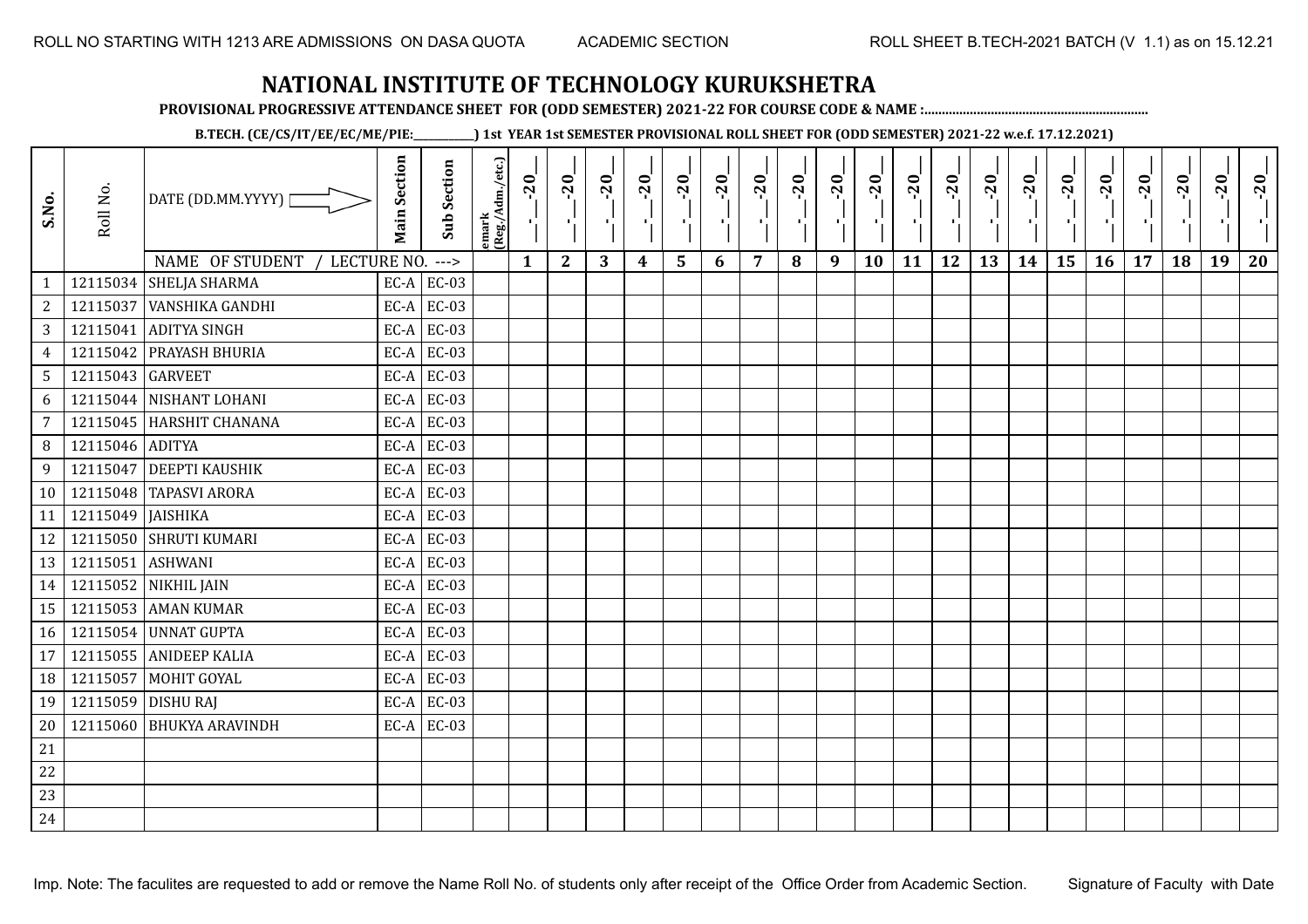ROLL NO STARTING WITH 1213 ARE ADMISSIONS ON DASA QUOTA ACADEMIC SECTION ROLL SHEET B.TECH-2021 BATCH (V 1.1) as on 15.12.21

# NATIONAL INSTITUTE OF TECHNOLOGY KURUKSHETRA

**PROVISIONAL PROGRESSIVE ATTENDANCE SHEET FOR (ODD SEMESTER) 2021-22 FOR COURSE CODE & NAME :..............................................................**

**B.TECH. (CE/CS/IT/EE/EC/ME/PIE:__________) 1st YEAR 1st SEMESTER PROVISIONAL ROLL SHEET FOR (ODD SEMESTER) 2021-22 w.e.f. 17.12.2021)**

| S.No. | Roll No. | DATE (DD.MM.YYYY) | Main Section | Sub Section | emark (Reg./Adm./etc.) | __-__-20__ | __-__-20__ | __-__-20__ | __-__-20__ | __-__-20__ | __-__-20__ | __-__-20__ | __-__-20__ | __-__-20__ | __-__-20__ | __-__-20__ | __-__-20__ | __-__-20__ | __-__-20__ | __-__-20__ | __-__-20__ | __-__-20__ | __-__-20__ | __-__-20__ | __-__-20__ |
|---|---|---|---|---|---|---|---|---|---|---|---|---|---|---|---|---|---|---|---|---|---|---|---|---|---|
| | | NAME OF STUDENT / LECTURE NO. ---> | | | | 1 | 2 | 3 | 4 | 5 | 6 | 7 | 8 | 9 | 10 | 11 | 12 | 13 | 14 | 15 | 16 | 17 | 18 | 19 | 20 |
| 1 | 12115034 | SHELJA SHARMA | EC-A | EC-03 | | | | | | | | | | | | | | | | | | | | | |
| 2 | 12115037 | VANSHIKA GANDHI | EC-A | EC-03 | | | | | | | | | | | | | | | | | | | | | |
| 3 | 12115041 | ADITYA SINGH | EC-A | EC-03 | | | | | | | | | | | | | | | | | | | | | |
| 4 | 12115042 | PRAYASH BHURIA | EC-A | EC-03 | | | | | | | | | | | | | | | | | | | | | |
| 5 | 12115043 | GARVEET | EC-A | EC-03 | | | | | | | | | | | | | | | | | | | | | |
| 6 | 12115044 | NISHANT LOHANI | EC-A | EC-03 | | | | | | | | | | | | | | | | | | | | | |
| 7 | 12115045 | HARSHIT CHANANA | EC-A | EC-03 | | | | | | | | | | | | | | | | | | | | | |
| 8 | 12115046 | ADITYA | EC-A | EC-03 | | | | | | | | | | | | | | | | | | | | | |
| 9 | 12115047 | DEEPTI KAUSHIK | EC-A | EC-03 | | | | | | | | | | | | | | | | | | | | | |
| 10 | 12115048 | TAPASVI ARORA | EC-A | EC-03 | | | | | | | | | | | | | | | | | | | | | |
| 11 | 12115049 | JAISHIKA | EC-A | EC-03 | | | | | | | | | | | | | | | | | | | | | |
| 12 | 12115050 | SHRUTI KUMARI | EC-A | EC-03 | | | | | | | | | | | | | | | | | | | | | |
| 13 | 12115051 | ASHWANI | EC-A | EC-03 | | | | | | | | | | | | | | | | | | | | | |
| 14 | 12115052 | NIKHIL JAIN | EC-A | EC-03 | | | | | | | | | | | | | | | | | | | | | |
| 15 | 12115053 | AMAN KUMAR | EC-A | EC-03 | | | | | | | | | | | | | | | | | | | | | |
| 16 | 12115054 | UNNAT GUPTA | EC-A | EC-03 | | | | | | | | | | | | | | | | | | | | | |
| 17 | 12115055 | ANIDEEP KALIA | EC-A | EC-03 | | | | | | | | | | | | | | | | | | | | | |
| 18 | 12115057 | MOHIT GOYAL | EC-A | EC-03 | | | | | | | | | | | | | | | | | | | | | |
| 19 | 12115059 | DISHU RAJ | EC-A | EC-03 | | | | | | | | | | | | | | | | | | | | | |
| 20 | 12115060 | BHUKYA ARAVINDH | EC-A | EC-03 | | | | | | | | | | | | | | | | | | | | | |
| 21 | | | | | | | | | | | | | | | | | | | | | | | | | |
| 22 | | | | | | | | | | | | | | | | | | | | | | | | | |
| 23 | | | | | | | | | | | | | | | | | | | | | | | | | |
| 24 | | | | | | | | | | | | | | | | | | | | | | | | | |

Imp. Note: The faculites are requested to add or remove the Name Roll No. of students only after receipt of the Office Order from Academic Section. Signature of Faculty with Date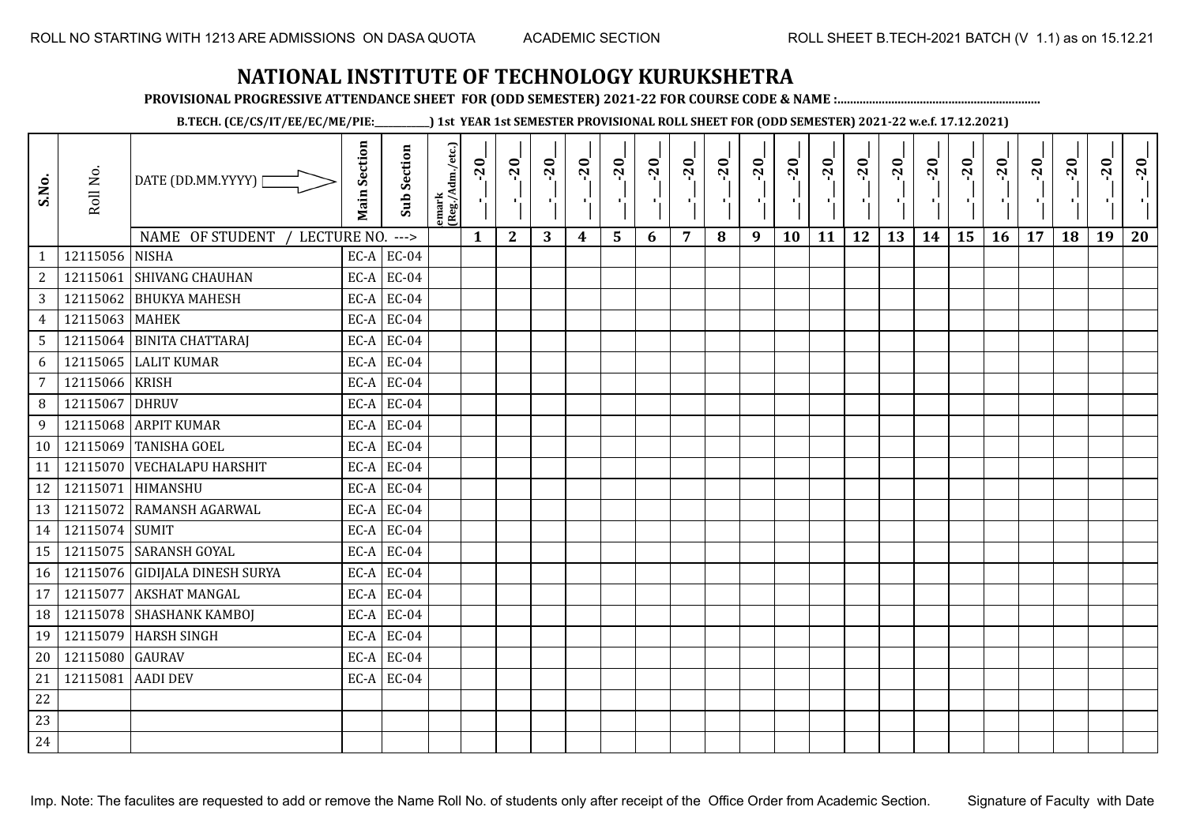ROLL NO STARTING WITH 1213 ARE ADMISSIONS ON DASA QUOTA ACADEMIC SECTION ROLL SHEET B.TECH-2021 BATCH (V 1.1) as on 15.12.21

# NATIONAL INSTITUTE OF TECHNOLOGY KURUKSHETRA

**PROVISIONAL PROGRESSIVE ATTENDANCE SHEET FOR (ODD SEMESTER) 2021-22 FOR COURSE CODE & NAME :..............................................................**

**B.TECH. (CE/CS/IT/EE/EC/ME/PIE:__________) 1st YEAR 1st SEMESTER PROVISIONAL ROLL SHEET FOR (ODD SEMESTER) 2021-22 w.e.f. 17.12.2021)**

| S.No. | Roll No. | DATE (DD.MM.YYYY) | Main Section | Sub Section | emark (Reg./Adm./etc.) | __-__-20__ | __-__-20__ | __-__-20__ | __-__-20__ | __-__-20__ | __-__-20__ | __-__-20__ | __-__-20__ | __-__-20__ | __-__-20__ | __-__-20__ | __-__-20__ | __-__-20__ | __-__-20__ | __-__-20__ | __-__-20__ | __-__-20__ | __-__-20__ | __-__-20__ | __-__-20__ |
|---|---|---|---|---|---|---|---|---|---|---|---|---|---|---|---|---|---|---|---|---|---|---|---|---|---|
| | | NAME OF STUDENT / LECTURE NO. ---> | | | | 1 | 2 | 3 | 4 | 5 | 6 | 7 | 8 | 9 | 10 | 11 | 12 | 13 | 14 | 15 | 16 | 17 | 18 | 19 | 20 |
| 1 | 12115056 | NISHA | EC-A | EC-04 | | | | | | | | | | | | | | | | | | | | | |
| 2 | 12115061 | SHIVANG CHAUHAN | EC-A | EC-04 | | | | | | | | | | | | | | | | | | | | | |
| 3 | 12115062 | BHUKYA MAHESH | EC-A | EC-04 | | | | | | | | | | | | | | | | | | | | | |
| 4 | 12115063 | MAHEK | EC-A | EC-04 | | | | | | | | | | | | | | | | | | | | | |
| 5 | 12115064 | BINITA CHATTARAJ | EC-A | EC-04 | | | | | | | | | | | | | | | | | | | | | |
| 6 | 12115065 | LALIT KUMAR | EC-A | EC-04 | | | | | | | | | | | | | | | | | | | | | |
| 7 | 12115066 | KRISH | EC-A | EC-04 | | | | | | | | | | | | | | | | | | | | | |
| 8 | 12115067 | DHRUV | EC-A | EC-04 | | | | | | | | | | | | | | | | | | | | | |
| 9 | 12115068 | ARPIT KUMAR | EC-A | EC-04 | | | | | | | | | | | | | | | | | | | | | |
| 10 | 12115069 | TANISHA GOEL | EC-A | EC-04 | | | | | | | | | | | | | | | | | | | | | |
| 11 | 12115070 | VECHALAPU HARSHIT | EC-A | EC-04 | | | | | | | | | | | | | | | | | | | | | |
| 12 | 12115071 | HIMANSHU | EC-A | EC-04 | | | | | | | | | | | | | | | | | | | | | |
| 13 | 12115072 | RAMANSH AGARWAL | EC-A | EC-04 | | | | | | | | | | | | | | | | | | | | | |
| 14 | 12115074 | SUMIT | EC-A | EC-04 | | | | | | | | | | | | | | | | | | | | | |
| 15 | 12115075 | SARANSH GOYAL | EC-A | EC-04 | | | | | | | | | | | | | | | | | | | | | |
| 16 | 12115076 | GIDIJALA DINESH SURYA | EC-A | EC-04 | | | | | | | | | | | | | | | | | | | | | |
| 17 | 12115077 | AKSHAT MANGAL | EC-A | EC-04 | | | | | | | | | | | | | | | | | | | | | |
| 18 | 12115078 | SHASHANK KAMBOJ | EC-A | EC-04 | | | | | | | | | | | | | | | | | | | | | |
| 19 | 12115079 | HARSH SINGH | EC-A | EC-04 | | | | | | | | | | | | | | | | | | | | | |
| 20 | 12115080 | GAURAV | EC-A | EC-04 | | | | | | | | | | | | | | | | | | | | | |
| 21 | 12115081 | AADI DEV | EC-A | EC-04 | | | | | | | | | | | | | | | | | | | | | |
| 22 | | | | | | | | | | | | | | | | | | | | | | | | | |
| 23 | | | | | | | | | | | | | | | | | | | | | | | | | |
| 24 | | | | | | | | | | | | | | | | | | | | | | | | | |

Imp. Note: The faculites are requested to add or remove the Name Roll No. of students only after receipt of the Office Order from Academic Section. Signature of Faculty with Date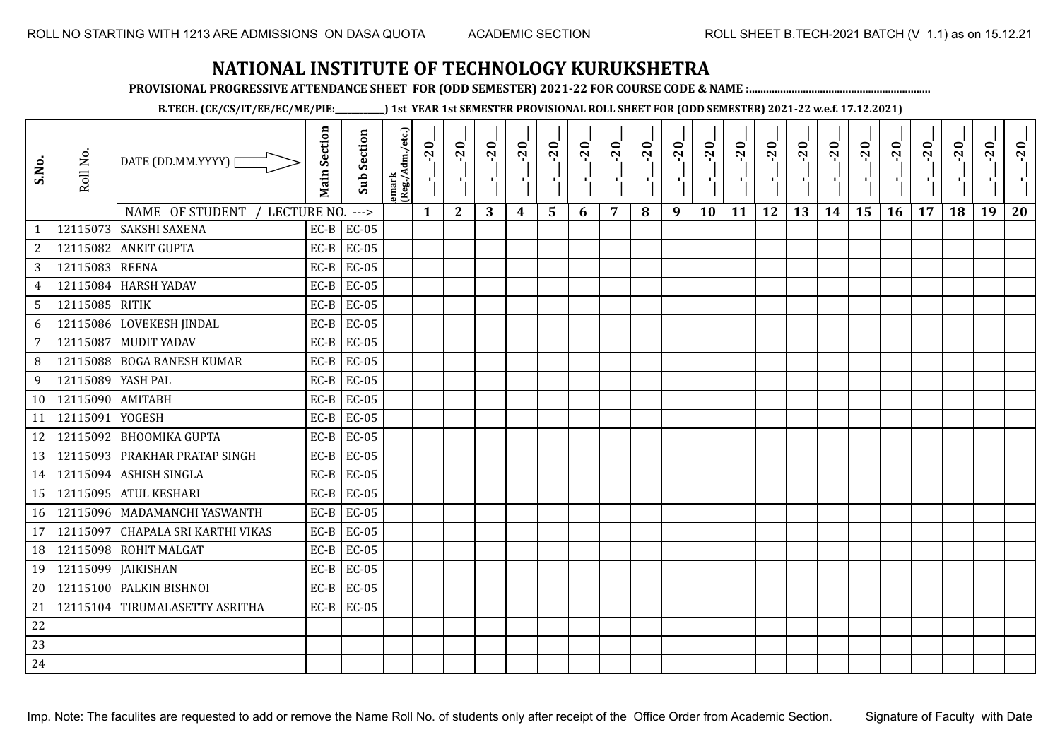ROLL NO STARTING WITH 1213 ARE ADMISSIONS ON DASA QUOTA ACADEMIC SECTION ROLL SHEET B.TECH-2021 BATCH (V 1.1) as on 15.12.21

# NATIONAL INSTITUTE OF TECHNOLOGY KURUKSHETRA

**PROVISIONAL PROGRESSIVE ATTENDANCE SHEET FOR (ODD SEMESTER) 2021-22 FOR COURSE CODE & NAME :..............................................................**

**B.TECH. (CE/CS/IT/EE/EC/ME/PIE:__________) 1st YEAR 1st SEMESTER PROVISIONAL ROLL SHEET FOR (ODD SEMESTER) 2021-22 w.e.f. 17.12.2021)**

| S.No. | Roll No. | DATE (DD.MM.YYYY) | Main Section | Sub Section | emark (Reg./Adm./etc.) | __-__-20__ | __-__-20__ | __-__-20__ | __-__-20__ | __-__-20__ | __-__-20__ | __-__-20__ | __-__-20__ | __-__-20__ | __-__-20__ | __-__-20__ | __-__-20__ | __-__-20__ | __-__-20__ | __-__-20__ | __-__-20__ | __-__-20__ | __-__-20__ | __-__-20__ | __-__-20__ |
|---|---|---|---|---|---|---|---|---|---|---|---|---|---|---|---|---|---|---|---|---|---|---|---|---|---|
| | | NAME OF STUDENT / LECTURE NO. ---> | | | | 1 | 2 | 3 | 4 | 5 | 6 | 7 | 8 | 9 | 10 | 11 | 12 | 13 | 14 | 15 | 16 | 17 | 18 | 19 | 20 |
| 1 | 12115073 | SAKSHI SAXENA | EC-B | EC-05 | | | | | | | | | | | | | | | | | | | | | |
| 2 | 12115082 | ANKIT GUPTA | EC-B | EC-05 | | | | | | | | | | | | | | | | | | | | | |
| 3 | 12115083 | REENA | EC-B | EC-05 | | | | | | | | | | | | | | | | | | | | | |
| 4 | 12115084 | HARSH YADAV | EC-B | EC-05 | | | | | | | | | | | | | | | | | | | | | |
| 5 | 12115085 | RITIK | EC-B | EC-05 | | | | | | | | | | | | | | | | | | | | | |
| 6 | 12115086 | LOVEKESH JINDAL | EC-B | EC-05 | | | | | | | | | | | | | | | | | | | | | |
| 7 | 12115087 | MUDIT YADAV | EC-B | EC-05 | | | | | | | | | | | | | | | | | | | | | |
| 8 | 12115088 | BOGA RANESH KUMAR | EC-B | EC-05 | | | | | | | | | | | | | | | | | | | | | |
| 9 | 12115089 | YASH PAL | EC-B | EC-05 | | | | | | | | | | | | | | | | | | | | | |
| 10 | 12115090 | AMITABH | EC-B | EC-05 | | | | | | | | | | | | | | | | | | | | | |
| 11 | 12115091 | YOGESH | EC-B | EC-05 | | | | | | | | | | | | | | | | | | | | | |
| 12 | 12115092 | BHOOMIKA GUPTA | EC-B | EC-05 | | | | | | | | | | | | | | | | | | | | | |
| 13 | 12115093 | PRAKHAR PRATAP SINGH | EC-B | EC-05 | | | | | | | | | | | | | | | | | | | | | |
| 14 | 12115094 | ASHISH SINGLA | EC-B | EC-05 | | | | | | | | | | | | | | | | | | | | | |
| 15 | 12115095 | ATUL KESHARI | EC-B | EC-05 | | | | | | | | | | | | | | | | | | | | | |
| 16 | 12115096 | MADAMANCHI YASWANTH | EC-B | EC-05 | | | | | | | | | | | | | | | | | | | | | |
| 17 | 12115097 | CHAPALA SRI KARTHI VIKAS | EC-B | EC-05 | | | | | | | | | | | | | | | | | | | | | |
| 18 | 12115098 | ROHIT MALGAT | EC-B | EC-05 | | | | | | | | | | | | | | | | | | | | | |
| 19 | 12115099 | JAIKISHAN | EC-B | EC-05 | | | | | | | | | | | | | | | | | | | | | |
| 20 | 12115100 | PALKIN BISHNOI | EC-B | EC-05 | | | | | | | | | | | | | | | | | | | | | |
| 21 | 12115104 | TIRUMALASETTY ASRITHA | EC-B | EC-05 | | | | | | | | | | | | | | | | | | | | | |
| 22 | | | | | | | | | | | | | | | | | | | | | | | | | |
| 23 | | | | | | | | | | | | | | | | | | | | | | | | | |
| 24 | | | | | | | | | | | | | | | | | | | | | | | | | |

Imp. Note: The faculites are requested to add or remove the Name Roll No. of students only after receipt of the Office Order from Academic Section. Signature of Faculty with Date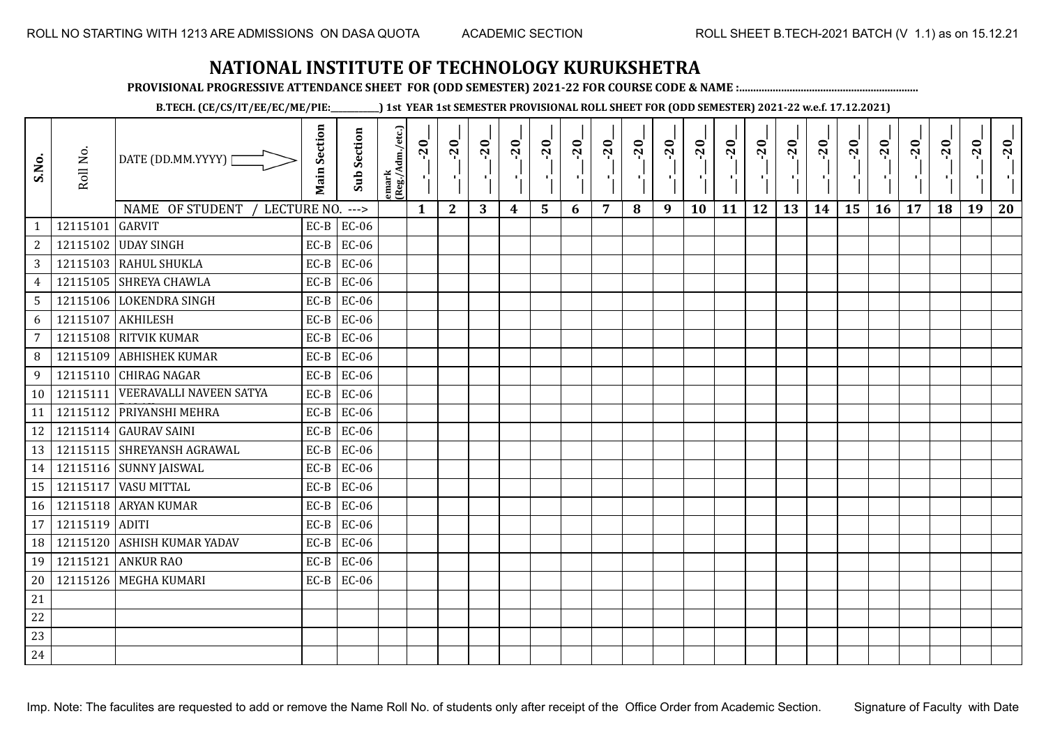ROLL NO STARTING WITH 1213 ARE ADMISSIONS ON DASA QUOTA ACADEMIC SECTION ROLL SHEET B.TECH-2021 BATCH (V 1.1) as on 15.12.21

# NATIONAL INSTITUTE OF TECHNOLOGY KURUKSHETRA

**PROVISIONAL PROGRESSIVE ATTENDANCE SHEET FOR (ODD SEMESTER) 2021-22 FOR COURSE CODE & NAME :...............................................................**

**B.TECH. (CE/CS/IT/EE/EC/ME/PIE:___________) 1st YEAR 1st SEMESTER PROVISIONAL ROLL SHEET FOR (ODD SEMESTER) 2021-22 w.e.f. 17.12.2021)**

| S.No. | Roll No. | DATE (DD.MM.YYYY) | Main Section | Sub Section | emark (Reg./Adm./etc.) | _-_-20_ | _-_-20_ | _-_-20_ | _-_-20_ | _-_-20_ | _-_-20_ | _-_-20_ | _-_-20_ | _-_-20_ | _-_-20_ | _-_-20_ | _-_-20_ | _-_-20_ | _-_-20_ | _-_-20_ | _-_-20_ | _-_-20_ | _-_-20_ | _-_-20_ | _-_-20_ |
|---|---|---|---|---|---|---|---|---|---|---|---|---|---|---|---|---|---|---|---|---|---|---|---|---|---|
| | | NAME OF STUDENT / LECTURE NO. ---> | | | | 1 | 2 | 3 | 4 | 5 | 6 | 7 | 8 | 9 | 10 | 11 | 12 | 13 | 14 | 15 | 16 | 17 | 18 | 19 | 20 |
| 1 | 12115101 | GARVIT | EC-B | EC-06 | | | | | | | | | | | | | | | | | | | | | |
| 2 | 12115102 | UDAY SINGH | EC-B | EC-06 | | | | | | | | | | | | | | | | | | | | | |
| 3 | 12115103 | RAHUL SHUKLA | EC-B | EC-06 | | | | | | | | | | | | | | | | | | | | | |
| 4 | 12115105 | SHREYA CHAWLA | EC-B | EC-06 | | | | | | | | | | | | | | | | | | | | | |
| 5 | 12115106 | LOKENDRA SINGH | EC-B | EC-06 | | | | | | | | | | | | | | | | | | | | | |
| 6 | 12115107 | AKHILESH | EC-B | EC-06 | | | | | | | | | | | | | | | | | | | | | |
| 7 | 12115108 | RITVIK KUMAR | EC-B | EC-06 | | | | | | | | | | | | | | | | | | | | | |
| 8 | 12115109 | ABHISHEK KUMAR | EC-B | EC-06 | | | | | | | | | | | | | | | | | | | | | |
| 9 | 12115110 | CHIRAG NAGAR | EC-B | EC-06 | | | | | | | | | | | | | | | | | | | | | |
| 10 | 12115111 | VEERAVALLI NAVEEN SATYA | EC-B | EC-06 | | | | | | | | | | | | | | | | | | | | | |
| 11 | 12115112 | PRIYANSHI MEHRA | EC-B | EC-06 | | | | | | | | | | | | | | | | | | | | | |
| 12 | 12115114 | GAURAV SAINI | EC-B | EC-06 | | | | | | | | | | | | | | | | | | | | | |
| 13 | 12115115 | SHREYANSH AGRAWAL | EC-B | EC-06 | | | | | | | | | | | | | | | | | | | | | |
| 14 | 12115116 | SUNNY JAISWAL | EC-B | EC-06 | | | | | | | | | | | | | | | | | | | | | |
| 15 | 12115117 | VASU MITTAL | EC-B | EC-06 | | | | | | | | | | | | | | | | | | | | | |
| 16 | 12115118 | ARYAN KUMAR | EC-B | EC-06 | | | | | | | | | | | | | | | | | | | | | |
| 17 | 12115119 | ADITI | EC-B | EC-06 | | | | | | | | | | | | | | | | | | | | | |
| 18 | 12115120 | ASHISH KUMAR YADAV | EC-B | EC-06 | | | | | | | | | | | | | | | | | | | | | |
| 19 | 12115121 | ANKUR RAO | EC-B | EC-06 | | | | | | | | | | | | | | | | | | | | | |
| 20 | 12115126 | MEGHA KUMARI | EC-B | EC-06 | | | | | | | | | | | | | | | | | | | | | |
| 21 | | | | | | | | | | | | | | | | | | | | | | | | | |
| 22 | | | | | | | | | | | | | | | | | | | | | | | | | |
| 23 | | | | | | | | | | | | | | | | | | | | | | | | | |
| 24 | | | | | | | | | | | | | | | | | | | | | | | | | |

Imp. Note: The faculites are requested to add or remove the Name Roll No. of students only after receipt of the Office Order from Academic Section. Signature of Faculty with Date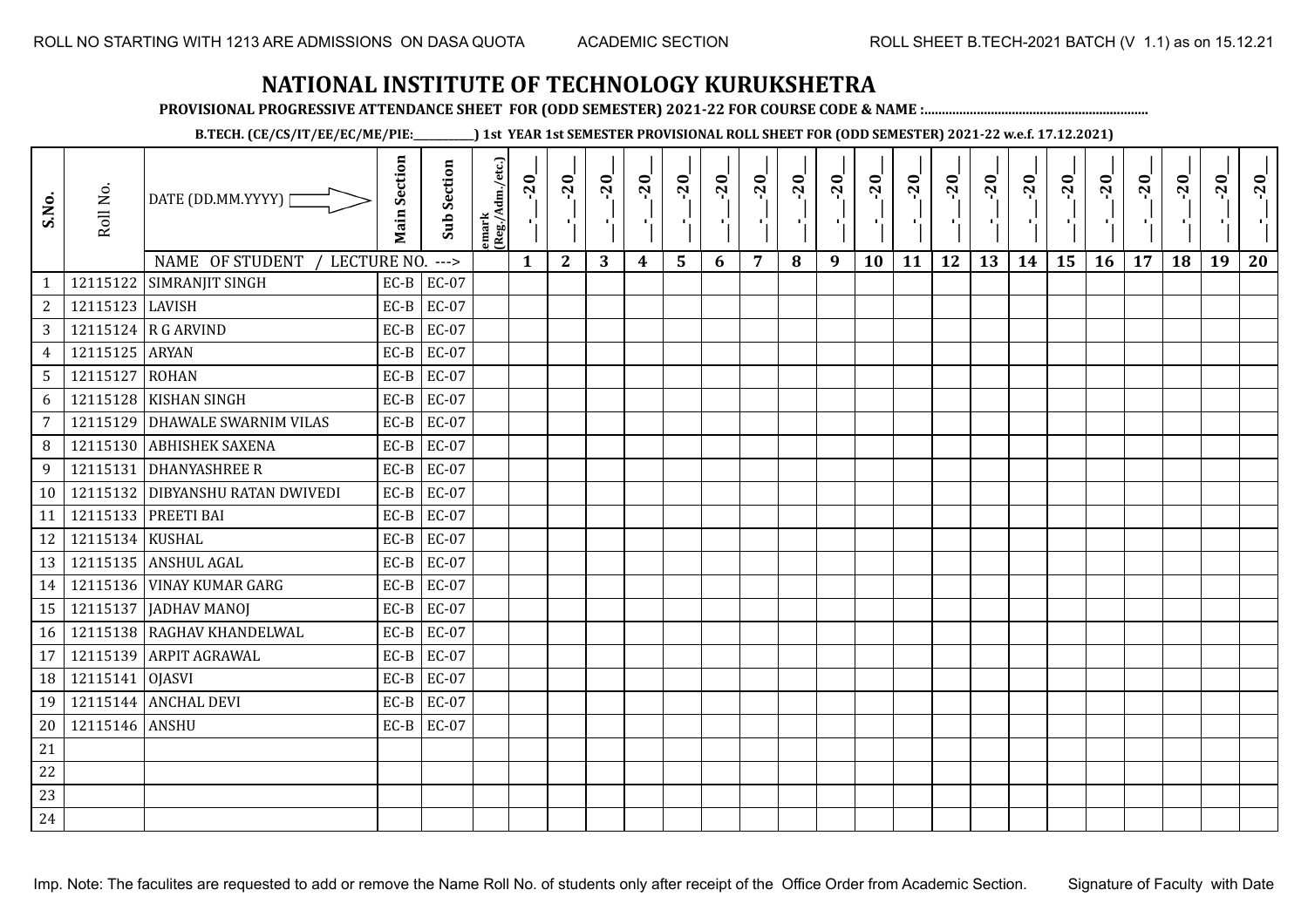ROLL NO STARTING WITH 1213 ARE ADMISSIONS ON DASA QUOTA ACADEMIC SECTION ROLL SHEET B.TECH-2021 BATCH (V 1.1) as on 15.12.21

# NATIONAL INSTITUTE OF TECHNOLOGY KURUKSHETRA

**PROVISIONAL PROGRESSIVE ATTENDANCE SHEET FOR (ODD SEMESTER) 2021-22 FOR COURSE CODE & NAME :..............................................................**

**B.TECH. (CE/CS/IT/EE/EC/ME/PIE:__________) 1st YEAR 1st SEMESTER PROVISIONAL ROLL SHEET FOR (ODD SEMESTER) 2021-22 w.e.f. 17.12.2021)**

| S.No. | Roll No. | DATE (DD.MM.YYYY) | Main Section | Sub Section | emark (Reg./Adm./etc.) | _-_-20_ | _-_-20_ | _-_-20_ | _-_-20_ | _-_-20_ | _-_-20_ | _-_-20_ | _-_-20_ | _-_-20_ | _-_-20_ | _-_-20_ | _-_-20_ | _-_-20_ | _-_-20_ | _-_-20_ | _-_-20_ | _-_-20_ | _-_-20_ | _-_-20_ | _-_-20_ |
|---|---|---|---|---|---|---|---|---|---|---|---|---|---|---|---|---|---|---|---|---|---|---|---|---|---|
| | | NAME OF STUDENT / LECTURE NO. ---> | | | | 1 | 2 | 3 | 4 | 5 | 6 | 7 | 8 | 9 | 10 | 11 | 12 | 13 | 14 | 15 | 16 | 17 | 18 | 19 | 20 |
| 1 | 12115122 | SIMRANJIT SINGH | EC-B | EC-07 | | | | | | | | | | | | | | | | | | | | | |
| 2 | 12115123 | LAVISH | EC-B | EC-07 | | | | | | | | | | | | | | | | | | | | | |
| 3 | 12115124 | R G ARVIND | EC-B | EC-07 | | | | | | | | | | | | | | | | | | | | | |
| 4 | 12115125 | ARYAN | EC-B | EC-07 | | | | | | | | | | | | | | | | | | | | | |
| 5 | 12115127 | ROHAN | EC-B | EC-07 | | | | | | | | | | | | | | | | | | | | | |
| 6 | 12115128 | KISHAN SINGH | EC-B | EC-07 | | | | | | | | | | | | | | | | | | | | | |
| 7 | 12115129 | DHAWALE SWARNIM VILAS | EC-B | EC-07 | | | | | | | | | | | | | | | | | | | | | |
| 8 | 12115130 | ABHISHEK SAXENA | EC-B | EC-07 | | | | | | | | | | | | | | | | | | | | | |
| 9 | 12115131 | DHANYASHREE R | EC-B | EC-07 | | | | | | | | | | | | | | | | | | | | | |
| 10 | 12115132 | DIBYANSHU RATAN DWIVEDI | EC-B | EC-07 | | | | | | | | | | | | | | | | | | | | | |
| 11 | 12115133 | PREETI BAI | EC-B | EC-07 | | | | | | | | | | | | | | | | | | | | | |
| 12 | 12115134 | KUSHAL | EC-B | EC-07 | | | | | | | | | | | | | | | | | | | | | |
| 13 | 12115135 | ANSHUL AGAL | EC-B | EC-07 | | | | | | | | | | | | | | | | | | | | | |
| 14 | 12115136 | VINAY KUMAR GARG | EC-B | EC-07 | | | | | | | | | | | | | | | | | | | | | |
| 15 | 12115137 | JADHAV MANOJ | EC-B | EC-07 | | | | | | | | | | | | | | | | | | | | | |
| 16 | 12115138 | RAGHAV KHANDELWAL | EC-B | EC-07 | | | | | | | | | | | | | | | | | | | | | |
| 17 | 12115139 | ARPIT AGRAWAL | EC-B | EC-07 | | | | | | | | | | | | | | | | | | | | | |
| 18 | 12115141 | OJASVI | EC-B | EC-07 | | | | | | | | | | | | | | | | | | | | | |
| 19 | 12115144 | ANCHAL DEVI | EC-B | EC-07 | | | | | | | | | | | | | | | | | | | | | |
| 20 | 12115146 | ANSHU | EC-B | EC-07 | | | | | | | | | | | | | | | | | | | | | |
| 21 | | | | | | | | | | | | | | | | | | | | | | | | | |
| 22 | | | | | | | | | | | | | | | | | | | | | | | | | |
| 23 | | | | | | | | | | | | | | | | | | | | | | | | | |
| 24 | | | | | | | | | | | | | | | | | | | | | | | | | |

Imp. Note: The faculites are requested to add or remove the Name Roll No. of students only after receipt of the Office Order from Academic Section. Signature of Faculty with Date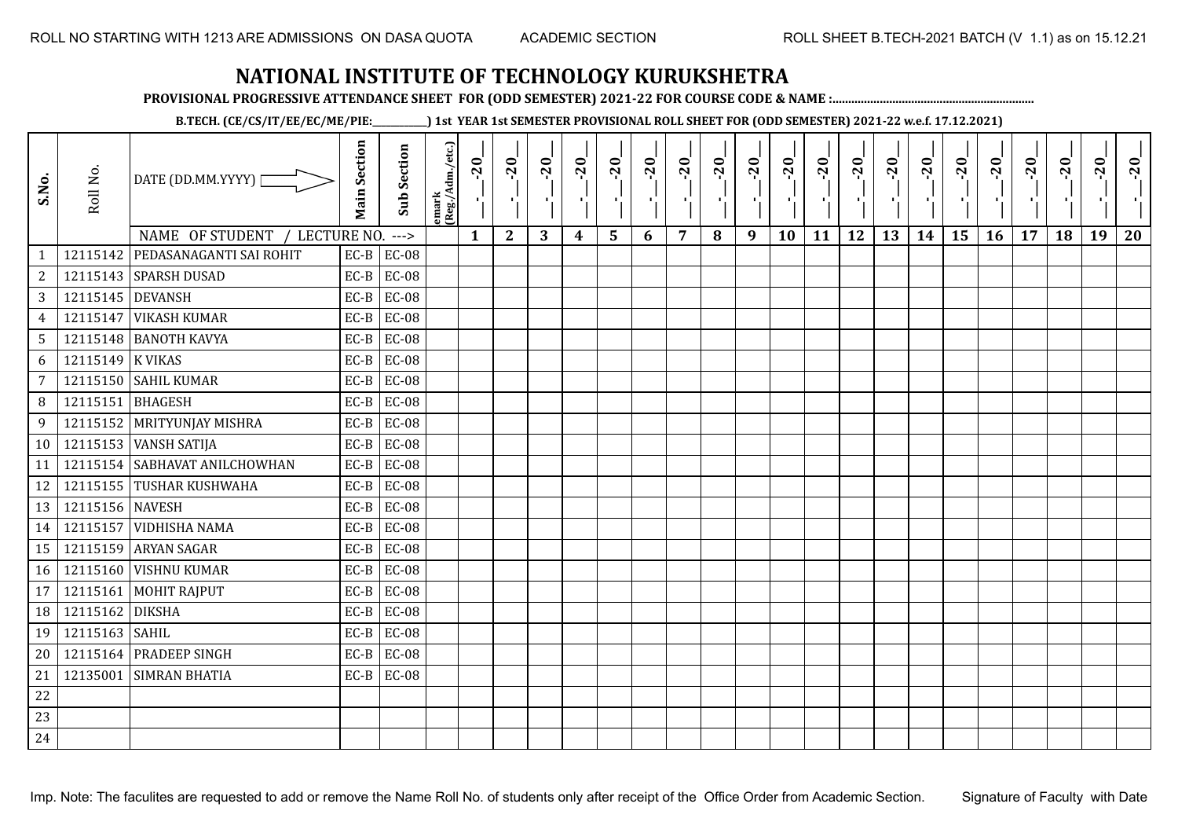ROLL NO STARTING WITH 1213 ARE ADMISSIONS ON DASA QUOTA ACADEMIC SECTION ROLL SHEET B.TECH-2021 BATCH (V 1.1) as on 15.12.21

# NATIONAL INSTITUTE OF TECHNOLOGY KURUKSHETRA

**PROVISIONAL PROGRESSIVE ATTENDANCE SHEET FOR (ODD SEMESTER) 2021-22 FOR COURSE CODE & NAME :...............................................................**

**B.TECH. (CE/CS/IT/EE/EC/ME/PIE:__________) 1st YEAR 1st SEMESTER PROVISIONAL ROLL SHEET FOR (ODD SEMESTER) 2021-22 w.e.f. 17.12.2021)**

| S.No. | Roll No. | DATE (DD.MM.YYYY) | Main Section | Sub Section | emark (Reg./Adm./etc.) | __-__-20__ | __-__-20__ | __-__-20__ | __-__-20__ | __-__-20__ | __-__-20__ | __-__-20__ | __-__-20__ | __-__-20__ | __-__-20__ | __-__-20__ | __-__-20__ | __-__-20__ | __-__-20__ | __-__-20__ | __-__-20__ | __-__-20__ | __-__-20__ | __-__-20__ | __-__-20__ |
|---|---|---|---|---|---|---|---|---|---|---|---|---|---|---|---|---|---|---|---|---|---|---|---|---|---|
| | | NAME OF STUDENT / LECTURE NO. ---> | | | | 1 | 2 | 3 | 4 | 5 | 6 | 7 | 8 | 9 | 10 | 11 | 12 | 13 | 14 | 15 | 16 | 17 | 18 | 19 | 20 |
| 1 | 12115142 | PEDASANAGANTI SAI ROHIT | EC-B | EC-08 | | | | | | | | | | | | | | | | | | | | | |
| 2 | 12115143 | SPARSH DUSAD | EC-B | EC-08 | | | | | | | | | | | | | | | | | | | | | |
| 3 | 12115145 | DEVANSH | EC-B | EC-08 | | | | | | | | | | | | | | | | | | | | | |
| 4 | 12115147 | VIKASH KUMAR | EC-B | EC-08 | | | | | | | | | | | | | | | | | | | | | |
| 5 | 12115148 | BANOTH KAVYA | EC-B | EC-08 | | | | | | | | | | | | | | | | | | | | | |
| 6 | 12115149 | K VIKAS | EC-B | EC-08 | | | | | | | | | | | | | | | | | | | | | |
| 7 | 12115150 | SAHIL KUMAR | EC-B | EC-08 | | | | | | | | | | | | | | | | | | | | | |
| 8 | 12115151 | BHAGESH | EC-B | EC-08 | | | | | | | | | | | | | | | | | | | | | |
| 9 | 12115152 | MRITYUNJAY MISHRA | EC-B | EC-08 | | | | | | | | | | | | | | | | | | | | | |
| 10 | 12115153 | VANSH SATIJA | EC-B | EC-08 | | | | | | | | | | | | | | | | | | | | | |
| 11 | 12115154 | SABHAVAT ANILCHOWHAN | EC-B | EC-08 | | | | | | | | | | | | | | | | | | | | | |
| 12 | 12115155 | TUSHAR KUSHWAHA | EC-B | EC-08 | | | | | | | | | | | | | | | | | | | | | |
| 13 | 12115156 | NAVESH | EC-B | EC-08 | | | | | | | | | | | | | | | | | | | | | |
| 14 | 12115157 | VIDHISHA NAMA | EC-B | EC-08 | | | | | | | | | | | | | | | | | | | | | |
| 15 | 12115159 | ARYAN SAGAR | EC-B | EC-08 | | | | | | | | | | | | | | | | | | | | | |
| 16 | 12115160 | VISHNU KUMAR | EC-B | EC-08 | | | | | | | | | | | | | | | | | | | | | |
| 17 | 12115161 | MOHIT RAJPUT | EC-B | EC-08 | | | | | | | | | | | | | | | | | | | | | |
| 18 | 12115162 | DIKSHA | EC-B | EC-08 | | | | | | | | | | | | | | | | | | | | | |
| 19 | 12115163 | SAHIL | EC-B | EC-08 | | | | | | | | | | | | | | | | | | | | | |
| 20 | 12115164 | PRADEEP SINGH | EC-B | EC-08 | | | | | | | | | | | | | | | | | | | | | |
| 21 | 12135001 | SIMRAN BHATIA | EC-B | EC-08 | | | | | | | | | | | | | | | | | | | | | |
| 22 | | | | | | | | | | | | | | | | | | | | | | | | | |
| 23 | | | | | | | | | | | | | | | | | | | | | | | | | |
| 24 | | | | | | | | | | | | | | | | | | | | | | | | | |

Imp. Note: The faculites are requested to add or remove the Name Roll No. of students only after receipt of the Office Order from Academic Section. Signature of Faculty with Date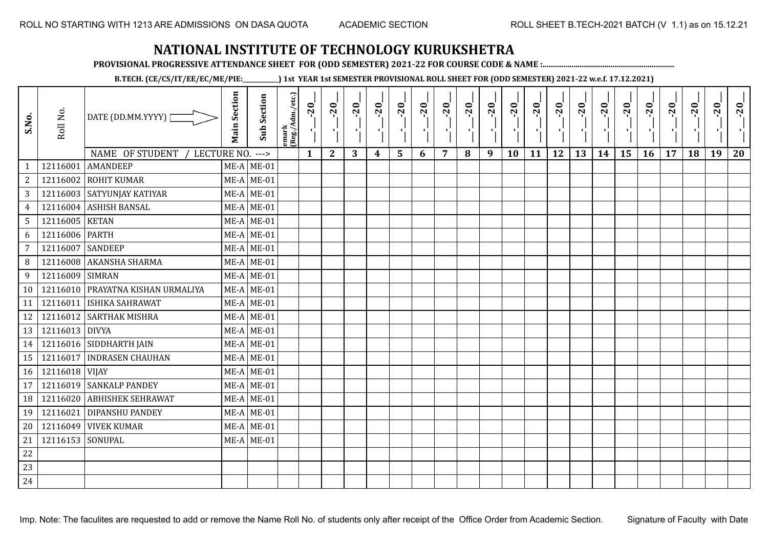ROLL NO STARTING WITH 1213 ARE ADMISSIONS ON DASA QUOTA ACADEMIC SECTION ROLL SHEET B.TECH-2021 BATCH (V 1.1) as on 15.12.21

# NATIONAL INSTITUTE OF TECHNOLOGY KURUKSHETRA

**PROVISIONAL PROGRESSIVE ATTENDANCE SHEET FOR (ODD SEMESTER) 2021-22 FOR COURSE CODE & NAME :..............................................................**

**B.TECH. (CE/CS/IT/EE/EC/ME/PIE:__________) 1st YEAR 1st SEMESTER PROVISIONAL ROLL SHEET FOR (ODD SEMESTER) 2021-22 w.e.f. 17.12.2021)**

| S.No. | Roll No. | DATE (DD.MM.YYYY) | Main Section | Sub Section | emark (Reg./Adm./etc.) | _._-20_ | _._-20_ | _._-20_ | _._-20_ | _._-20_ | _._-20_ | _._-20_ | _._-20_ | _._-20_ | _._-20_ | _._-20_ | _._-20_ | _._-20_ | _._-20_ | _._-20_ | _._-20_ | _._-20_ | _._-20_ | _._-20_ | _._-20_ |
|---|---|---|---|---|---|---|---|---|---|---|---|---|---|---|---|---|---|---|---|---|---|---|---|---|---|
| | | NAME OF STUDENT / LECTURE NO. ---> | | | | 1 | 2 | 3 | 4 | 5 | 6 | 7 | 8 | 9 | 10 | 11 | 12 | 13 | 14 | 15 | 16 | 17 | 18 | 19 | 20 |
| 1 | 12116001 | AMANDEEP | ME-A | ME-01 | | | | | | | | | | | | | | | | | | | | | |
| 2 | 12116002 | ROHIT KUMAR | ME-A | ME-01 | | | | | | | | | | | | | | | | | | | | | |
| 3 | 12116003 | SATYUNJAY KATIYAR | ME-A | ME-01 | | | | | | | | | | | | | | | | | | | | | |
| 4 | 12116004 | ASHISH BANSAL | ME-A | ME-01 | | | | | | | | | | | | | | | | | | | | | |
| 5 | 12116005 | KETAN | ME-A | ME-01 | | | | | | | | | | | | | | | | | | | | | |
| 6 | 12116006 | PARTH | ME-A | ME-01 | | | | | | | | | | | | | | | | | | | | | |
| 7 | 12116007 | SANDEEP | ME-A | ME-01 | | | | | | | | | | | | | | | | | | | | | |
| 8 | 12116008 | AKANSHA SHARMA | ME-A | ME-01 | | | | | | | | | | | | | | | | | | | | | |
| 9 | 12116009 | SIMRAN | ME-A | ME-01 | | | | | | | | | | | | | | | | | | | | | |
| 10 | 12116010 | PRAYATNA KISHAN URMALIYA | ME-A | ME-01 | | | | | | | | | | | | | | | | | | | | | |
| 11 | 12116011 | ISHIKA SAHRAWAT | ME-A | ME-01 | | | | | | | | | | | | | | | | | | | | | |
| 12 | 12116012 | SARTHAK MISHRA | ME-A | ME-01 | | | | | | | | | | | | | | | | | | | | | |
| 13 | 12116013 | DIVYA | ME-A | ME-01 | | | | | | | | | | | | | | | | | | | | | |
| 14 | 12116016 | SIDDHARTH JAIN | ME-A | ME-01 | | | | | | | | | | | | | | | | | | | | | |
| 15 | 12116017 | INDRASEN CHAUHAN | ME-A | ME-01 | | | | | | | | | | | | | | | | | | | | | |
| 16 | 12116018 | VIJAY | ME-A | ME-01 | | | | | | | | | | | | | | | | | | | | | |
| 17 | 12116019 | SANKALP PANDEY | ME-A | ME-01 | | | | | | | | | | | | | | | | | | | | | |
| 18 | 12116020 | ABHISHEK SEHRAWAT | ME-A | ME-01 | | | | | | | | | | | | | | | | | | | | | |
| 19 | 12116021 | DIPANSHU PANDEY | ME-A | ME-01 | | | | | | | | | | | | | | | | | | | | | |
| 20 | 12116049 | VIVEK KUMAR | ME-A | ME-01 | | | | | | | | | | | | | | | | | | | | | |
| 21 | 12116153 | SONUPAL | ME-A | ME-01 | | | | | | | | | | | | | | | | | | | | | |
| 22 | | | | | | | | | | | | | | | | | | | | | | | | | |
| 23 | | | | | | | | | | | | | | | | | | | | | | | | | |
| 24 | | | | | | | | | | | | | | | | | | | | | | | | | |

Imp. Note: The faculites are requested to add or remove the Name Roll No. of students only after receipt of the Office Order from Academic Section. Signature of Faculty with Date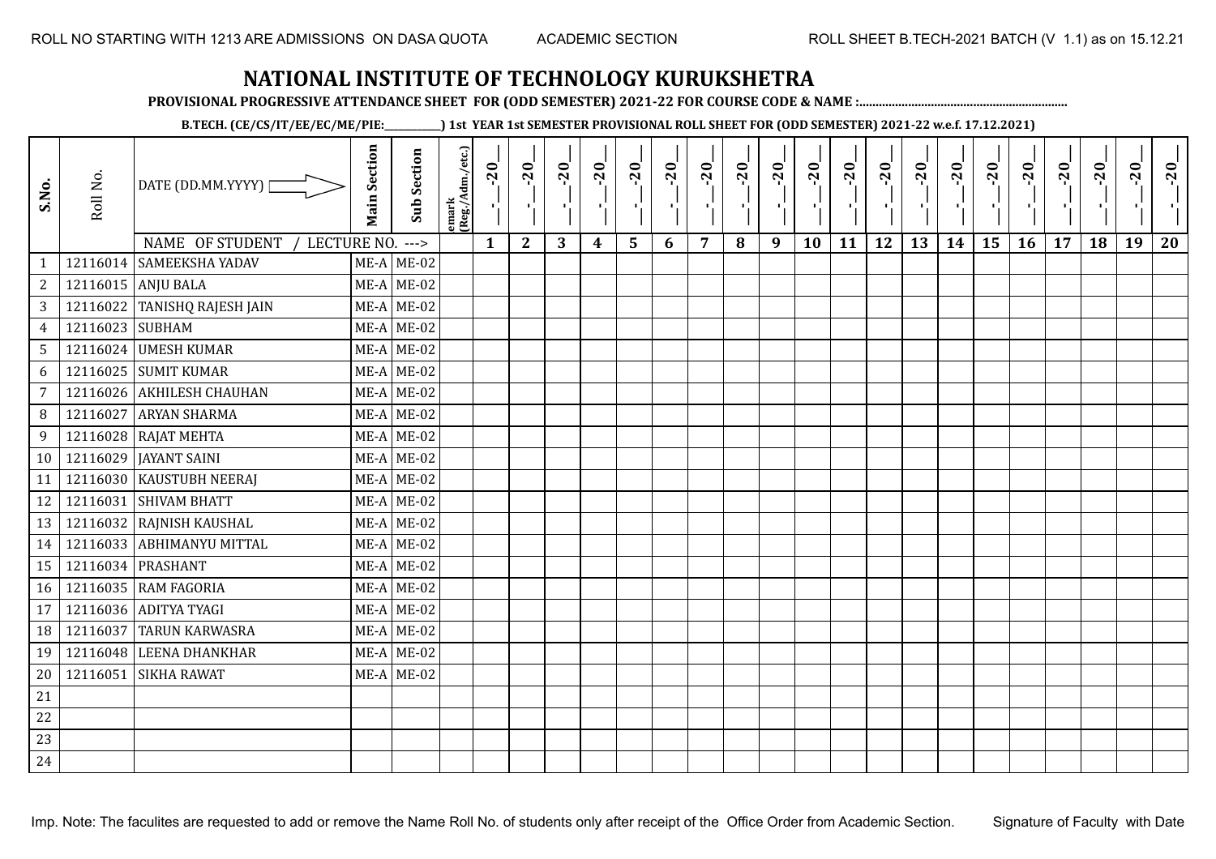ROLL NO STARTING WITH 1213 ARE ADMISSIONS ON DASA QUOTA     ACADEMIC SECTION     ROLL SHEET B.TECH-2021 BATCH (V 1.1) as on 15.12.21

# NATIONAL INSTITUTE OF TECHNOLOGY KURUKSHETRA

**PROVISIONAL PROGRESSIVE ATTENDANCE SHEET FOR (ODD SEMESTER) 2021-22 FOR COURSE CODE & NAME :.............................................................**

**B.TECH. (CE/CS/IT/EE/EC/ME/PIE:__________) 1st YEAR 1st SEMESTER PROVISIONAL ROLL SHEET FOR (ODD SEMESTER) 2021-22 w.e.f. 17.12.2021)**

| S.No. | Roll No. | DATE (DD.MM.YYYY) | Main Section | Sub Section | emark (Reg./Adm./etc.) | __-__-20__ | __-__-20__ | __-__-20__ | __-__-20__ | __-__-20__ | __-__-20__ | __-__-20__ | __-__-20__ | __-__-20__ | __-__-20__ | __-__-20__ | __-__-20__ | __-__-20__ | __-__-20__ | __-__-20__ | __-__-20__ | __-__-20__ | __-__-20__ | __-__-20__ | __-__-20__ |
|---|---|---|---|---|---|---|---|---|---|---|---|---|---|---|---|---|---|---|---|---|---|---|---|---|---|
| | | NAME OF STUDENT / LECTURE NO. ---> | | | | 1 | 2 | 3 | 4 | 5 | 6 | 7 | 8 | 9 | 10 | 11 | 12 | 13 | 14 | 15 | 16 | 17 | 18 | 19 | 20 |
| 1 | 12116014 | SAMEEKSHA YADAV | ME-A | ME-02 | | | | | | | | | | | | | | | | | | | | | |
| 2 | 12116015 | ANJU BALA | ME-A | ME-02 | | | | | | | | | | | | | | | | | | | | | |
| 3 | 12116022 | TANISHQ RAJESH JAIN | ME-A | ME-02 | | | | | | | | | | | | | | | | | | | | | |
| 4 | 12116023 | SUBHAM | ME-A | ME-02 | | | | | | | | | | | | | | | | | | | | | |
| 5 | 12116024 | UMESH KUMAR | ME-A | ME-02 | | | | | | | | | | | | | | | | | | | | | |
| 6 | 12116025 | SUMIT KUMAR | ME-A | ME-02 | | | | | | | | | | | | | | | | | | | | | |
| 7 | 12116026 | AKHILESH CHAUHAN | ME-A | ME-02 | | | | | | | | | | | | | | | | | | | | | |
| 8 | 12116027 | ARYAN SHARMA | ME-A | ME-02 | | | | | | | | | | | | | | | | | | | | | |
| 9 | 12116028 | RAJAT MEHTA | ME-A | ME-02 | | | | | | | | | | | | | | | | | | | | | |
| 10 | 12116029 | JAYANT SAINI | ME-A | ME-02 | | | | | | | | | | | | | | | | | | | | | |
| 11 | 12116030 | KAUSTUBH NEERAJ | ME-A | ME-02 | | | | | | | | | | | | | | | | | | | | | |
| 12 | 12116031 | SHIVAM BHATT | ME-A | ME-02 | | | | | | | | | | | | | | | | | | | | | |
| 13 | 12116032 | RAJNISH KAUSHAL | ME-A | ME-02 | | | | | | | | | | | | | | | | | | | | | |
| 14 | 12116033 | ABHIMANYU MITTAL | ME-A | ME-02 | | | | | | | | | | | | | | | | | | | | | |
| 15 | 12116034 | PRASHANT | ME-A | ME-02 | | | | | | | | | | | | | | | | | | | | | |
| 16 | 12116035 | RAM FAGORIA | ME-A | ME-02 | | | | | | | | | | | | | | | | | | | | | |
| 17 | 12116036 | ADITYA TYAGI | ME-A | ME-02 | | | | | | | | | | | | | | | | | | | | | |
| 18 | 12116037 | TARUN KARWASRA | ME-A | ME-02 | | | | | | | | | | | | | | | | | | | | | |
| 19 | 12116048 | LEENA DHANKHAR | ME-A | ME-02 | | | | | | | | | | | | | | | | | | | | | |
| 20 | 12116051 | SIKHA RAWAT | ME-A | ME-02 | | | | | | | | | | | | | | | | | | | | | |
| 21 | | | | | | | | | | | | | | | | | | | | | | | | | |
| 22 | | | | | | | | | | | | | | | | | | | | | | | | | |
| 23 | | | | | | | | | | | | | | | | | | | | | | | | | |
| 24 | | | | | | | | | | | | | | | | | | | | | | | | | |

Imp. Note: The faculites are requested to add or remove the Name Roll No. of students only after receipt of the Office Order from Academic Section.     Signature of Faculty with Date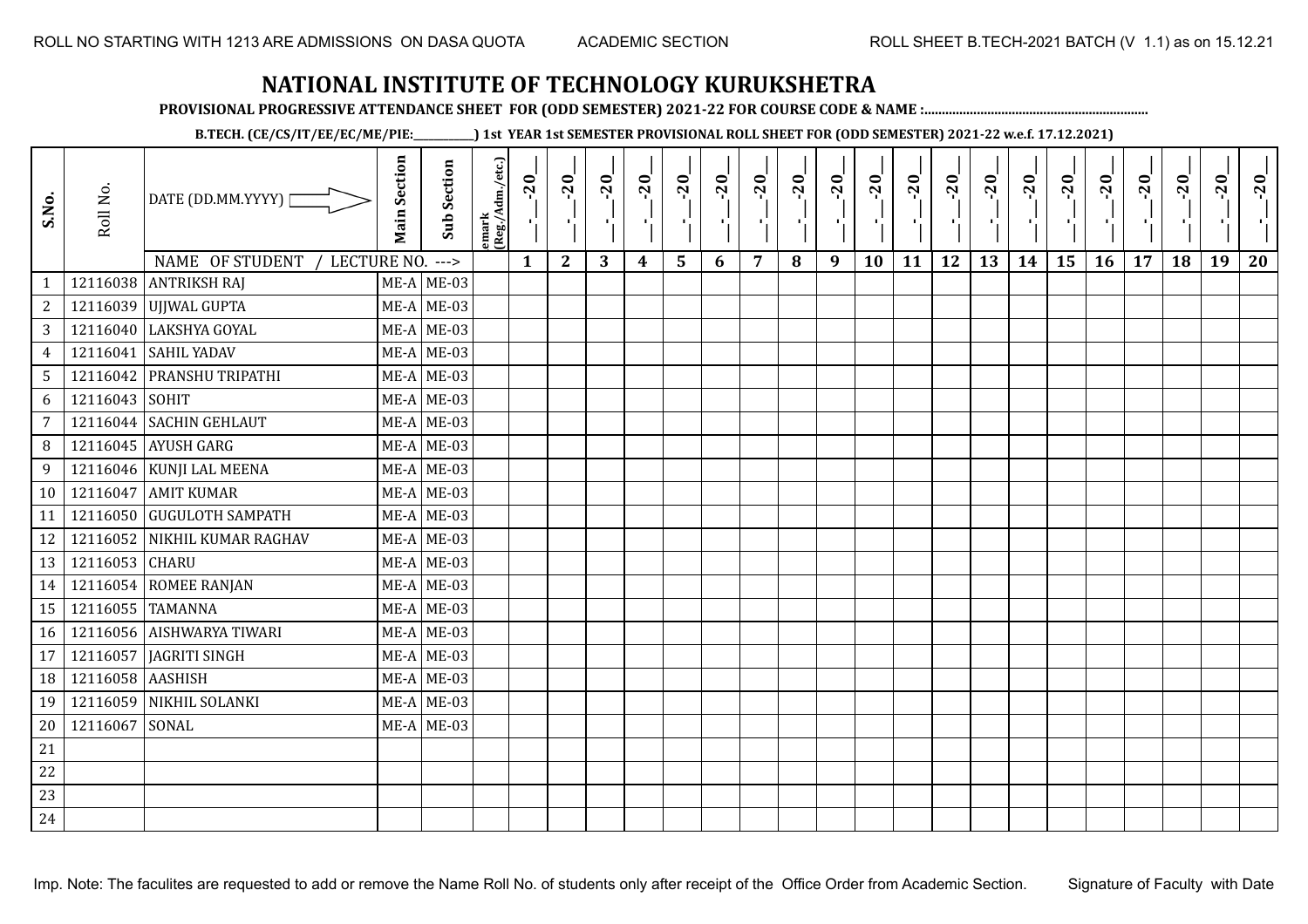ROLL NO STARTING WITH 1213 ARE ADMISSIONS ON DASA QUOTA ACADEMIC SECTION ROLL SHEET B.TECH-2021 BATCH (V 1.1) as on 15.12.21

# NATIONAL INSTITUTE OF TECHNOLOGY KURUKSHETRA

**PROVISIONAL PROGRESSIVE ATTENDANCE SHEET FOR (ODD SEMESTER) 2021-22 FOR COURSE CODE & NAME :..............................................................**

**B.TECH. (CE/CS/IT/EE/EC/ME/PIE:__________) 1st YEAR 1st SEMESTER PROVISIONAL ROLL SHEET FOR (ODD SEMESTER) 2021-22 w.e.f. 17.12.2021)**

| S.No. | Roll No. | DATE (DD.MM.YYYY) | Main Section | Sub Section | emark (Reg./Adm./etc.) | _-_-20_ | _-_-20_ | _-_-20_ | _-_-20_ | _-_-20_ | _-_-20_ | _-_-20_ | _-_-20_ | _-_-20_ | _-_-20_ | _-_-20_ | _-_-20_ | _-_-20_ | _-_-20_ | _-_-20_ | _-_-20_ | _-_-20_ | _-_-20_ | _-_-20_ | _-_-20_ |
|---|---|---|---|---|---|---|---|---|---|---|---|---|---|---|---|---|---|---|---|---|---|---|---|---|---|
| | | NAME OF STUDENT / LECTURE NO. ---> | | | | 1 | 2 | 3 | 4 | 5 | 6 | 7 | 8 | 9 | 10 | 11 | 12 | 13 | 14 | 15 | 16 | 17 | 18 | 19 | 20 |
| 1 | 12116038 | ANTRIKSH RAJ | ME-A | ME-03 | | | | | | | | | | | | | | | | | | | | | |
| 2 | 12116039 | UJJWAL GUPTA | ME-A | ME-03 | | | | | | | | | | | | | | | | | | | | | |
| 3 | 12116040 | LAKSHYA GOYAL | ME-A | ME-03 | | | | | | | | | | | | | | | | | | | | | |
| 4 | 12116041 | SAHIL YADAV | ME-A | ME-03 | | | | | | | | | | | | | | | | | | | | | |
| 5 | 12116042 | PRANSHU TRIPATHI | ME-A | ME-03 | | | | | | | | | | | | | | | | | | | | | |
| 6 | 12116043 | SOHIT | ME-A | ME-03 | | | | | | | | | | | | | | | | | | | | | |
| 7 | 12116044 | SACHIN GEHLAUT | ME-A | ME-03 | | | | | | | | | | | | | | | | | | | | | |
| 8 | 12116045 | AYUSH GARG | ME-A | ME-03 | | | | | | | | | | | | | | | | | | | | | |
| 9 | 12116046 | KUNJI LAL MEENA | ME-A | ME-03 | | | | | | | | | | | | | | | | | | | | | |
| 10 | 12116047 | AMIT KUMAR | ME-A | ME-03 | | | | | | | | | | | | | | | | | | | | | |
| 11 | 12116050 | GUGULOTH SAMPATH | ME-A | ME-03 | | | | | | | | | | | | | | | | | | | | | |
| 12 | 12116052 | NIKHIL KUMAR RAGHAV | ME-A | ME-03 | | | | | | | | | | | | | | | | | | | | | |
| 13 | 12116053 | CHARU | ME-A | ME-03 | | | | | | | | | | | | | | | | | | | | | |
| 14 | 12116054 | ROMEE RANJAN | ME-A | ME-03 | | | | | | | | | | | | | | | | | | | | | |
| 15 | 12116055 | TAMANNA | ME-A | ME-03 | | | | | | | | | | | | | | | | | | | | | |
| 16 | 12116056 | AISHWARYA TIWARI | ME-A | ME-03 | | | | | | | | | | | | | | | | | | | | | |
| 17 | 12116057 | JAGRITI SINGH | ME-A | ME-03 | | | | | | | | | | | | | | | | | | | | | |
| 18 | 12116058 | AASHISH | ME-A | ME-03 | | | | | | | | | | | | | | | | | | | | | |
| 19 | 12116059 | NIKHIL SOLANKI | ME-A | ME-03 | | | | | | | | | | | | | | | | | | | | | |
| 20 | 12116067 | SONAL | ME-A | ME-03 | | | | | | | | | | | | | | | | | | | | | |
| 21 | | | | | | | | | | | | | | | | | | | | | | | | | |
| 22 | | | | | | | | | | | | | | | | | | | | | | | | | |
| 23 | | | | | | | | | | | | | | | | | | | | | | | | | |
| 24 | | | | | | | | | | | | | | | | | | | | | | | | | |

Imp. Note: The faculites are requested to add or remove the Name Roll No. of students only after receipt of the Office Order from Academic Section. Signature of Faculty with Date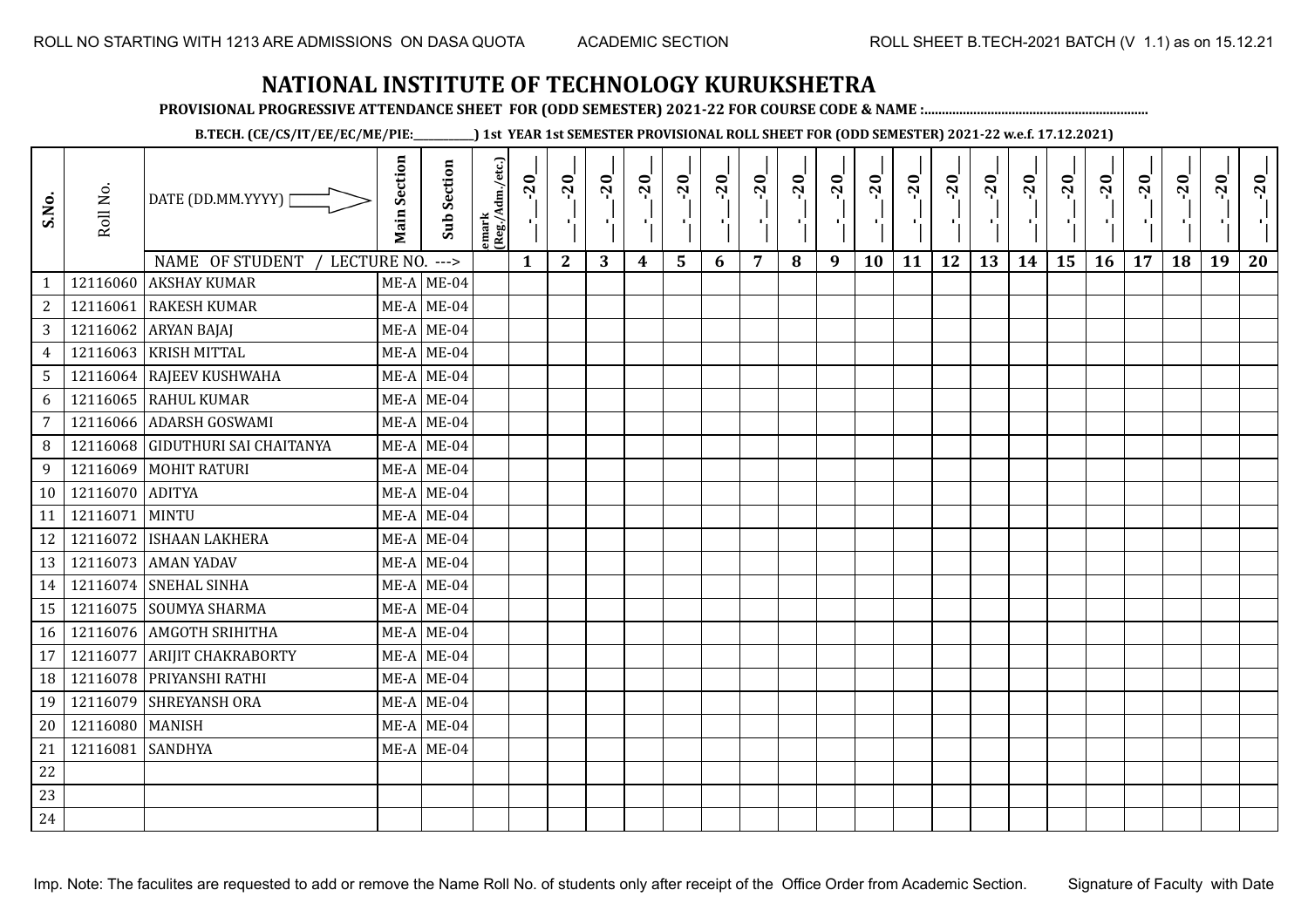ROLL NO STARTING WITH 1213 ARE ADMISSIONS ON DASA QUOTA    ACADEMIC SECTION    ROLL SHEET B.TECH-2021 BATCH (V 1.1) as on 15.12.21

# NATIONAL INSTITUTE OF TECHNOLOGY KURUKSHETRA

**PROVISIONAL PROGRESSIVE ATTENDANCE SHEET FOR (ODD SEMESTER) 2021-22 FOR COURSE CODE & NAME :.............................................................**

**B.TECH. (CE/CS/IT/EE/EC/ME/PIE:__________) 1st YEAR 1st SEMESTER PROVISIONAL ROLL SHEET FOR (ODD SEMESTER) 2021-22 w.e.f. 17.12.2021)**

| S.No. | Roll No. | DATE (DD.MM.YYYY) | Main Section | Sub Section | emark (Reg./Adm./etc.) | _-_-20_ | _-_-20_ | _-_-20_ | _-_-20_ | _-_-20_ | _-_-20_ | _-_-20_ | _-_-20_ | _-_-20_ | _-_-20_ | _-_-20_ | _-_-20_ | _-_-20_ | _-_-20_ | _-_-20_ | _-_-20_ | _-_-20_ | _-_-20_ | _-_-20_ | _-_-20_ |
|---|---|---|---|---|---|---|---|---|---|---|---|---|---|---|---|---|---|---|---|---|---|---|---|---|---|
| | | NAME OF STUDENT / LECTURE NO. ---> | | | | 1 | 2 | 3 | 4 | 5 | 6 | 7 | 8 | 9 | 10 | 11 | 12 | 13 | 14 | 15 | 16 | 17 | 18 | 19 | 20 |
| 1 | 12116060 | AKSHAY KUMAR | ME-A | ME-04 | | | | | | | | | | | | | | | | | | | | | |
| 2 | 12116061 | RAKESH KUMAR | ME-A | ME-04 | | | | | | | | | | | | | | | | | | | | | |
| 3 | 12116062 | ARYAN BAJAJ | ME-A | ME-04 | | | | | | | | | | | | | | | | | | | | | |
| 4 | 12116063 | KRISH MITTAL | ME-A | ME-04 | | | | | | | | | | | | | | | | | | | | | |
| 5 | 12116064 | RAJEEV KUSHWAHA | ME-A | ME-04 | | | | | | | | | | | | | | | | | | | | | |
| 6 | 12116065 | RAHUL KUMAR | ME-A | ME-04 | | | | | | | | | | | | | | | | | | | | | |
| 7 | 12116066 | ADARSH GOSWAMI | ME-A | ME-04 | | | | | | | | | | | | | | | | | | | | | |
| 8 | 12116068 | GIDUTHURI SAI CHAITANYA | ME-A | ME-04 | | | | | | | | | | | | | | | | | | | | | |
| 9 | 12116069 | MOHIT RATURI | ME-A | ME-04 | | | | | | | | | | | | | | | | | | | | | |
| 10 | 12116070 | ADITYA | ME-A | ME-04 | | | | | | | | | | | | | | | | | | | | | |
| 11 | 12116071 | MINTU | ME-A | ME-04 | | | | | | | | | | | | | | | | | | | | | |
| 12 | 12116072 | ISHAAN LAKHERA | ME-A | ME-04 | | | | | | | | | | | | | | | | | | | | | |
| 13 | 12116073 | AMAN YADAV | ME-A | ME-04 | | | | | | | | | | | | | | | | | | | | | |
| 14 | 12116074 | SNEHAL SINHA | ME-A | ME-04 | | | | | | | | | | | | | | | | | | | | | |
| 15 | 12116075 | SOUMYA SHARMA | ME-A | ME-04 | | | | | | | | | | | | | | | | | | | | | |
| 16 | 12116076 | AMGOTH SRIHITHA | ME-A | ME-04 | | | | | | | | | | | | | | | | | | | | | |
| 17 | 12116077 | ARIJIT CHAKRABORTY | ME-A | ME-04 | | | | | | | | | | | | | | | | | | | | | |
| 18 | 12116078 | PRIYANSHI RATHI | ME-A | ME-04 | | | | | | | | | | | | | | | | | | | | | |
| 19 | 12116079 | SHREYANSH ORA | ME-A | ME-04 | | | | | | | | | | | | | | | | | | | | | |
| 20 | 12116080 | MANISH | ME-A | ME-04 | | | | | | | | | | | | | | | | | | | | | |
| 21 | 12116081 | SANDHYA | ME-A | ME-04 | | | | | | | | | | | | | | | | | | | | | |
| 22 | | | | | | | | | | | | | | | | | | | | | | | | | |
| 23 | | | | | | | | | | | | | | | | | | | | | | | | | |
| 24 | | | | | | | | | | | | | | | | | | | | | | | | | |

Imp. Note: The faculites are requested to add or remove the Name Roll No. of students only after receipt of the Office Order from Academic Section.    Signature of Faculty with Date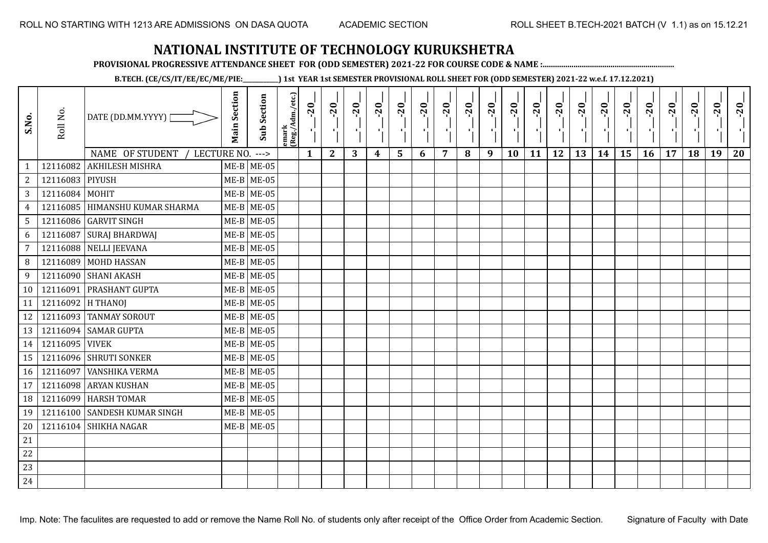# NATIONAL INSTITUTE OF TECHNOLOGY KURUKSHETRA

**PROVISIONAL PROGRESSIVE ATTENDANCE SHEET FOR (ODD SEMESTER) 2021-22 FOR COURSE CODE & NAME :...............................................................**

**B.TECH. (CE/CS/IT/EE/EC/ME/PIE:__________) 1st YEAR 1st SEMESTER PROVISIONAL ROLL SHEET FOR (ODD SEMESTER) 2021-22 w.e.f. 17.12.2021)**

| S.No. | Roll No. | DATE (DD.MM.YYYY) | Main Section | Sub Section | emark (Reg./Adm./etc.) | __-__-20__ | __-__-20__ | __-__-20__ | __-__-20__ | __-__-20__ | __-__-20__ | __-__-20__ | __-__-20__ | __-__-20__ | __-__-20__ | __-__-20__ | __-__-20__ | __-__-20__ | __-__-20__ | __-__-20__ | __-__-20__ | __-__-20__ | __-__-20__ | __-__-20__ | __-__-20__ |
|---|---|---|---|---|---|---|---|---|---|---|---|---|---|---|---|---|---|---|---|---|---|---|---|---|---|
| | | NAME OF STUDENT / LECTURE NO. ---> | | | | 1 | 2 | 3 | 4 | 5 | 6 | 7 | 8 | 9 | 10 | 11 | 12 | 13 | 14 | 15 | 16 | 17 | 18 | 19 | 20 |
| 1 | 12116082 | AKHILESH MISHRA | ME-B | ME-05 | | | | | | | | | | | | | | | | | | | | | |
| 2 | 12116083 | PIYUSH | ME-B | ME-05 | | | | | | | | | | | | | | | | | | | | | |
| 3 | 12116084 | MOHIT | ME-B | ME-05 | | | | | | | | | | | | | | | | | | | | | |
| 4 | 12116085 | HIMANSHU KUMAR SHARMA | ME-B | ME-05 | | | | | | | | | | | | | | | | | | | | | |
| 5 | 12116086 | GARVIT SINGH | ME-B | ME-05 | | | | | | | | | | | | | | | | | | | | | |
| 6 | 12116087 | SURAJ BHARDWAJ | ME-B | ME-05 | | | | | | | | | | | | | | | | | | | | | |
| 7 | 12116088 | NELLI JEEVANA | ME-B | ME-05 | | | | | | | | | | | | | | | | | | | | | |
| 8 | 12116089 | MOHD HASSAN | ME-B | ME-05 | | | | | | | | | | | | | | | | | | | | | |
| 9 | 12116090 | SHANI AKASH | ME-B | ME-05 | | | | | | | | | | | | | | | | | | | | | |
| 10 | 12116091 | PRASHANT GUPTA | ME-B | ME-05 | | | | | | | | | | | | | | | | | | | | | |
| 11 | 12116092 | H THANOJ | ME-B | ME-05 | | | | | | | | | | | | | | | | | | | | | |
| 12 | 12116093 | TANMAY SOROUT | ME-B | ME-05 | | | | | | | | | | | | | | | | | | | | | |
| 13 | 12116094 | SAMAR GUPTA | ME-B | ME-05 | | | | | | | | | | | | | | | | | | | | | |
| 14 | 12116095 | VIVEK | ME-B | ME-05 | | | | | | | | | | | | | | | | | | | | | |
| 15 | 12116096 | SHRUTI SONKER | ME-B | ME-05 | | | | | | | | | | | | | | | | | | | | | |
| 16 | 12116097 | VANSHIKA VERMA | ME-B | ME-05 | | | | | | | | | | | | | | | | | | | | | |
| 17 | 12116098 | ARYAN KUSHAN | ME-B | ME-05 | | | | | | | | | | | | | | | | | | | | | |
| 18 | 12116099 | HARSH TOMAR | ME-B | ME-05 | | | | | | | | | | | | | | | | | | | | | |
| 19 | 12116100 | SANDESH KUMAR SINGH | ME-B | ME-05 | | | | | | | | | | | | | | | | | | | | | |
| 20 | 12116104 | SHIKHA NAGAR | ME-B | ME-05 | | | | | | | | | | | | | | | | | | | | | |
| 21 | | | | | | | | | | | | | | | | | | | | | | | | | |
| 22 | | | | | | | | | | | | | | | | | | | | | | | | | |
| 23 | | | | | | | | | | | | | | | | | | | | | | | | | |
| 24 | | | | | | | | | | | | | | | | | | | | | | | | | |

Imp. Note: The faculites are requested to add or remove the Name Roll No. of students only after receipt of the Office Order from Academic Section.

Signature of Faculty with Date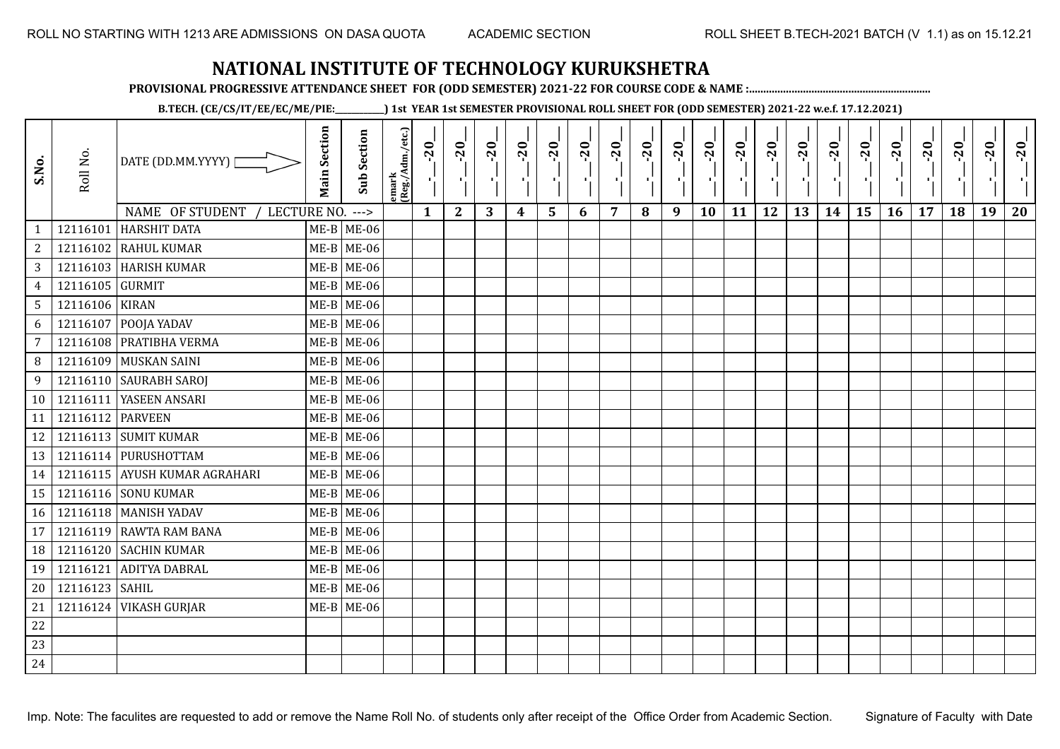ROLL NO STARTING WITH 1213 ARE ADMISSIONS ON DASA QUOTA ACADEMIC SECTION ROLL SHEET B.TECH-2021 BATCH (V 1.1) as on 15.12.21

# NATIONAL INSTITUTE OF TECHNOLOGY KURUKSHETRA

**PROVISIONAL PROGRESSIVE ATTENDANCE SHEET FOR (ODD SEMESTER) 2021-22 FOR COURSE CODE & NAME :..............................................................**

**B.TECH. (CE/CS/IT/EE/EC/ME/PIE:__________) 1st YEAR 1st SEMESTER PROVISIONAL ROLL SHEET FOR (ODD SEMESTER) 2021-22 w.e.f. 17.12.2021)**

| S.No. | Roll No. | DATE (DD.MM.YYYY) | Main Section | Sub Section | emark (Reg./Adm./etc.) | _._-20_ | _._-20_ | _._-20_ | _._-20_ | _._-20_ | _._-20_ | _._-20_ | _._-20_ | _._-20_ | _._-20_ | _._-20_ | _._-20_ | _._-20_ | _._-20_ | _._-20_ | _._-20_ | _._-20_ | _._-20_ | _._-20_ | _._-20_ |
|---|---|---|---|---|---|---|---|---|---|---|---|---|---|---|---|---|---|---|---|---|---|---|---|---|---|
| | | NAME OF STUDENT / LECTURE NO. ---> | | | | 1 | 2 | 3 | 4 | 5 | 6 | 7 | 8 | 9 | 10 | 11 | 12 | 13 | 14 | 15 | 16 | 17 | 18 | 19 | 20 |
| 1 | 12116101 | HARSHIT DATA | ME-B | ME-06 | | | | | | | | | | | | | | | | | | | | | |
| 2 | 12116102 | RAHUL KUMAR | ME-B | ME-06 | | | | | | | | | | | | | | | | | | | | | |
| 3 | 12116103 | HARISH KUMAR | ME-B | ME-06 | | | | | | | | | | | | | | | | | | | | | |
| 4 | 12116105 | GURMIT | ME-B | ME-06 | | | | | | | | | | | | | | | | | | | | | |
| 5 | 12116106 | KIRAN | ME-B | ME-06 | | | | | | | | | | | | | | | | | | | | | |
| 6 | 12116107 | POOJA YADAV | ME-B | ME-06 | | | | | | | | | | | | | | | | | | | | | |
| 7 | 12116108 | PRATIBHA VERMA | ME-B | ME-06 | | | | | | | | | | | | | | | | | | | | | |
| 8 | 12116109 | MUSKAN SAINI | ME-B | ME-06 | | | | | | | | | | | | | | | | | | | | | |
| 9 | 12116110 | SAURABH SAROJ | ME-B | ME-06 | | | | | | | | | | | | | | | | | | | | | |
| 10 | 12116111 | YASEEN ANSARI | ME-B | ME-06 | | | | | | | | | | | | | | | | | | | | | |
| 11 | 12116112 | PARVEEN | ME-B | ME-06 | | | | | | | | | | | | | | | | | | | | | |
| 12 | 12116113 | SUMIT KUMAR | ME-B | ME-06 | | | | | | | | | | | | | | | | | | | | | |
| 13 | 12116114 | PURUSHOTTAM | ME-B | ME-06 | | | | | | | | | | | | | | | | | | | | | |
| 14 | 12116115 | AYUSH KUMAR AGRAHARI | ME-B | ME-06 | | | | | | | | | | | | | | | | | | | | | |
| 15 | 12116116 | SONU KUMAR | ME-B | ME-06 | | | | | | | | | | | | | | | | | | | | | |
| 16 | 12116118 | MANISH YADAV | ME-B | ME-06 | | | | | | | | | | | | | | | | | | | | | |
| 17 | 12116119 | RAWTA RAM BANA | ME-B | ME-06 | | | | | | | | | | | | | | | | | | | | | |
| 18 | 12116120 | SACHIN KUMAR | ME-B | ME-06 | | | | | | | | | | | | | | | | | | | | | |
| 19 | 12116121 | ADITYA DABRAL | ME-B | ME-06 | | | | | | | | | | | | | | | | | | | | | |
| 20 | 12116123 | SAHIL | ME-B | ME-06 | | | | | | | | | | | | | | | | | | | | | |
| 21 | 12116124 | VIKASH GURJAR | ME-B | ME-06 | | | | | | | | | | | | | | | | | | | | | |
| 22 | | | | | | | | | | | | | | | | | | | | | | | | | |
| 23 | | | | | | | | | | | | | | | | | | | | | | | | | |
| 24 | | | | | | | | | | | | | | | | | | | | | | | | | |

Imp. Note: The faculites are requested to add or remove the Name Roll No. of students only after receipt of the Office Order from Academic Section. Signature of Faculty with Date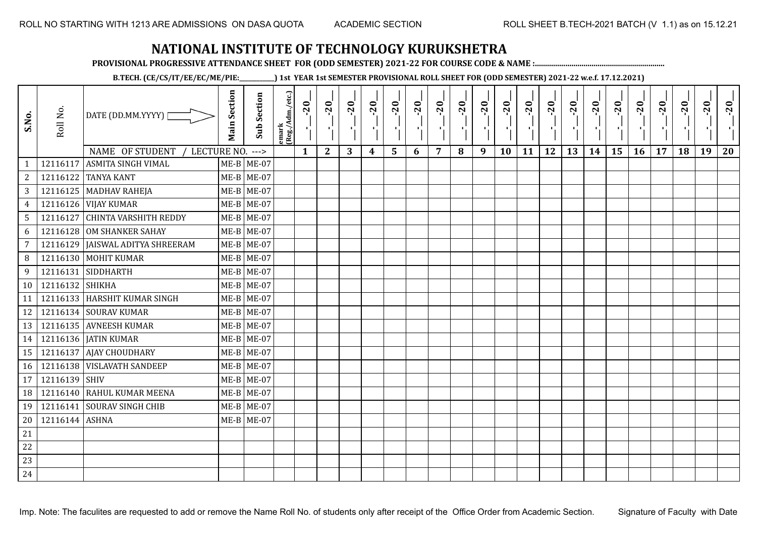# NATIONAL INSTITUTE OF TECHNOLOGY KURUKSHETRA

**PROVISIONAL PROGRESSIVE ATTENDANCE SHEET FOR (ODD SEMESTER) 2021-22 FOR COURSE CODE & NAME :..............................................................**

**B.TECH. (CE/CS/IT/EE/EC/ME/PIE:___________) 1st YEAR 1st SEMESTER PROVISIONAL ROLL SHEET FOR (ODD SEMESTER) 2021-22 w.e.f. 17.12.2021)**

ROLL NO STARTING WITH 1213 ARE ADMISSIONS ON DASA QUOTA | ACADEMIC SECTION | ROLL SHEET B.TECH-2021 BATCH (V 1.1) as on 15.12.21

| S.No. | Roll No. | DATE (DD.MM.YYYY) | Main Section | Sub Section | emark (Reg./Adm./etc.) | __-__-20__ | __-__-20__ | __-__-20__ | __-__-20__ | __-__-20__ | __-__-20__ | __-__-20__ | __-__-20__ | __-__-20__ | __-__-20__ | __-__-20__ | __-__-20__ | __-__-20__ | __-__-20__ | __-__-20__ | __-__-20__ | __-__-20__ | __-__-20__ | __-__-20__ | __-__-20__ |
|---|---|---|---|---|---|---|---|---|---|---|---|---|---|---|---|---|---|---|---|---|---|---|---|---|---|
| | | NAME OF STUDENT / LECTURE NO. ---> | | | | 1 | 2 | 3 | 4 | 5 | 6 | 7 | 8 | 9 | 10 | 11 | 12 | 13 | 14 | 15 | 16 | 17 | 18 | 19 | 20 |
| 1 | 12116117 | ASMITA SINGH VIMAL | ME-B | ME-07 | | | | | | | | | | | | | | | | | | | | | |
| 2 | 12116122 | TANYA KANT | ME-B | ME-07 | | | | | | | | | | | | | | | | | | | | | |
| 3 | 12116125 | MADHAV RAHEJA | ME-B | ME-07 | | | | | | | | | | | | | | | | | | | | | |
| 4 | 12116126 | VIJAY KUMAR | ME-B | ME-07 | | | | | | | | | | | | | | | | | | | | | |
| 5 | 12116127 | CHINTA VARSHITH REDDY | ME-B | ME-07 | | | | | | | | | | | | | | | | | | | | | |
| 6 | 12116128 | OM SHANKER SAHAY | ME-B | ME-07 | | | | | | | | | | | | | | | | | | | | | |
| 7 | 12116129 | JAISWAL ADITYA SHREERAM | ME-B | ME-07 | | | | | | | | | | | | | | | | | | | | | |
| 8 | 12116130 | MOHIT KUMAR | ME-B | ME-07 | | | | | | | | | | | | | | | | | | | | | |
| 9 | 12116131 | SIDDHARTH | ME-B | ME-07 | | | | | | | | | | | | | | | | | | | | | |
| 10 | 12116132 | SHIKHA | ME-B | ME-07 | | | | | | | | | | | | | | | | | | | | | |
| 11 | 12116133 | HARSHIT KUMAR SINGH | ME-B | ME-07 | | | | | | | | | | | | | | | | | | | | | |
| 12 | 12116134 | SOURAV KUMAR | ME-B | ME-07 | | | | | | | | | | | | | | | | | | | | | |
| 13 | 12116135 | AVNEESH KUMAR | ME-B | ME-07 | | | | | | | | | | | | | | | | | | | | | |
| 14 | 12116136 | JATIN KUMAR | ME-B | ME-07 | | | | | | | | | | | | | | | | | | | | | |
| 15 | 12116137 | AJAY CHOUDHARY | ME-B | ME-07 | | | | | | | | | | | | | | | | | | | | | |
| 16 | 12116138 | VISLAVATH SANDEEP | ME-B | ME-07 | | | | | | | | | | | | | | | | | | | | | |
| 17 | 12116139 | SHIV | ME-B | ME-07 | | | | | | | | | | | | | | | | | | | | | |
| 18 | 12116140 | RAHUL KUMAR MEENA | ME-B | ME-07 | | | | | | | | | | | | | | | | | | | | | |
| 19 | 12116141 | SOURAV SINGH CHIB | ME-B | ME-07 | | | | | | | | | | | | | | | | | | | | | |
| 20 | 12116144 | ASHNA | ME-B | ME-07 | | | | | | | | | | | | | | | | | | | | | |
| 21 | | | | | | | | | | | | | | | | | | | | | | | | | |
| 22 | | | | | | | | | | | | | | | | | | | | | | | | | |
| 23 | | | | | | | | | | | | | | | | | | | | | | | | | |
| 24 | | | | | | | | | | | | | | | | | | | | | | | | | |

Imp. Note: The faculites are requested to add or remove the Name Roll No. of students only after receipt of the Office Order from Academic Section.

Signature of Faculty with Date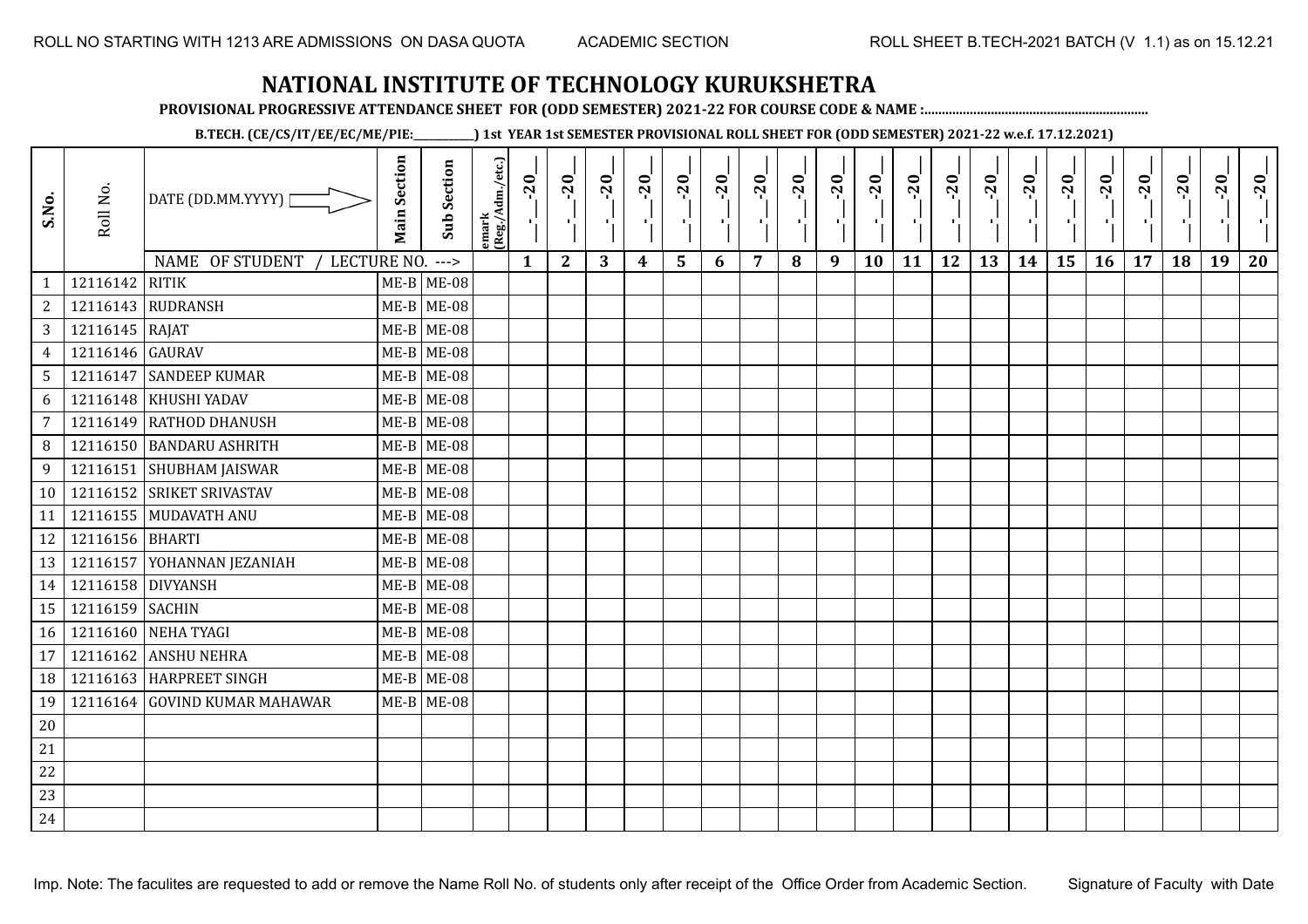ROLL NO STARTING WITH 1213 ARE ADMISSIONS ON DASA QUOTA ACADEMIC SECTION ROLL SHEET B.TECH-2021 BATCH (V 1.1) as on 15.12.21

# NATIONAL INSTITUTE OF TECHNOLOGY KURUKSHETRA

**PROVISIONAL PROGRESSIVE ATTENDANCE SHEET FOR (ODD SEMESTER) 2021-22 FOR COURSE CODE & NAME :..............................................................**

**B.TECH. (CE/CS/IT/EE/EC/ME/PIE:__________) 1st YEAR 1st SEMESTER PROVISIONAL ROLL SHEET FOR (ODD SEMESTER) 2021-22 w.e.f. 17.12.2021)**

| S.No. | Roll No. | DATE (DD.MM.YYYY) | Main Section | Sub Section | emark (Reg./Adm./etc.) | __-__-20__ | __-__-20__ | __-__-20__ | __-__-20__ | __-__-20__ | __-__-20__ | __-__-20__ | __-__-20__ | __-__-20__ | __-__-20__ | __-__-20__ | __-__-20__ | __-__-20__ | __-__-20__ | __-__-20__ | __-__-20__ | __-__-20__ | __-__-20__ | __-__-20__ | __-__-20__ |
|---|---|---|---|---|---|---|---|---|---|---|---|---|---|---|---|---|---|---|---|---|---|---|---|---|---|
| | | NAME OF STUDENT / LECTURE NO. ---> | | | | 1 | 2 | 3 | 4 | 5 | 6 | 7 | 8 | 9 | 10 | 11 | 12 | 13 | 14 | 15 | 16 | 17 | 18 | 19 | 20 |
| 1 | 12116142 | RITIK | ME-B | ME-08 | | | | | | | | | | | | | | | | | | | | | |
| 2 | 12116143 | RUDRANSH | ME-B | ME-08 | | | | | | | | | | | | | | | | | | | | | |
| 3 | 12116145 | RAJAT | ME-B | ME-08 | | | | | | | | | | | | | | | | | | | | | |
| 4 | 12116146 | GAURAV | ME-B | ME-08 | | | | | | | | | | | | | | | | | | | | | |
| 5 | 12116147 | SANDEEP KUMAR | ME-B | ME-08 | | | | | | | | | | | | | | | | | | | | | |
| 6 | 12116148 | KHUSHI YADAV | ME-B | ME-08 | | | | | | | | | | | | | | | | | | | | | |
| 7 | 12116149 | RATHOD DHANUSH | ME-B | ME-08 | | | | | | | | | | | | | | | | | | | | | |
| 8 | 12116150 | BANDARU ASHRITH | ME-B | ME-08 | | | | | | | | | | | | | | | | | | | | | |
| 9 | 12116151 | SHUBHAM JAISWAR | ME-B | ME-08 | | | | | | | | | | | | | | | | | | | | | |
| 10 | 12116152 | SRIKET SRIVASTAV | ME-B | ME-08 | | | | | | | | | | | | | | | | | | | | | |
| 11 | 12116155 | MUDAVATH ANU | ME-B | ME-08 | | | | | | | | | | | | | | | | | | | | | |
| 12 | 12116156 | BHARTI | ME-B | ME-08 | | | | | | | | | | | | | | | | | | | | | |
| 13 | 12116157 | YOHANNAN JEZANIAH | ME-B | ME-08 | | | | | | | | | | | | | | | | | | | | | |
| 14 | 12116158 | DIVYANSH | ME-B | ME-08 | | | | | | | | | | | | | | | | | | | | | |
| 15 | 12116159 | SACHIN | ME-B | ME-08 | | | | | | | | | | | | | | | | | | | | | |
| 16 | 12116160 | NEHA TYAGI | ME-B | ME-08 | | | | | | | | | | | | | | | | | | | | | |
| 17 | 12116162 | ANSHU NEHRA | ME-B | ME-08 | | | | | | | | | | | | | | | | | | | | | |
| 18 | 12116163 | HARPREET SINGH | ME-B | ME-08 | | | | | | | | | | | | | | | | | | | | | |
| 19 | 12116164 | GOVIND KUMAR MAHAWAR | ME-B | ME-08 | | | | | | | | | | | | | | | | | | | | | |
| 20 | | | | | | | | | | | | | | | | | | | | | | | | | |
| 21 | | | | | | | | | | | | | | | | | | | | | | | | | |
| 22 | | | | | | | | | | | | | | | | | | | | | | | | | |
| 23 | | | | | | | | | | | | | | | | | | | | | | | | | |
| 24 | | | | | | | | | | | | | | | | | | | | | | | | | |

Imp. Note: The faculites are requested to add or remove the Name Roll No. of students only after receipt of the Office Order from Academic Section. Signature of Faculty with Date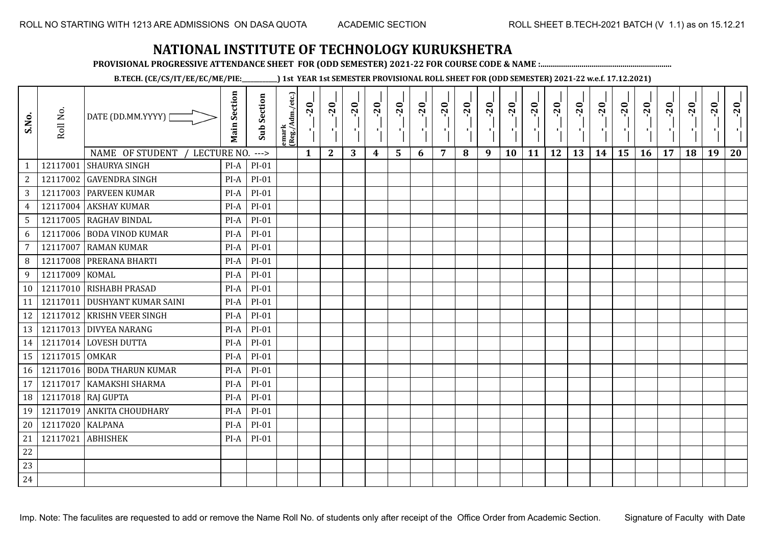ROLL NO STARTING WITH 1213 ARE ADMISSIONS ON DASA QUOTA    ACADEMIC SECTION    ROLL SHEET B.TECH-2021 BATCH (V 1.1) as on 15.12.21

# NATIONAL INSTITUTE OF TECHNOLOGY KURUKSHETRA

**PROVISIONAL PROGRESSIVE ATTENDANCE SHEET FOR (ODD SEMESTER) 2021-22 FOR COURSE CODE & NAME :..............................................................**

**B.TECH. (CE/CS/IT/EE/EC/ME/PIE:__________) 1st YEAR 1st SEMESTER PROVISIONAL ROLL SHEET FOR (ODD SEMESTER) 2021-22 w.e.f. 17.12.2021)**

| S.No. | Roll No. | DATE (DD.MM.YYYY) | Main Section | Sub Section | emark (Reg./Adm./etc.) | _-_-20_ | _-_-20_ | _-_-20_ | _-_-20_ | _-_-20_ | _-_-20_ | _-_-20_ | _-_-20_ | _-_-20_ | _-_-20_ | _-_-20_ | _-_-20_ | _-_-20_ | _-_-20_ | _-_-20_ | _-_-20_ | _-_-20_ | _-_-20_ | _-_-20_ | _-_-20_ |
|---|---|---|---|---|---|---|---|---|---|---|---|---|---|---|---|---|---|---|---|---|---|---|---|---|---|
| | | NAME OF STUDENT / LECTURE NO. ---> | | | | 1 | 2 | 3 | 4 | 5 | 6 | 7 | 8 | 9 | 10 | 11 | 12 | 13 | 14 | 15 | 16 | 17 | 18 | 19 | 20 |
| 1 | 12117001 | SHAURYA SINGH | PI-A | PI-01 | | | | | | | | | | | | | | | | | | | | | |
| 2 | 12117002 | GAVENDRA SINGH | PI-A | PI-01 | | | | | | | | | | | | | | | | | | | | | |
| 3 | 12117003 | PARVEEN KUMAR | PI-A | PI-01 | | | | | | | | | | | | | | | | | | | | | |
| 4 | 12117004 | AKSHAY KUMAR | PI-A | PI-01 | | | | | | | | | | | | | | | | | | | | | |
| 5 | 12117005 | RAGHAV BINDAL | PI-A | PI-01 | | | | | | | | | | | | | | | | | | | | | |
| 6 | 12117006 | BODA VINOD KUMAR | PI-A | PI-01 | | | | | | | | | | | | | | | | | | | | | |
| 7 | 12117007 | RAMAN KUMAR | PI-A | PI-01 | | | | | | | | | | | | | | | | | | | | | |
| 8 | 12117008 | PRERANA BHARTI | PI-A | PI-01 | | | | | | | | | | | | | | | | | | | | | |
| 9 | 12117009 | KOMAL | PI-A | PI-01 | | | | | | | | | | | | | | | | | | | | | |
| 10 | 12117010 | RISHABH PRASAD | PI-A | PI-01 | | | | | | | | | | | | | | | | | | | | | |
| 11 | 12117011 | DUSHYANT KUMAR SAINI | PI-A | PI-01 | | | | | | | | | | | | | | | | | | | | | |
| 12 | 12117012 | KRISHN VEER SINGH | PI-A | PI-01 | | | | | | | | | | | | | | | | | | | | | |
| 13 | 12117013 | DIVYEA NARANG | PI-A | PI-01 | | | | | | | | | | | | | | | | | | | | | |
| 14 | 12117014 | LOVESH DUTTA | PI-A | PI-01 | | | | | | | | | | | | | | | | | | | | | |
| 15 | 12117015 | OMKAR | PI-A | PI-01 | | | | | | | | | | | | | | | | | | | | | |
| 16 | 12117016 | BODA THARUN KUMAR | PI-A | PI-01 | | | | | | | | | | | | | | | | | | | | | |
| 17 | 12117017 | KAMAKSHI SHARMA | PI-A | PI-01 | | | | | | | | | | | | | | | | | | | | | |
| 18 | 12117018 | RAJ GUPTA | PI-A | PI-01 | | | | | | | | | | | | | | | | | | | | | |
| 19 | 12117019 | ANKITA CHOUDHARY | PI-A | PI-01 | | | | | | | | | | | | | | | | | | | | | |
| 20 | 12117020 | KALPANA | PI-A | PI-01 | | | | | | | | | | | | | | | | | | | | | |
| 21 | 12117021 | ABHISHEK | PI-A | PI-01 | | | | | | | | | | | | | | | | | | | | | |
| 22 | | | | | | | | | | | | | | | | | | | | | | | | | |
| 23 | | | | | | | | | | | | | | | | | | | | | | | | | |
| 24 | | | | | | | | | | | | | | | | | | | | | | | | | |

Imp. Note: The faculites are requested to add or remove the Name Roll No. of students only after receipt of the Office Order from Academic Section.    Signature of Faculty with Date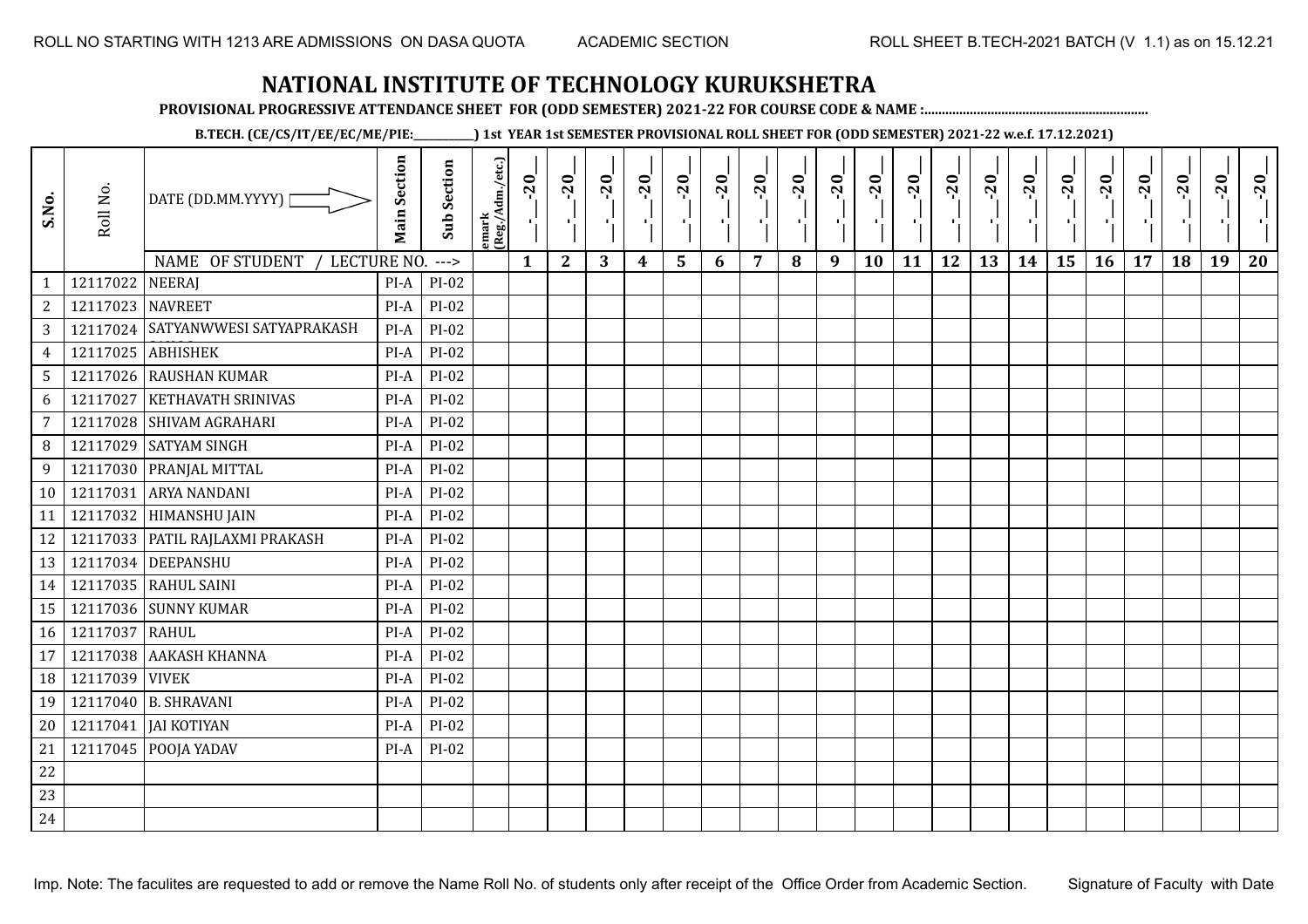ROLL NO STARTING WITH 1213 ARE ADMISSIONS ON DASA QUOTA ACADEMIC SECTION ROLL SHEET B.TECH-2021 BATCH (V 1.1) as on 15.12.21

# NATIONAL INSTITUTE OF TECHNOLOGY KURUKSHETRA

**PROVISIONAL PROGRESSIVE ATTENDANCE SHEET FOR (ODD SEMESTER) 2021-22 FOR COURSE CODE & NAME :..............................................................**

**B.TECH. (CE/CS/IT/EE/EC/ME/PIE:\_\_\_\_\_\_\_\_\_\_) 1st YEAR 1st SEMESTER PROVISIONAL ROLL SHEET FOR (ODD SEMESTER) 2021-22 w.e.f. 17.12.2021)**

| S.No. | Roll No. | DATE (DD.MM.YYYY) | Main Section | Sub Section | emark (Reg./Adm./etc.) | __-__-20__ | __-__-20__ | __-__-20__ | __-__-20__ | __-__-20__ | __-__-20__ | __-__-20__ | __-__-20__ | __-__-20__ | __-__-20__ | __-__-20__ | __-__-20__ | __-__-20__ | __-__-20__ | __-__-20__ | __-__-20__ | __-__-20__ | __-__-20__ | __-__-20__ | __-__-20__ |
|---|---|---|---|---|---|---|---|---|---|---|---|---|---|---|---|---|---|---|---|---|---|---|---|---|---|
| | | NAME OF STUDENT / LECTURE NO. ---> | | | | 1 | 2 | 3 | 4 | 5 | 6 | 7 | 8 | 9 | 10 | 11 | 12 | 13 | 14 | 15 | 16 | 17 | 18 | 19 | 20 |
| 1 | 12117022 | NEERAJ | PI-A | PI-02 | | | | | | | | | | | | | | | | | | | | | |
| 2 | 12117023 | NAVREET | PI-A | PI-02 | | | | | | | | | | | | | | | | | | | | | |
| 3 | 12117024 | SATYANWWESI SATYAPRAKASH | PI-A | PI-02 | | | | | | | | | | | | | | | | | | | | | |
| 4 | 12117025 | ABHISHEK | PI-A | PI-02 | | | | | | | | | | | | | | | | | | | | | |
| 5 | 12117026 | RAUSHAN KUMAR | PI-A | PI-02 | | | | | | | | | | | | | | | | | | | | | |
| 6 | 12117027 | KETHAVATH SRINIVAS | PI-A | PI-02 | | | | | | | | | | | | | | | | | | | | | |
| 7 | 12117028 | SHIVAM AGRAHARI | PI-A | PI-02 | | | | | | | | | | | | | | | | | | | | | |
| 8 | 12117029 | SATYAM SINGH | PI-A | PI-02 | | | | | | | | | | | | | | | | | | | | | |
| 9 | 12117030 | PRANJAL MITTAL | PI-A | PI-02 | | | | | | | | | | | | | | | | | | | | | |
| 10 | 12117031 | ARYA NANDANI | PI-A | PI-02 | | | | | | | | | | | | | | | | | | | | | |
| 11 | 12117032 | HIMANSHU JAIN | PI-A | PI-02 | | | | | | | | | | | | | | | | | | | | | |
| 12 | 12117033 | PATIL RAJLAXMI PRAKASH | PI-A | PI-02 | | | | | | | | | | | | | | | | | | | | | |
| 13 | 12117034 | DEEPANSHU | PI-A | PI-02 | | | | | | | | | | | | | | | | | | | | | |
| 14 | 12117035 | RAHUL SAINI | PI-A | PI-02 | | | | | | | | | | | | | | | | | | | | | |
| 15 | 12117036 | SUNNY KUMAR | PI-A | PI-02 | | | | | | | | | | | | | | | | | | | | | |
| 16 | 12117037 | RAHUL | PI-A | PI-02 | | | | | | | | | | | | | | | | | | | | | |
| 17 | 12117038 | AAKASH KHANNA | PI-A | PI-02 | | | | | | | | | | | | | | | | | | | | | |
| 18 | 12117039 | VIVEK | PI-A | PI-02 | | | | | | | | | | | | | | | | | | | | | |
| 19 | 12117040 | B. SHRAVANI | PI-A | PI-02 | | | | | | | | | | | | | | | | | | | | | |
| 20 | 12117041 | JAI KOTIYAN | PI-A | PI-02 | | | | | | | | | | | | | | | | | | | | | |
| 21 | 12117045 | POOJA YADAV | PI-A | PI-02 | | | | | | | | | | | | | | | | | | | | | |
| 22 | | | | | | | | | | | | | | | | | | | | | | | | | |
| 23 | | | | | | | | | | | | | | | | | | | | | | | | | |
| 24 | | | | | | | | | | | | | | | | | | | | | | | | | |

Imp. Note: The faculites are requested to add or remove the Name Roll No. of students only after receipt of the Office Order from Academic Section. Signature of Faculty with Date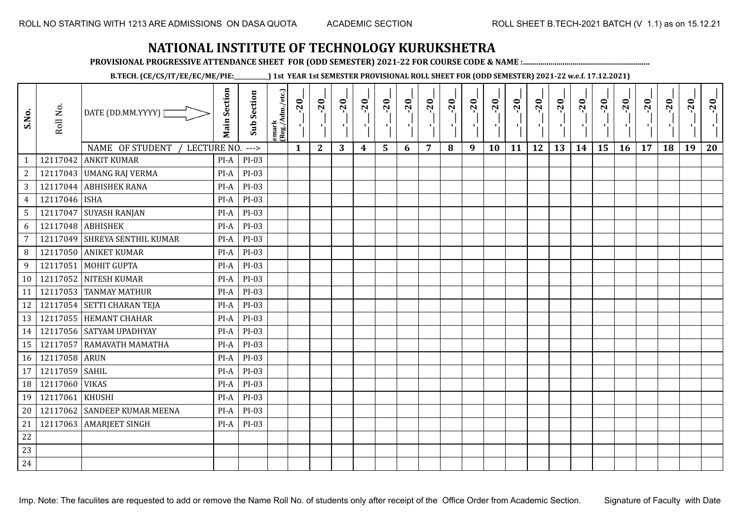ROLL NO STARTING WITH 1213 ARE ADMISSIONS ON DASA QUOTA    ACADEMIC SECTION    ROLL SHEET B.TECH-2021 BATCH (V 1.1) as on 15.12.21

# NATIONAL INSTITUTE OF TECHNOLOGY KURUKSHETRA

**PROVISIONAL PROGRESSIVE ATTENDANCE SHEET FOR (ODD SEMESTER) 2021-22 FOR COURSE CODE & NAME :..............................................................**

**B.TECH. (CE/CS/IT/EE/EC/ME/PIE:__________) 1st YEAR 1st SEMESTER PROVISIONAL ROLL SHEET FOR (ODD SEMESTER) 2021-22 w.e.f. 17.12.2021)**

| S.No. | Roll No. | DATE (DD.MM.YYYY) | Main Section | Sub Section | emark (Reg./Adm./etc.) | _-_-20_ | _-_-20_ | _-_-20_ | _-_-20_ | _-_-20_ | _-_-20_ | _-_-20_ | _-_-20_ | _-_-20_ | _-_-20_ | _-_-20_ | _-_-20_ | _-_-20_ | _-_-20_ | _-_-20_ | _-_-20_ | _-_-20_ | _-_-20_ | _-_-20_ | _-_-20_ |
|---|---|---|---|---|---|---|---|---|---|---|---|---|---|---|---|---|---|---|---|---|---|---|---|---|---|
| | | NAME OF STUDENT / LECTURE NO. ---> | | | | 1 | 2 | 3 | 4 | 5 | 6 | 7 | 8 | 9 | 10 | 11 | 12 | 13 | 14 | 15 | 16 | 17 | 18 | 19 | 20 |
| 1 | 12117042 | ANKIT KUMAR | PI-A | PI-03 | | | | | | | | | | | | | | | | | | | | | |
| 2 | 12117043 | UMANG RAJ VERMA | PI-A | PI-03 | | | | | | | | | | | | | | | | | | | | | |
| 3 | 12117044 | ABHISHEK RANA | PI-A | PI-03 | | | | | | | | | | | | | | | | | | | | | |
| 4 | 12117046 | ISHA | PI-A | PI-03 | | | | | | | | | | | | | | | | | | | | | |
| 5 | 12117047 | SUYASH RANJAN | PI-A | PI-03 | | | | | | | | | | | | | | | | | | | | | |
| 6 | 12117048 | ABHISHEK | PI-A | PI-03 | | | | | | | | | | | | | | | | | | | | | |
| 7 | 12117049 | SHREYA SENTHIL KUMAR | PI-A | PI-03 | | | | | | | | | | | | | | | | | | | | | |
| 8 | 12117050 | ANIKET KUMAR | PI-A | PI-03 | | | | | | | | | | | | | | | | | | | | | |
| 9 | 12117051 | MOHIT GUPTA | PI-A | PI-03 | | | | | | | | | | | | | | | | | | | | | |
| 10 | 12117052 | NITESH KUMAR | PI-A | PI-03 | | | | | | | | | | | | | | | | | | | | | |
| 11 | 12117053 | TANMAY MATHUR | PI-A | PI-03 | | | | | | | | | | | | | | | | | | | | | |
| 12 | 12117054 | SETTI CHARAN TEJA | PI-A | PI-03 | | | | | | | | | | | | | | | | | | | | | |
| 13 | 12117055 | HEMANT CHAHAR | PI-A | PI-03 | | | | | | | | | | | | | | | | | | | | | |
| 14 | 12117056 | SATYAM UPADHYAY | PI-A | PI-03 | | | | | | | | | | | | | | | | | | | | | |
| 15 | 12117057 | RAMAVATH MAMATHA | PI-A | PI-03 | | | | | | | | | | | | | | | | | | | | | |
| 16 | 12117058 | ARUN | PI-A | PI-03 | | | | | | | | | | | | | | | | | | | | | |
| 17 | 12117059 | SAHIL | PI-A | PI-03 | | | | | | | | | | | | | | | | | | | | | |
| 18 | 12117060 | VIKAS | PI-A | PI-03 | | | | | | | | | | | | | | | | | | | | | |
| 19 | 12117061 | KHUSHI | PI-A | PI-03 | | | | | | | | | | | | | | | | | | | | | |
| 20 | 12117062 | SANDEEP KUMAR MEENA | PI-A | PI-03 | | | | | | | | | | | | | | | | | | | | | |
| 21 | 12117063 | AMARJEET SINGH | PI-A | PI-03 | | | | | | | | | | | | | | | | | | | | | |
| 22 | | | | | | | | | | | | | | | | | | | | | | | | | |
| 23 | | | | | | | | | | | | | | | | | | | | | | | | | |
| 24 | | | | | | | | | | | | | | | | | | | | | | | | | |

Imp. Note: The faculites are requested to add or remove the Name Roll No. of students only after receipt of the Office Order from Academic Section.    Signature of Faculty with Date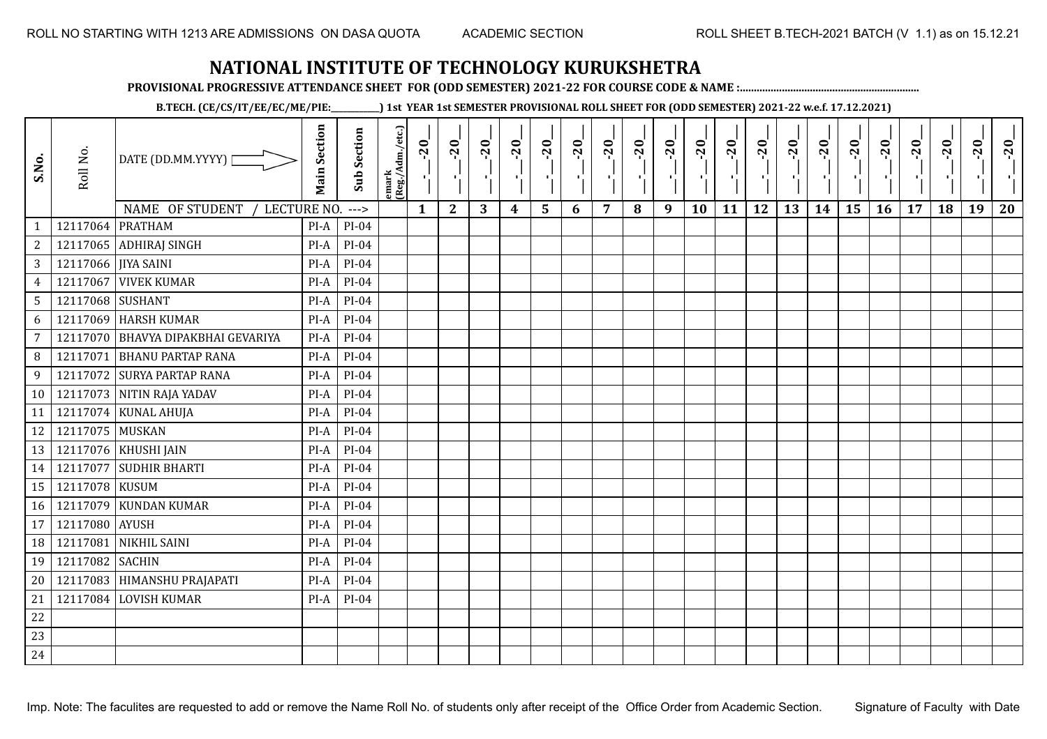ROLL NO STARTING WITH 1213 ARE ADMISSIONS ON DASA QUOTA    ACADEMIC SECTION    ROLL SHEET B.TECH-2021 BATCH (V 1.1) as on 15.12.21

# NATIONAL INSTITUTE OF TECHNOLOGY KURUKSHETRA

**PROVISIONAL PROGRESSIVE ATTENDANCE SHEET FOR (ODD SEMESTER) 2021-22 FOR COURSE CODE & NAME :.................................................................**

**B.TECH. (CE/CS/IT/EE/EC/ME/PIE:__________) 1st YEAR 1st SEMESTER PROVISIONAL ROLL SHEET FOR (ODD SEMESTER) 2021-22 w.e.f. 17.12.2021)**

| S.No. | Roll No. | DATE (DD.MM.YYYY) | Main Section | Sub Section | emark (Reg./Adm./etc.) | __-__-20__ | __-__-20__ | __-__-20__ | __-__-20__ | __-__-20__ | __-__-20__ | __-__-20__ | __-__-20__ | __-__-20__ | __-__-20__ | __-__-20__ | __-__-20__ | __-__-20__ | __-__-20__ | __-__-20__ | __-__-20__ | __-__-20__ | __-__-20__ | __-__-20__ | __-__-20__ |
|---|---|---|---|---|---|---|---|---|---|---|---|---|---|---|---|---|---|---|---|---|---|---|---|---|---|
| | | NAME OF STUDENT / LECTURE NO. ---> | | | | 1 | 2 | 3 | 4 | 5 | 6 | 7 | 8 | 9 | 10 | 11 | 12 | 13 | 14 | 15 | 16 | 17 | 18 | 19 | 20 |
| 1 | 12117064 | PRATHAM | PI-A | PI-04 | | | | | | | | | | | | | | | | | | | | | |
| 2 | 12117065 | ADHIRAJ SINGH | PI-A | PI-04 | | | | | | | | | | | | | | | | | | | | | |
| 3 | 12117066 | JIYA SAINI | PI-A | PI-04 | | | | | | | | | | | | | | | | | | | | | |
| 4 | 12117067 | VIVEK KUMAR | PI-A | PI-04 | | | | | | | | | | | | | | | | | | | | | |
| 5 | 12117068 | SUSHANT | PI-A | PI-04 | | | | | | | | | | | | | | | | | | | | | |
| 6 | 12117069 | HARSH KUMAR | PI-A | PI-04 | | | | | | | | | | | | | | | | | | | | | |
| 7 | 12117070 | BHAVYA DIPAKBHAI GEVARIYA | PI-A | PI-04 | | | | | | | | | | | | | | | | | | | | | |
| 8 | 12117071 | BHANU PARTAP RANA | PI-A | PI-04 | | | | | | | | | | | | | | | | | | | | | |
| 9 | 12117072 | SURYA PARTAP RANA | PI-A | PI-04 | | | | | | | | | | | | | | | | | | | | | |
| 10 | 12117073 | NITIN RAJA YADAV | PI-A | PI-04 | | | | | | | | | | | | | | | | | | | | | |
| 11 | 12117074 | KUNAL AHUJA | PI-A | PI-04 | | | | | | | | | | | | | | | | | | | | | |
| 12 | 12117075 | MUSKAN | PI-A | PI-04 | | | | | | | | | | | | | | | | | | | | | |
| 13 | 12117076 | KHUSHI JAIN | PI-A | PI-04 | | | | | | | | | | | | | | | | | | | | | |
| 14 | 12117077 | SUDHIR BHARTI | PI-A | PI-04 | | | | | | | | | | | | | | | | | | | | | |
| 15 | 12117078 | KUSUM | PI-A | PI-04 | | | | | | | | | | | | | | | | | | | | | |
| 16 | 12117079 | KUNDAN KUMAR | PI-A | PI-04 | | | | | | | | | | | | | | | | | | | | | |
| 17 | 12117080 | AYUSH | PI-A | PI-04 | | | | | | | | | | | | | | | | | | | | | |
| 18 | 12117081 | NIKHIL SAINI | PI-A | PI-04 | | | | | | | | | | | | | | | | | | | | | |
| 19 | 12117082 | SACHIN | PI-A | PI-04 | | | | | | | | | | | | | | | | | | | | | |
| 20 | 12117083 | HIMANSHU PRAJAPATI | PI-A | PI-04 | | | | | | | | | | | | | | | | | | | | | |
| 21 | 12117084 | LOVISH KUMAR | PI-A | PI-04 | | | | | | | | | | | | | | | | | | | | | |
| 22 | | | | | | | | | | | | | | | | | | | | | | | | | |
| 23 | | | | | | | | | | | | | | | | | | | | | | | | | |
| 24 | | | | | | | | | | | | | | | | | | | | | | | | | |

Imp. Note: The faculites are requested to add or remove the Name Roll No. of students only after receipt of the Office Order from Academic Section.    Signature of Faculty with Date